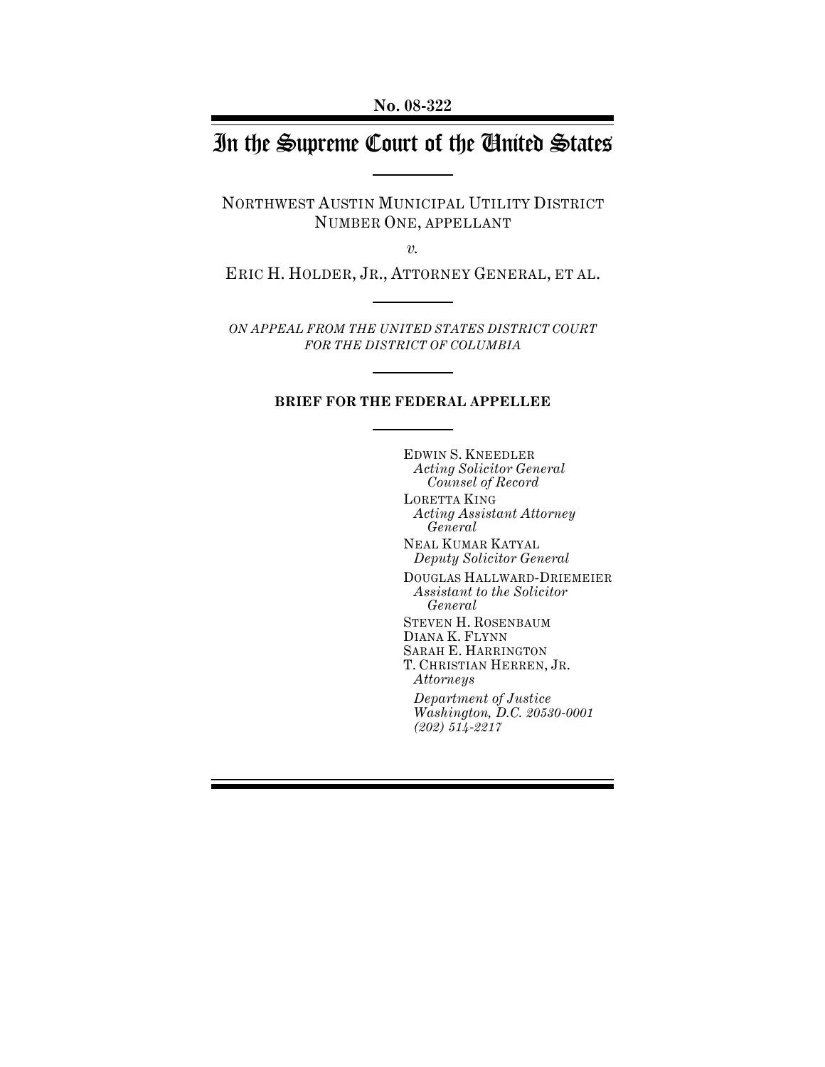**No. 08-322**

# In the Supreme Court of the United States

NORTHWEST AUSTIN MUNICIPAL UTILITY DISTRICT NUMBER ONE, APPELLANT

*v.*

ERIC H. HOLDER, JR., ATTORNEY GENERAL, ET AL.

*ON APPEAL FROM THE UNITED STATES DISTRICT COURT FOR THE DISTRICT OF COLUMBIA*

**BRIEF FOR THE FEDERAL APPELLEE**

EDWIN S. KNEEDLER
*Acting Solicitor General*
*Counsel of Record*

LORETTA KING
*Acting Assistant Attorney General*

NEAL KUMAR KATYAL
*Deputy Solicitor General*

DOUGLAS HALLWARD-DRIEMEIER
*Assistant to the Solicitor General*

STEVEN H. ROSENBAUM
DIANA K. FLYNN
SARAH E. HARRINGTON
T. CHRISTIAN HERREN, JR.
*Attorneys*

*Department of Justice*
*Washington, D.C. 20530-0001*
*(202) 514-2217*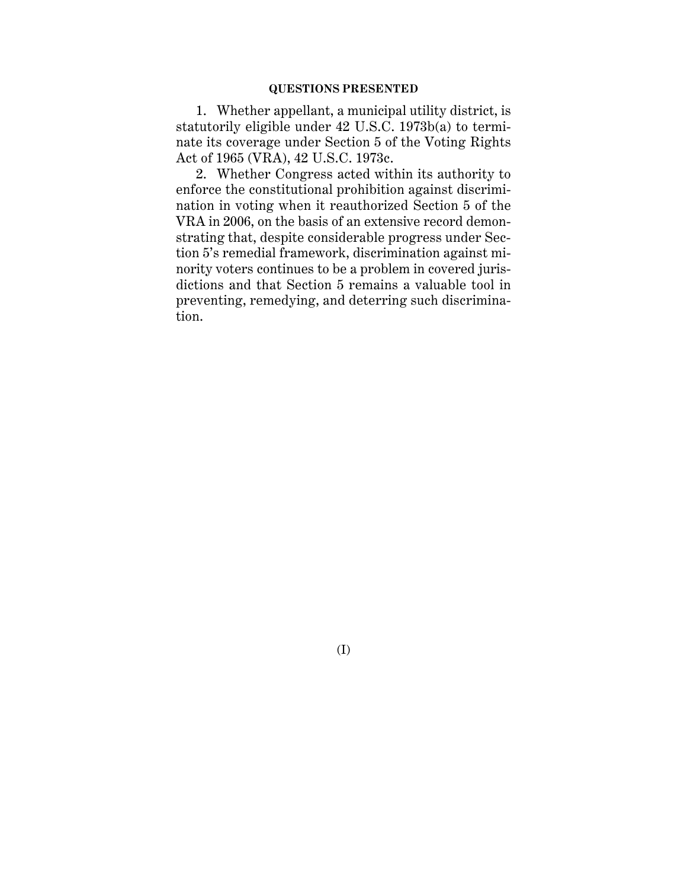## QUESTIONS PRESENTED

1. Whether appellant, a municipal utility district, is statutorily eligible under 42 U.S.C. 1973b(a) to terminate its coverage under Section 5 of the Voting Rights Act of 1965 (VRA), 42 U.S.C. 1973c.

2. Whether Congress acted within its authority to enforce the constitutional prohibition against discrimination in voting when it reauthorized Section 5 of the VRA in 2006, on the basis of an extensive record demonstrating that, despite considerable progress under Section 5's remedial framework, discrimination against minority voters continues to be a problem in covered jurisdictions and that Section 5 remains a valuable tool in preventing, remedying, and deterring such discrimination.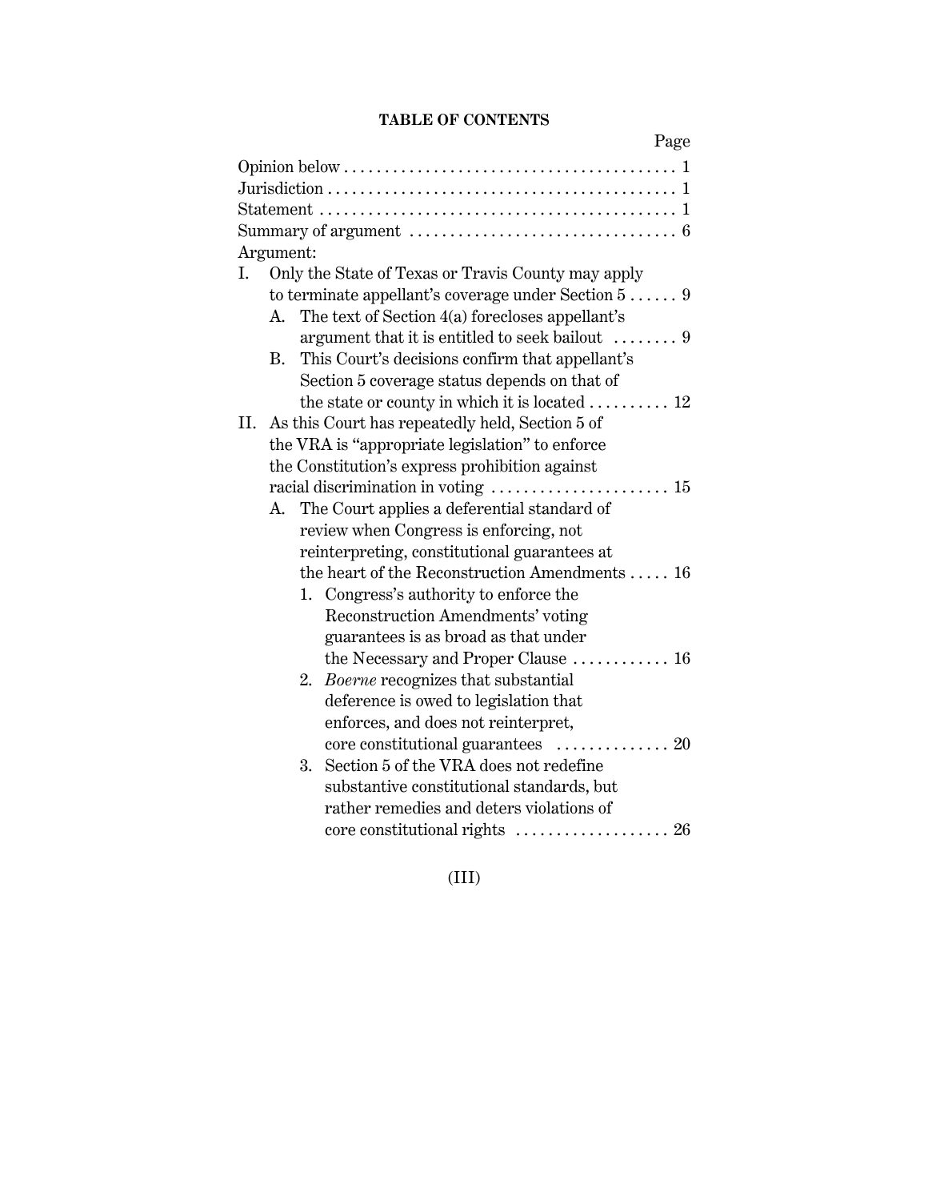**TABLE OF CONTENTS**

Page

Opinion below . . . . . . . . . . . . . . . . . . . . . . . . . . . . . . . . . . . . . . . . . 1

Jurisdiction . . . . . . . . . . . . . . . . . . . . . . . . . . . . . . . . . . . . . . . . . . 1

Statement . . . . . . . . . . . . . . . . . . . . . . . . . . . . . . . . . . . . . . . . . . . 1

Summary of argument . . . . . . . . . . . . . . . . . . . . . . . . . . . . . . . . 6

Argument:

I. Only the State of Texas or Travis County may apply to terminate appellant's coverage under Section 5 . . . . . . 9

   A. The text of Section 4(a) forecloses appellant's argument that it is entitled to seek bailout . . . . . . . . 9

   B. This Court's decisions confirm that appellant's Section 5 coverage status depends on that of the state or county in which it is located . . . . . . . . . . 12

II. As this Court has repeatedly held, Section 5 of the VRA is "appropriate legislation" to enforce the Constitution's express prohibition against racial discrimination in voting . . . . . . . . . . . . . . . . . . . . . . 15

   A. The Court applies a deferential standard of review when Congress is enforcing, not reinterpreting, constitutional guarantees at the heart of the Reconstruction Amendments . . . . . 16

      1. Congress's authority to enforce the Reconstruction Amendments' voting guarantees is as broad as that under the Necessary and Proper Clause . . . . . . . . . . . . 16

      2. *Boerne* recognizes that substantial deference is owed to legislation that enforces, and does not reinterpret, core constitutional guarantees . . . . . . . . . . . . . . 20

      3. Section 5 of the VRA does not redefine substantive constitutional standards, but rather remedies and deters violations of core constitutional rights . . . . . . . . . . . . . . . . . . . 26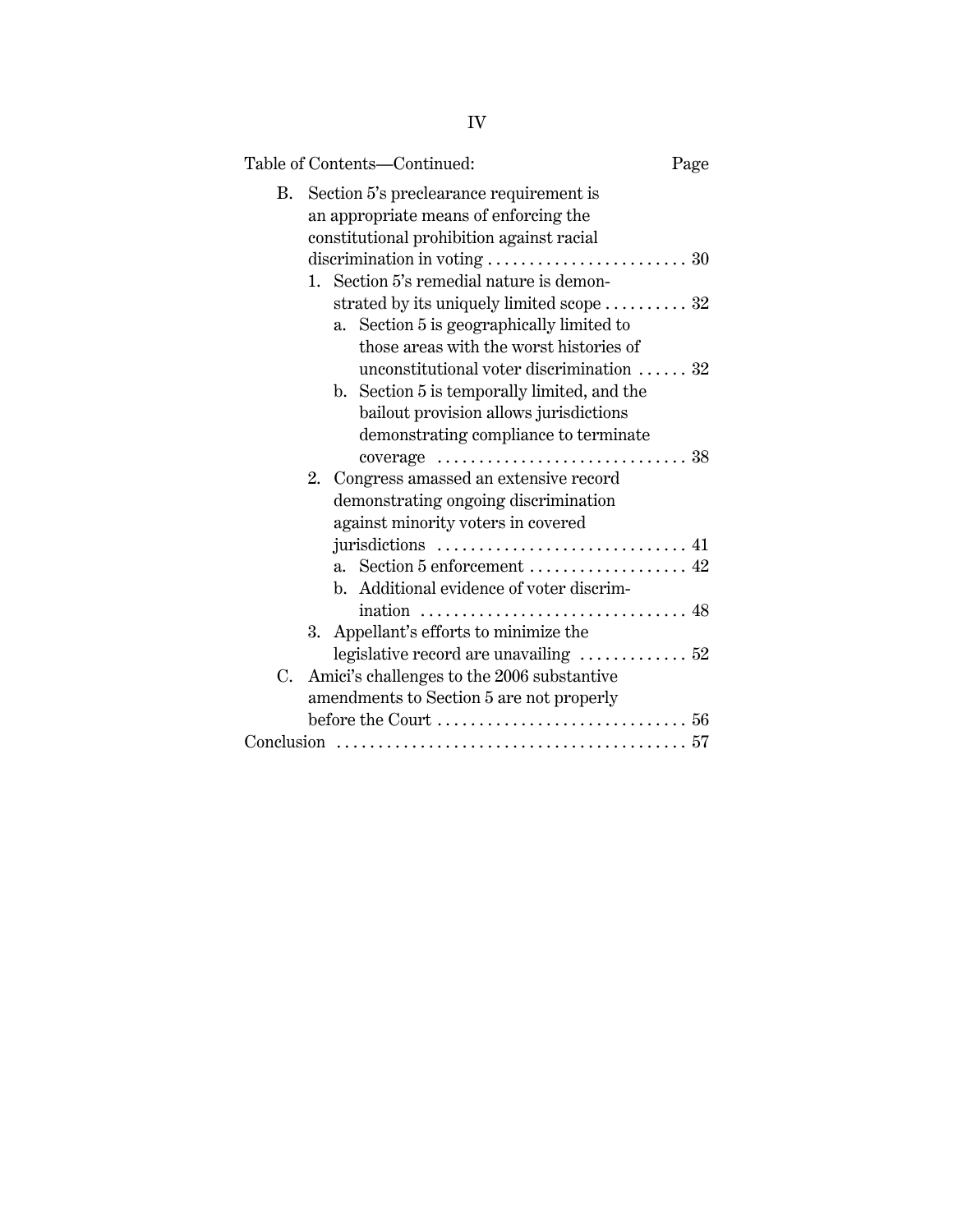Table of Contents—Continued: Page

- B. Section 5's preclearance requirement is an appropriate means of enforcing the constitutional prohibition against racial discrimination in voting . . . . . . . . . . . . . . . . . . . . . . . . 30
  - 1. Section 5's remedial nature is demonstrated by its uniquely limited scope . . . . . . . . . . 32
    - a. Section 5 is geographically limited to those areas with the worst histories of unconstitutional voter discrimination . . . . . . 32
    - b. Section 5 is temporally limited, and the bailout provision allows jurisdictions demonstrating compliance to terminate coverage . . . . . . . . . . . . . . . . . . . . . . . . . . . . . . 38
  - 2. Congress amassed an extensive record demonstrating ongoing discrimination against minority voters in covered jurisdictions . . . . . . . . . . . . . . . . . . . . . . . . . . . . . . 41
    - a. Section 5 enforcement . . . . . . . . . . . . . . . . . . . 42
    - b. Additional evidence of voter discrimination . . . . . . . . . . . . . . . . . . . . . . . . . . . . . . . . 48
  - 3. Appellant's efforts to minimize the legislative record are unavailing . . . . . . . . . . . . . 52
- C. Amici's challenges to the 2006 substantive amendments to Section 5 are not properly before the Court . . . . . . . . . . . . . . . . . . . . . . . . . . . . . . 56

Conclusion . . . . . . . . . . . . . . . . . . . . . . . . . . . . . . . . . . . . . . . . . 57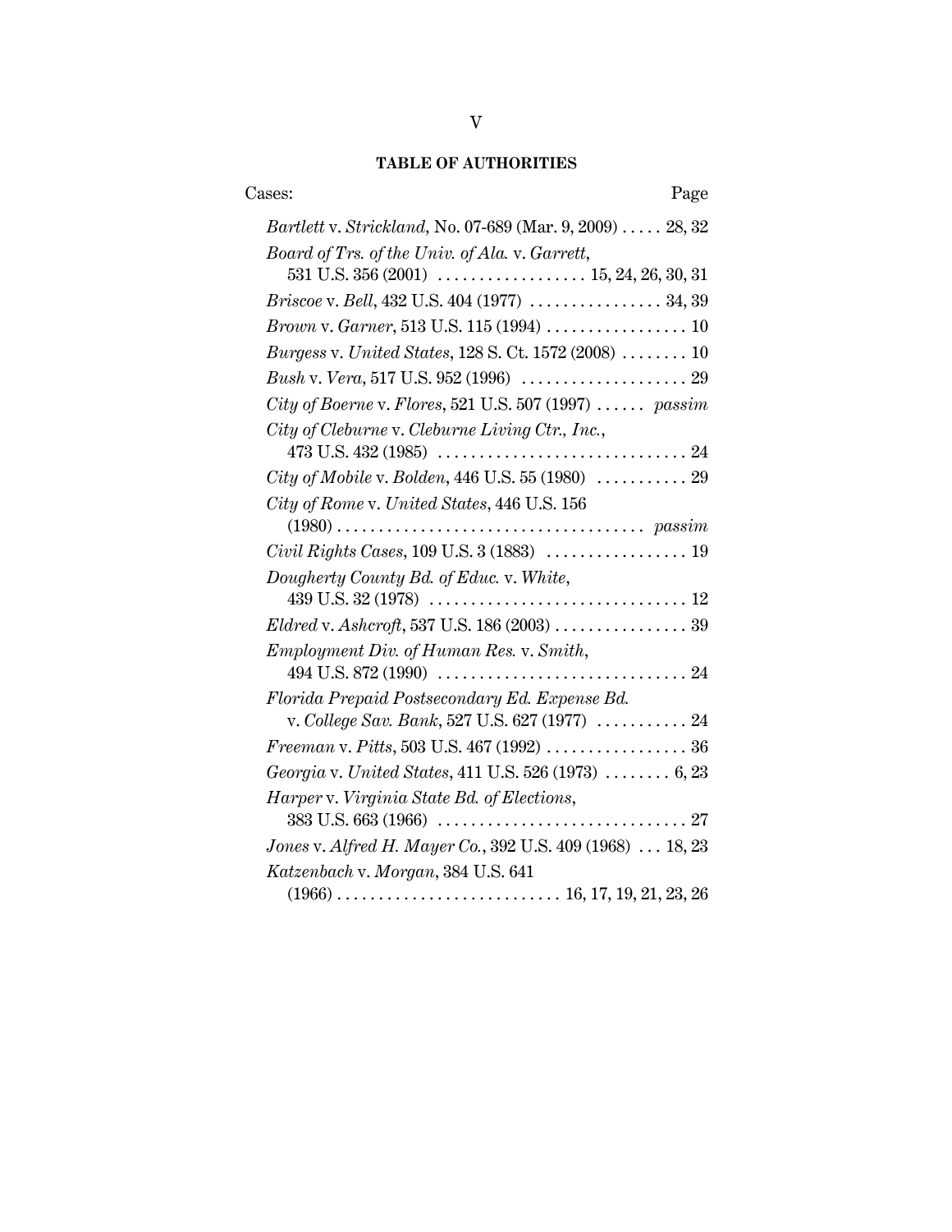## TABLE OF AUTHORITIES

Cases: Page

*Bartlett* v. *Strickland*, No. 07-689 (Mar. 9, 2009) . . . . . 28, 32

*Board of Trs. of the Univ. of Ala.* v. *Garrett*, 531 U.S. 356 (2001) . . . . . . . . . . . . . . . . . . 15, 24, 26, 30, 31

*Briscoe* v. *Bell*, 432 U.S. 404 (1977) . . . . . . . . . . . . . . . . 34, 39

*Brown* v. *Garner*, 513 U.S. 115 (1994) . . . . . . . . . . . . . . . . . 10

*Burgess* v. *United States*, 128 S. Ct. 1572 (2008) . . . . . . . . 10

*Bush* v. *Vera*, 517 U.S. 952 (1996) . . . . . . . . . . . . . . . . . . . . 29

*City of Boerne* v. *Flores*, 521 U.S. 507 (1997) . . . . . . *passim*

*City of Cleburne* v. *Cleburne Living Ctr., Inc.*, 473 U.S. 432 (1985) . . . . . . . . . . . . . . . . . . . . . . . . . . . . . . 24

*City of Mobile* v. *Bolden*, 446 U.S. 55 (1980) . . . . . . . . . . . 29

*City of Rome* v. *United States*, 446 U.S. 156 (1980) . . . . . . . . . . . . . . . . . . . . . . . . . . . . . . . . . . . . . *passim*

*Civil Rights Cases*, 109 U.S. 3 (1883) . . . . . . . . . . . . . . . . . 19

*Dougherty County Bd. of Educ.* v. *White*, 439 U.S. 32 (1978) . . . . . . . . . . . . . . . . . . . . . . . . . . . . . . . 12

*Eldred* v. *Ashcroft*, 537 U.S. 186 (2003) . . . . . . . . . . . . . . . . 39

*Employment Div. of Human Res.* v. *Smith*, 494 U.S. 872 (1990) . . . . . . . . . . . . . . . . . . . . . . . . . . . . . . 24

*Florida Prepaid Postsecondary Ed. Expense Bd.* v. *College Sav. Bank*, 527 U.S. 627 (1977) . . . . . . . . . . . 24

*Freeman* v. *Pitts*, 503 U.S. 467 (1992) . . . . . . . . . . . . . . . . . 36

*Georgia* v. *United States*, 411 U.S. 526 (1973) . . . . . . . . 6, 23

*Harper* v. *Virginia State Bd. of Elections*, 383 U.S. 663 (1966) . . . . . . . . . . . . . . . . . . . . . . . . . . . . . . 27

*Jones* v. *Alfred H. Mayer Co.*, 392 U.S. 409 (1968) . . . 18, 23

*Katzenbach* v. *Morgan*, 384 U.S. 641 (1966) . . . . . . . . . . . . . . . . . . . . . . . . . . . 16, 17, 19, 21, 23, 26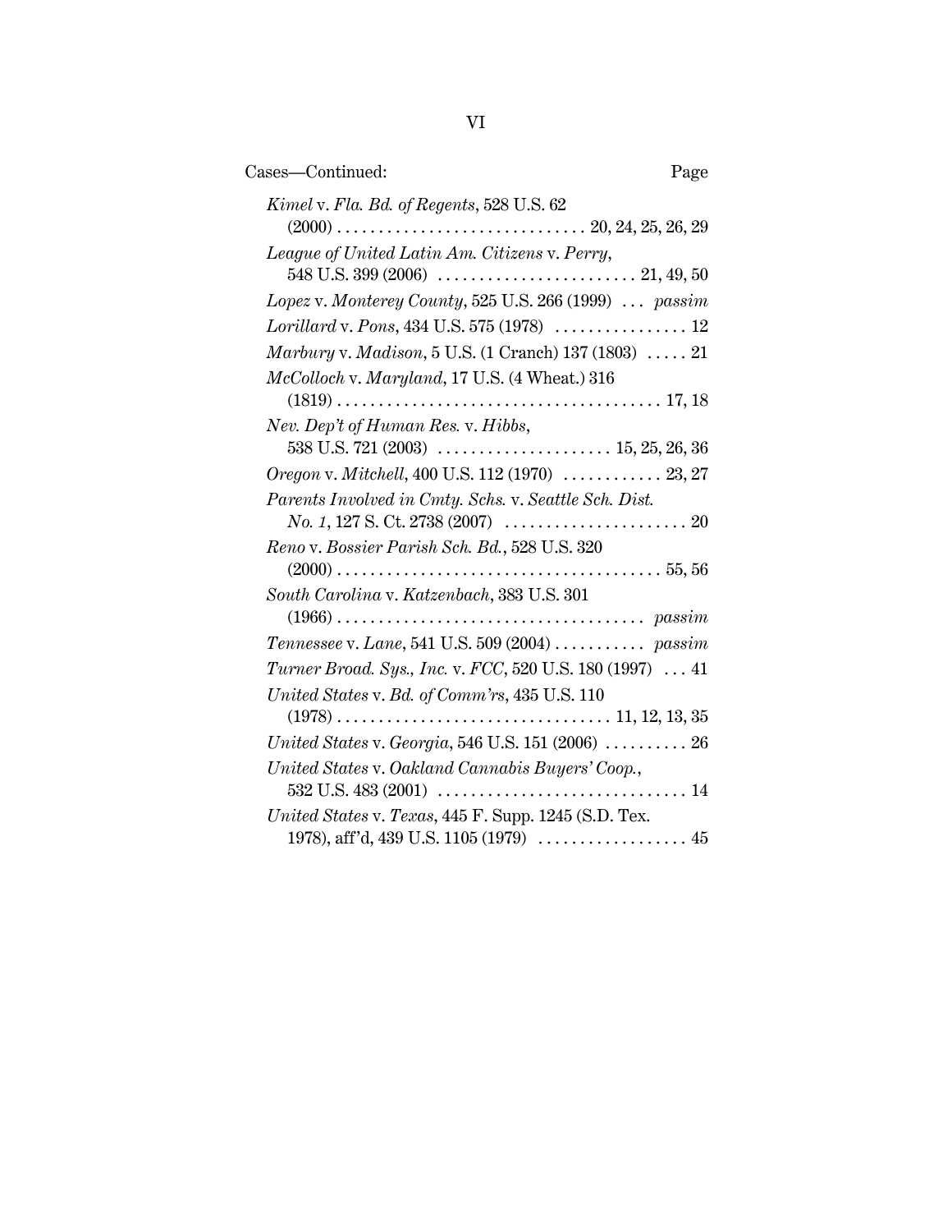Cases—Continued: Page

*Kimel* v. *Fla. Bd. of Regents*, 528 U.S. 62 (2000) . . . . . . . . . . . . . . . . . . . . . . . . . . . . . . 20, 24, 25, 26, 29

*League of United Latin Am. Citizens* v. *Perry*, 548 U.S. 399 (2006) . . . . . . . . . . . . . . . . . . . . . . . . 21, 49, 50

*Lopez* v. *Monterey County*, 525 U.S. 266 (1999) . . . *passim*

*Lorillard* v. *Pons*, 434 U.S. 575 (1978) . . . . . . . . . . . . . . . . 12

*Marbury* v. *Madison*, 5 U.S. (1 Cranch) 137 (1803) . . . . . 21

*McColloch* v. *Maryland*, 17 U.S. (4 Wheat.) 316 (1819) . . . . . . . . . . . . . . . . . . . . . . . . . . . . . . . . . . . . . . . 17, 18

*Nev. Dep't of Human Res.* v. *Hibbs*, 538 U.S. 721 (2003) . . . . . . . . . . . . . . . . . . . . . 15, 25, 26, 36

*Oregon* v. *Mitchell*, 400 U.S. 112 (1970) . . . . . . . . . . . . 23, 27

*Parents Involved in Cmty. Schs.* v. *Seattle Sch. Dist. No. 1*, 127 S. Ct. 2738 (2007) . . . . . . . . . . . . . . . . . . . . . . 20

*Reno* v. *Bossier Parish Sch. Bd.*, 528 U.S. 320 (2000) . . . . . . . . . . . . . . . . . . . . . . . . . . . . . . . . . . . . . . . 55, 56

*South Carolina* v. *Katzenbach*, 383 U.S. 301 (1966) . . . . . . . . . . . . . . . . . . . . . . . . . . . . . . . . . . . . . *passim*

*Tennessee* v. *Lane*, 541 U.S. 509 (2004) . . . . . . . . . . . *passim*

*Turner Broad. Sys., Inc.* v. *FCC*, 520 U.S. 180 (1997) . . . 41

*United States* v. *Bd. of Comm'rs*, 435 U.S. 110 (1978) . . . . . . . . . . . . . . . . . . . . . . . . . . . . . . . . . 11, 12, 13, 35

*United States* v. *Georgia*, 546 U.S. 151 (2006) . . . . . . . . . . 26

*United States* v. *Oakland Cannabis Buyers' Coop.*, 532 U.S. 483 (2001) . . . . . . . . . . . . . . . . . . . . . . . . . . . . . . 14

*United States* v. *Texas*, 445 F. Supp. 1245 (S.D. Tex. 1978), aff'd, 439 U.S. 1105 (1979) . . . . . . . . . . . . . . . . . . 45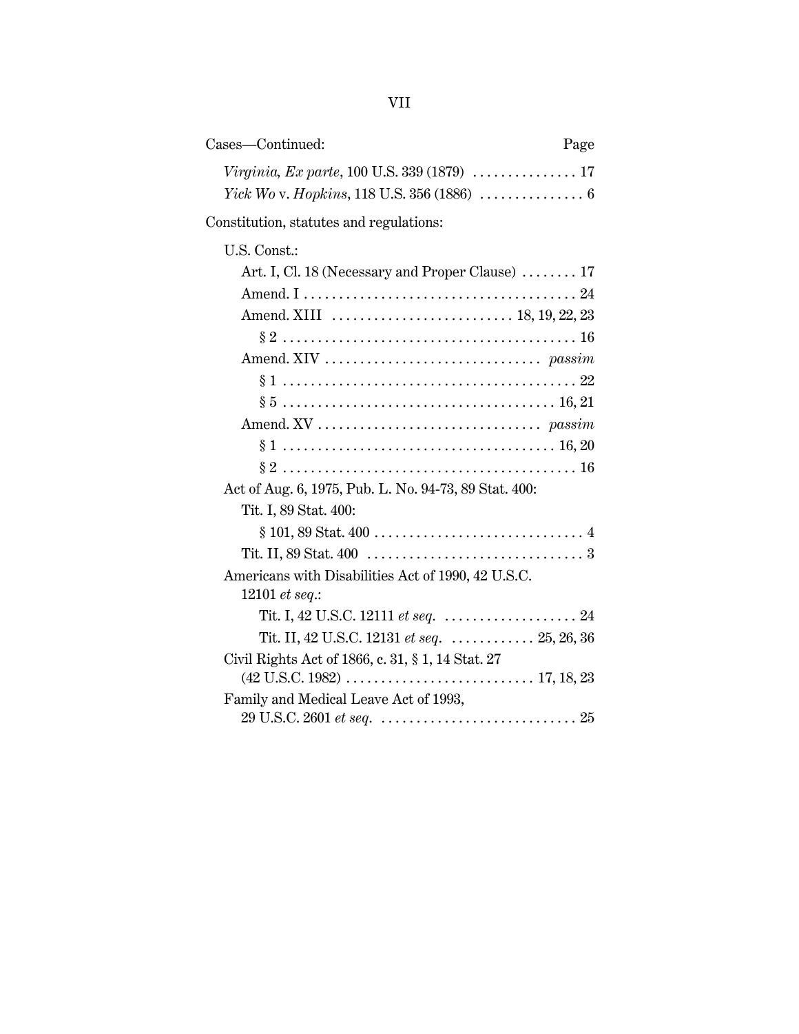Cases—Continued: Page

*Virginia, Ex parte*, 100 U.S. 339 (1879) . . . . . . . . . . . . . . . 17

*Yick Wo* v. *Hopkins*, 118 U.S. 356 (1886) . . . . . . . . . . . . . . . 6

Constitution, statutes and regulations:

U.S. Const.:

Art. I, Cl. 18 (Necessary and Proper Clause) . . . . . . . . 17

Amend. I . . . . . . . . . . . . . . . . . . . . . . . . . . . . . . . . . . . . . . 24

Amend. XIII . . . . . . . . . . . . . . . . . . . . . . . . . . 18, 19, 22, 23

§ 2 . . . . . . . . . . . . . . . . . . . . . . . . . . . . . . . . . . . . . . . . . 16

Amend. XIV . . . . . . . . . . . . . . . . . . . . . . . . . . . . . . . *passim*

§ 1 . . . . . . . . . . . . . . . . . . . . . . . . . . . . . . . . . . . . . . . . . 22

§ 5 . . . . . . . . . . . . . . . . . . . . . . . . . . . . . . . . . . . . . . 16, 21

Amend. XV . . . . . . . . . . . . . . . . . . . . . . . . . . . . . . . . *passim*

§ 1 . . . . . . . . . . . . . . . . . . . . . . . . . . . . . . . . . . . . . . 16, 20

§ 2 . . . . . . . . . . . . . . . . . . . . . . . . . . . . . . . . . . . . . . . . . 16

Act of Aug. 6, 1975, Pub. L. No. 94-73, 89 Stat. 400:

Tit. I, 89 Stat. 400:

§ 101, 89 Stat. 400 . . . . . . . . . . . . . . . . . . . . . . . . . . . . . 4

Tit. II, 89 Stat. 400 . . . . . . . . . . . . . . . . . . . . . . . . . . . . . . . 3

Americans with Disabilities Act of 1990, 42 U.S.C. 12101 *et seq.*:

Tit. I, 42 U.S.C. 12111 *et seq.* . . . . . . . . . . . . . . . . . . . 24

Tit. II, 42 U.S.C. 12131 *et seq.* . . . . . . . . . . . . 25, 26, 36

Civil Rights Act of 1866, c. 31, § 1, 14 Stat. 27 (42 U.S.C. 1982) . . . . . . . . . . . . . . . . . . . . . . . . . . 17, 18, 23

Family and Medical Leave Act of 1993, 29 U.S.C. 2601 *et seq.* . . . . . . . . . . . . . . . . . . . . . . . . . . . . 25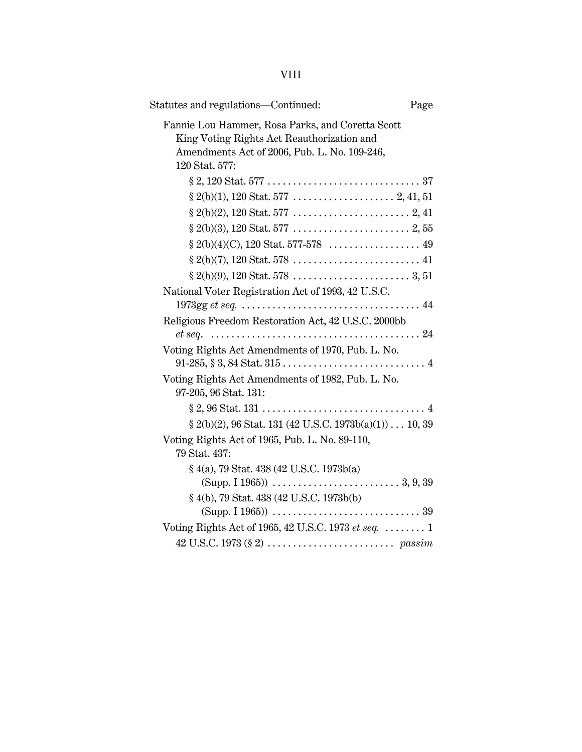Statutes and regulations—Continued: Page

Fannie Lou Hammer, Rosa Parks, and Coretta Scott King Voting Rights Act Reauthorization and Amendments Act of 2006, Pub. L. No. 109-246, 120 Stat. 577:

- § 2, 120 Stat. 577 . . . . . . . . . . . . . . . . . . . . . . . . . . . . . . 37
- § 2(b)(1), 120 Stat. 577 . . . . . . . . . . . . . . . . . . . . 2, 41, 51
- § 2(b)(2), 120 Stat. 577 . . . . . . . . . . . . . . . . . . . . . . . 2, 41
- § 2(b)(3), 120 Stat. 577 . . . . . . . . . . . . . . . . . . . . . . . 2, 55
- § 2(b)(4)(C), 120 Stat. 577-578 . . . . . . . . . . . . . . . . . . 49
- § 2(b)(7), 120 Stat. 578 . . . . . . . . . . . . . . . . . . . . . . . . . 41
- § 2(b)(9), 120 Stat. 578 . . . . . . . . . . . . . . . . . . . . . . . 3, 51

National Voter Registration Act of 1993, 42 U.S.C. 1973gg *et seq.* . . . . . . . . . . . . . . . . . . . . . . . . . . . . . . . . . . . 44

Religious Freedom Restoration Act, 42 U.S.C. 2000bb *et seq.* . . . . . . . . . . . . . . . . . . . . . . . . . . . . . . . . . . . . . . . . . 24

Voting Rights Act Amendments of 1970, Pub. L. No. 91-285, § 3, 84 Stat. 315 . . . . . . . . . . . . . . . . . . . . . . . . . . . . 4

Voting Rights Act Amendments of 1982, Pub. L. No. 97-205, 96 Stat. 131:

- § 2, 96 Stat. 131 . . . . . . . . . . . . . . . . . . . . . . . . . . . . . . . . 4
- § 2(b)(2), 96 Stat. 131 (42 U.S.C. 1973b(a)(1)) . . . 10, 39

Voting Rights Act of 1965, Pub. L. No. 89-110, 79 Stat. 437:

- § 4(a), 79 Stat. 438 (42 U.S.C. 1973b(a) (Supp. I 1965)) . . . . . . . . . . . . . . . . . . . . . . . . . 3, 9, 39
- § 4(b), 79 Stat. 438 (42 U.S.C. 1973b(b) (Supp. I 1965)) . . . . . . . . . . . . . . . . . . . . . . . . . . . . . 39

Voting Rights Act of 1965, 42 U.S.C. 1973 *et seq.* . . . . . . . . 1

- 42 U.S.C. 1973 (§ 2) . . . . . . . . . . . . . . . . . . . . . . . . . *passim*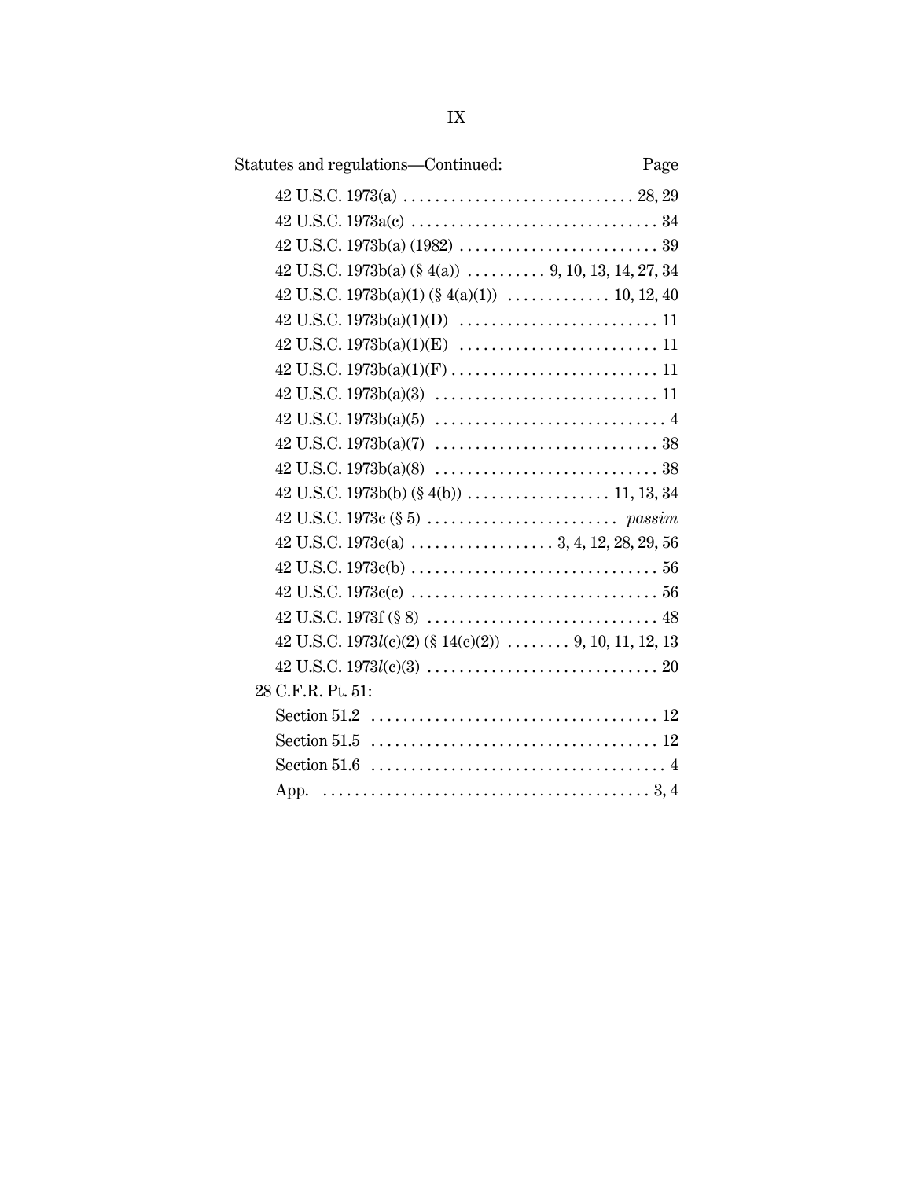Statutes and regulations—Continued: Page

42 U.S.C. 1973(a) . . . . . . . . . . . . . . . . . . . . . . . . . . . . . 28, 29
42 U.S.C. 1973a(c) . . . . . . . . . . . . . . . . . . . . . . . . . . . . . . . 34
42 U.S.C. 1973b(a) (1982) . . . . . . . . . . . . . . . . . . . . . . . . . 39
42 U.S.C. 1973b(a) (§ 4(a)) . . . . . . . . . . 9, 10, 13, 14, 27, 34
42 U.S.C. 1973b(a)(1) (§ 4(a)(1)) . . . . . . . . . . . . . 10, 12, 40
42 U.S.C. 1973b(a)(1)(D) . . . . . . . . . . . . . . . . . . . . . . . . . 11
42 U.S.C. 1973b(a)(1)(E) . . . . . . . . . . . . . . . . . . . . . . . . . 11
42 U.S.C. 1973b(a)(1)(F) . . . . . . . . . . . . . . . . . . . . . . . . . . 11
42 U.S.C. 1973b(a)(3) . . . . . . . . . . . . . . . . . . . . . . . . . . . . 11
42 U.S.C. 1973b(a)(5) . . . . . . . . . . . . . . . . . . . . . . . . . . . . . 4
42 U.S.C. 1973b(a)(7) . . . . . . . . . . . . . . . . . . . . . . . . . . . . 38
42 U.S.C. 1973b(a)(8) . . . . . . . . . . . . . . . . . . . . . . . . . . . . 38
42 U.S.C. 1973b(b) (§ 4(b)) . . . . . . . . . . . . . . . . . . 11, 13, 34
42 U.S.C. 1973c (§ 5) . . . . . . . . . . . . . . . . . . . . . . . . *passim*
42 U.S.C. 1973c(a) . . . . . . . . . . . . . . . . . . 3, 4, 12, 28, 29, 56
42 U.S.C. 1973c(b) . . . . . . . . . . . . . . . . . . . . . . . . . . . . . . . 56
42 U.S.C. 1973c(c) . . . . . . . . . . . . . . . . . . . . . . . . . . . . . . . 56
42 U.S.C. 1973f (§ 8) . . . . . . . . . . . . . . . . . . . . . . . . . . . . . 48
42 U.S.C. 1973*l*(c)(2) (§ 14(c)(2)) . . . . . . . . 9, 10, 11, 12, 13
42 U.S.C. 1973*l*(c)(3) . . . . . . . . . . . . . . . . . . . . . . . . . . . . . 20

28 C.F.R. Pt. 51:
Section 51.2 . . . . . . . . . . . . . . . . . . . . . . . . . . . . . . . . . . . . 12
Section 51.5 . . . . . . . . . . . . . . . . . . . . . . . . . . . . . . . . . . . . 12
Section 51.6 . . . . . . . . . . . . . . . . . . . . . . . . . . . . . . . . . . . . . 4
App. . . . . . . . . . . . . . . . . . . . . . . . . . . . . . . . . . . . . . . . . . 3, 4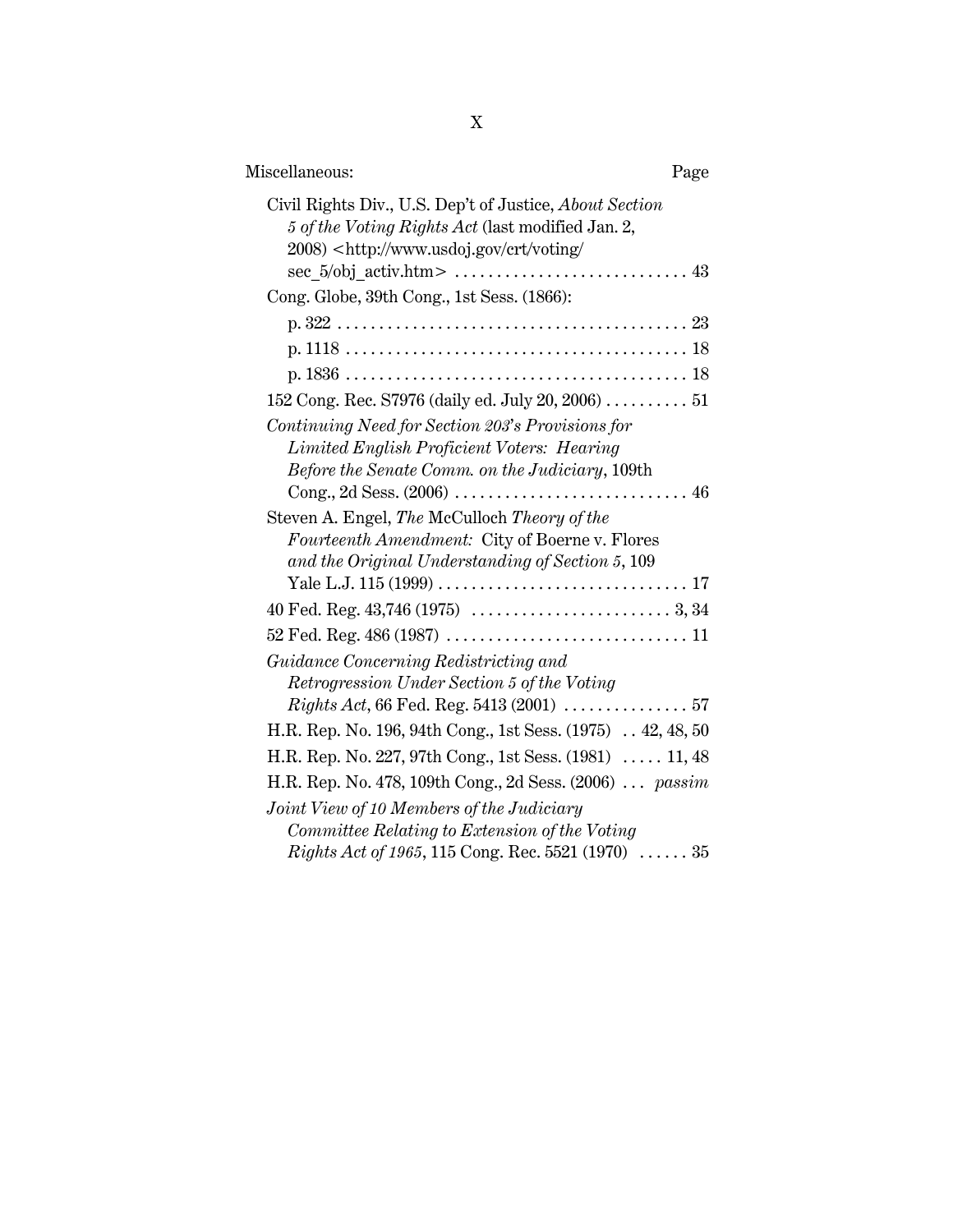Miscellaneous: Page

Civil Rights Div., U.S. Dep't of Justice, *About Section 5 of the Voting Rights Act* (last modified Jan. 2, 2008) <http://www.usdoj.gov/crt/voting/sec_5/obj_activ.htm> . . . . . . . . . . . . . . . . . . . . . . . . . . . . 43

Cong. Globe, 39th Cong., 1st Sess. (1866):

- p. 322 . . . . . . . . . . . . . . . . . . . . . . . . . . . . . . . . . . . . . . . . . . 23
- p. 1118 . . . . . . . . . . . . . . . . . . . . . . . . . . . . . . . . . . . . . . . . . 18
- p. 1836 . . . . . . . . . . . . . . . . . . . . . . . . . . . . . . . . . . . . . . . . . 18

152 Cong. Rec. S7976 (daily ed. July 20, 2006) . . . . . . . . . . 51

*Continuing Need for Section 203's Provisions for Limited English Proficient Voters: Hearing Before the Senate Comm. on the Judiciary*, 109th Cong., 2d Sess. (2006) . . . . . . . . . . . . . . . . . . . . . . . . . . . . 46

Steven A. Engel, *The* McCulloch *Theory of the Fourteenth Amendment:* City of Boerne v. Flores *and the Original Understanding of Section 5*, 109 Yale L.J. 115 (1999) . . . . . . . . . . . . . . . . . . . . . . . . . . . . . . 17

40 Fed. Reg. 43,746 (1975) . . . . . . . . . . . . . . . . . . . . . . . . 3, 34

52 Fed. Reg. 486 (1987) . . . . . . . . . . . . . . . . . . . . . . . . . . . . . 11

*Guidance Concerning Redistricting and Retrogression Under Section 5 of the Voting Rights Act*, 66 Fed. Reg. 5413 (2001) . . . . . . . . . . . . . . . 57

H.R. Rep. No. 196, 94th Cong., 1st Sess. (1975) . . 42, 48, 50

H.R. Rep. No. 227, 97th Cong., 1st Sess. (1981) . . . . . 11, 48

H.R. Rep. No. 478, 109th Cong., 2d Sess. (2006) . . . *passim*

*Joint View of 10 Members of the Judiciary Committee Relating to Extension of the Voting Rights Act of 1965*, 115 Cong. Rec. 5521 (1970) . . . . . . 35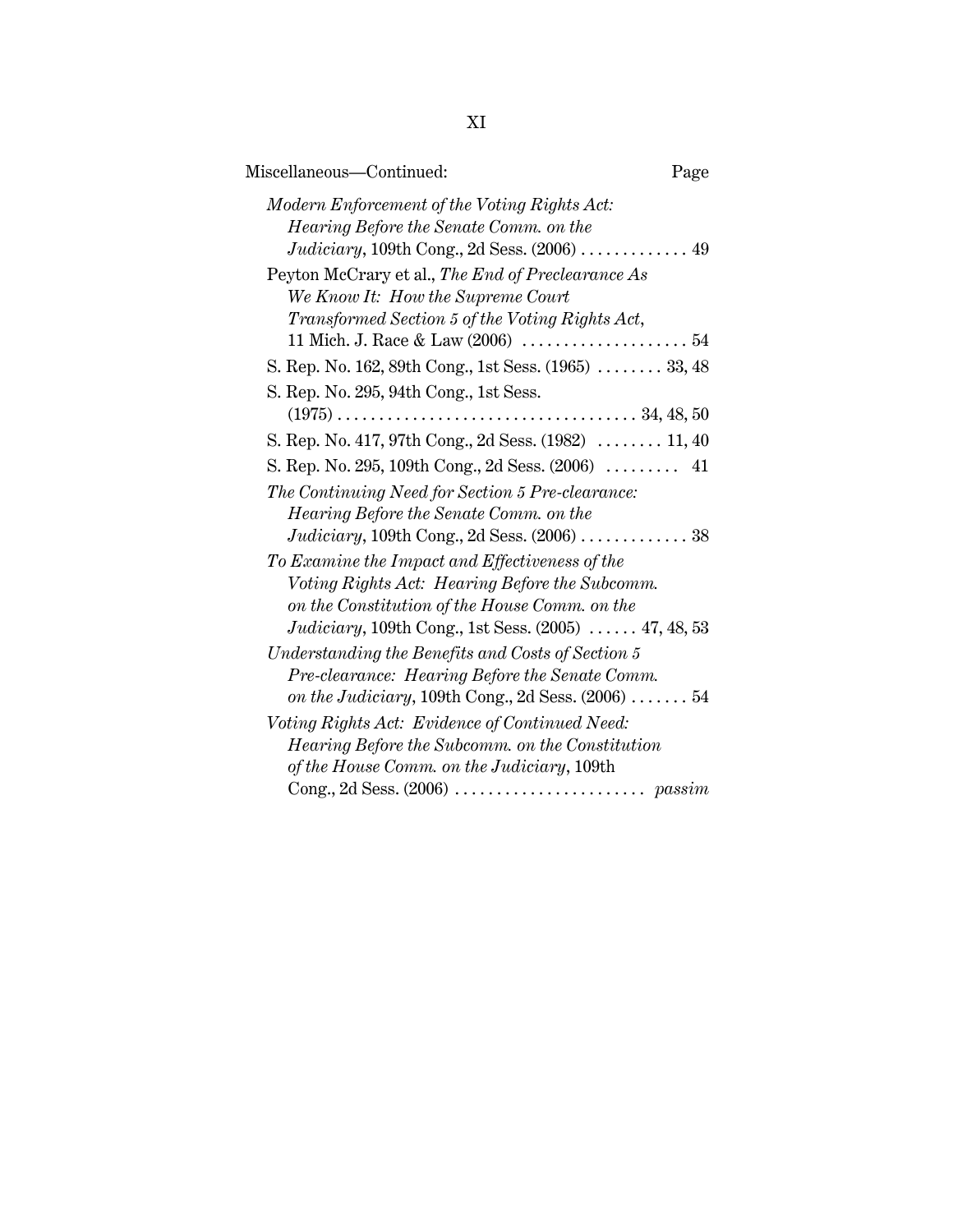Miscellaneous—Continued: Page

*Modern Enforcement of the Voting Rights Act: Hearing Before the Senate Comm. on the Judiciary*, 109th Cong., 2d Sess. (2006) . . . . . . . . . . . . . 49

Peyton McCrary et al., *The End of Preclearance As We Know It: How the Supreme Court Transformed Section 5 of the Voting Rights Act*, 11 Mich. J. Race & Law (2006) . . . . . . . . . . . . . . . . . . . . 54

S. Rep. No. 162, 89th Cong., 1st Sess. (1965) . . . . . . . . 33, 48

S. Rep. No. 295, 94th Cong., 1st Sess. (1975) . . . . . . . . . . . . . . . . . . . . . . . . . . . . . . . . . . . . 34, 48, 50

S. Rep. No. 417, 97th Cong., 2d Sess. (1982) . . . . . . . . 11, 40

S. Rep. No. 295, 109th Cong., 2d Sess. (2006) . . . . . . . . . 41

*The Continuing Need for Section 5 Pre-clearance: Hearing Before the Senate Comm. on the Judiciary*, 109th Cong., 2d Sess. (2006) . . . . . . . . . . . . . 38

*To Examine the Impact and Effectiveness of the Voting Rights Act: Hearing Before the Subcomm. on the Constitution of the House Comm. on the Judiciary*, 109th Cong., 1st Sess. (2005) . . . . . . 47, 48, 53

*Understanding the Benefits and Costs of Section 5 Pre-clearance: Hearing Before the Senate Comm. on the Judiciary*, 109th Cong., 2d Sess. (2006) . . . . . . . 54

*Voting Rights Act: Evidence of Continued Need: Hearing Before the Subcomm. on the Constitution of the House Comm. on the Judiciary*, 109th Cong., 2d Sess. (2006) . . . . . . . . . . . . . . . . . . . . . . . *passim*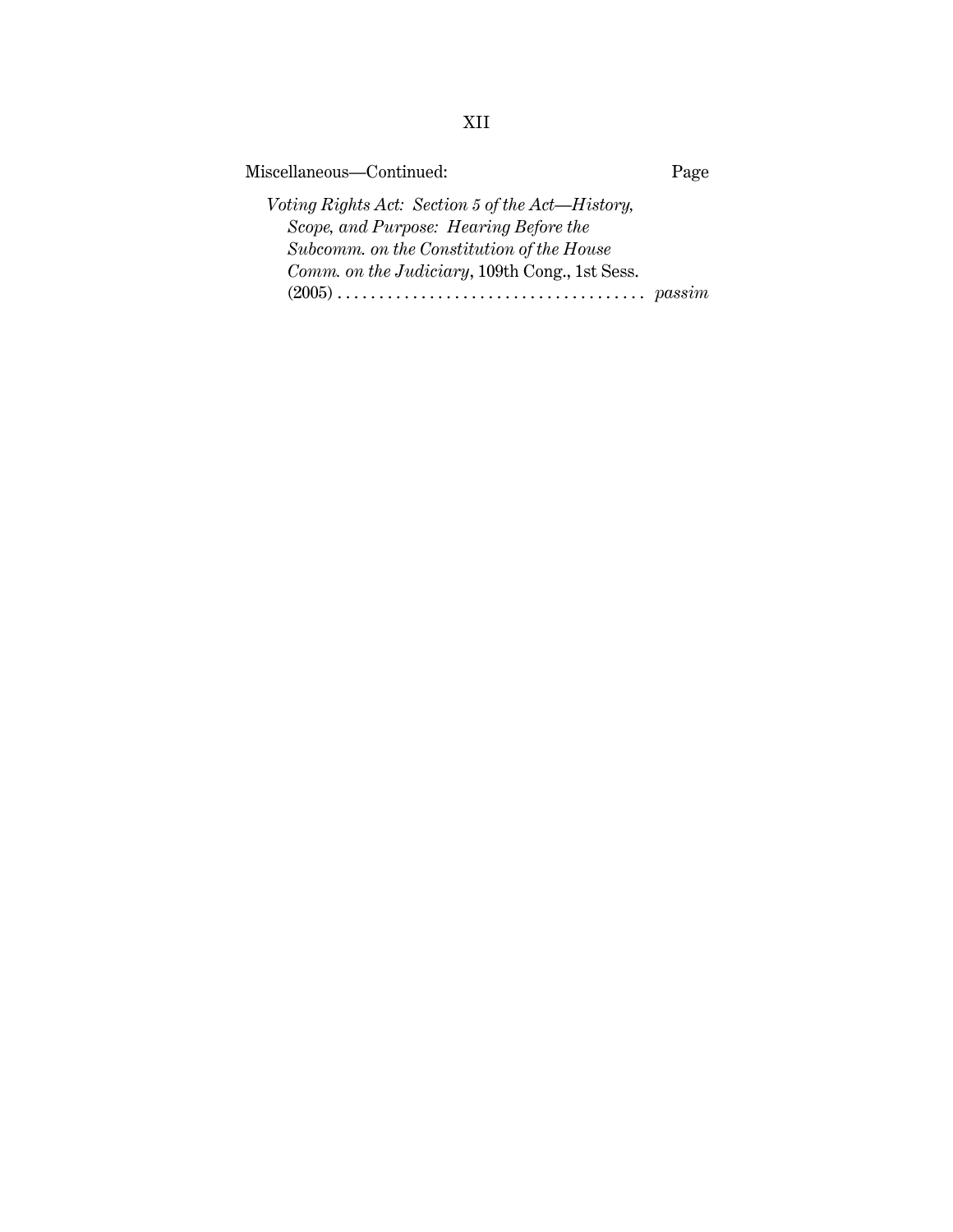Miscellaneous—Continued: Page

*Voting Rights Act: Section 5 of the Act—History, Scope, and Purpose: Hearing Before the Subcomm. on the Constitution of the House Comm. on the Judiciary*, 109th Cong., 1st Sess. (2005) . . . . . . . . . . . . . . . . . . . . . . . . . . . . . . . . . . . . . *passim*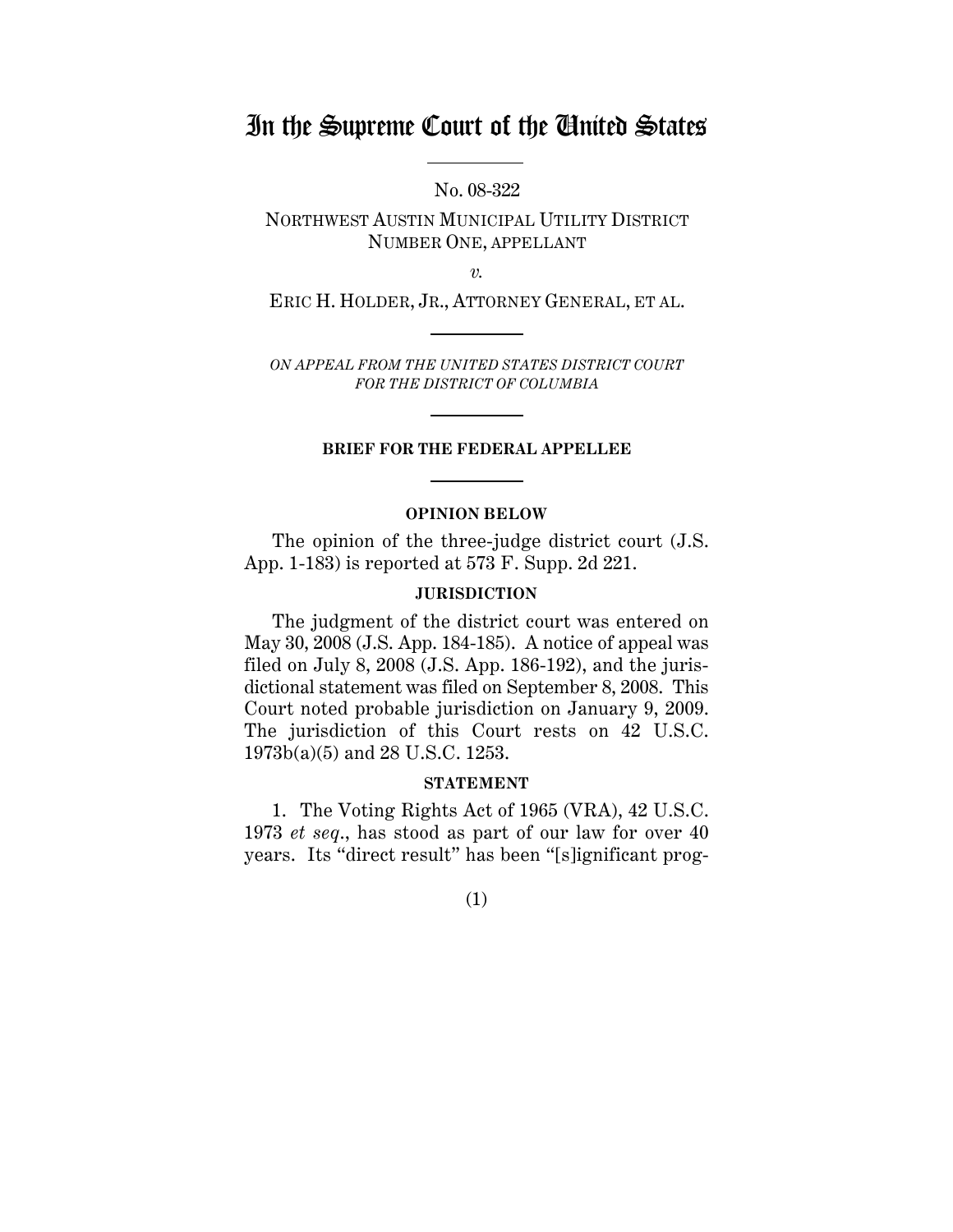# In the Supreme Court of the United States

No. 08-322

NORTHWEST AUSTIN MUNICIPAL UTILITY DISTRICT NUMBER ONE, APPELLANT

*v.*

ERIC H. HOLDER, JR., ATTORNEY GENERAL, ET AL.

*ON APPEAL FROM THE UNITED STATES DISTRICT COURT FOR THE DISTRICT OF COLUMBIA*

**BRIEF FOR THE FEDERAL APPELLEE**

**OPINION BELOW**

The opinion of the three-judge district court (J.S. App. 1-183) is reported at 573 F. Supp. 2d 221.

**JURISDICTION**

The judgment of the district court was entered on May 30, 2008 (J.S. App. 184-185). A notice of appeal was filed on July 8, 2008 (J.S. App. 186-192), and the jurisdictional statement was filed on September 8, 2008. This Court noted probable jurisdiction on January 9, 2009. The jurisdiction of this Court rests on 42 U.S.C. 1973b(a)(5) and 28 U.S.C. 1253.

**STATEMENT**

1. The Voting Rights Act of 1965 (VRA), 42 U.S.C. 1973 *et seq*., has stood as part of our law for over 40 years. Its "direct result" has been "[s]ignificant prog-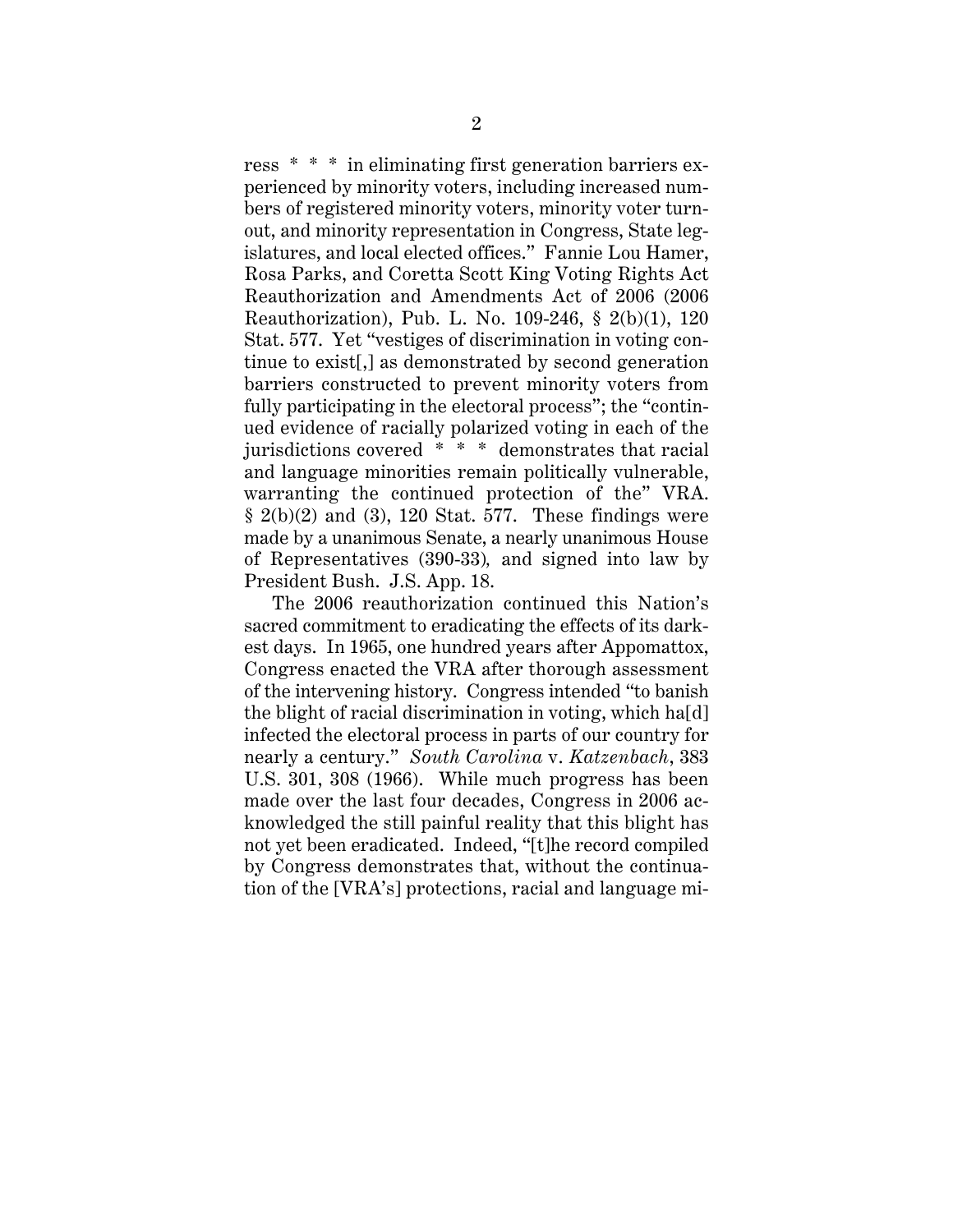ress * * * in eliminating first generation barriers experienced by minority voters, including increased numbers of registered minority voters, minority voter turnout, and minority representation in Congress, State legislatures, and local elected offices." Fannie Lou Hamer, Rosa Parks, and Coretta Scott King Voting Rights Act Reauthorization and Amendments Act of 2006 (2006 Reauthorization), Pub. L. No. 109-246, § 2(b)(1), 120 Stat. 577. Yet "vestiges of discrimination in voting continue to exist[,] as demonstrated by second generation barriers constructed to prevent minority voters from fully participating in the electoral process"; the "continued evidence of racially polarized voting in each of the jurisdictions covered * * * demonstrates that racial and language minorities remain politically vulnerable, warranting the continued protection of the" VRA. § 2(b)(2) and (3), 120 Stat. 577. These findings were made by a unanimous Senate, a nearly unanimous House of Representatives (390-33), and signed into law by President Bush. J.S. App. 18.

The 2006 reauthorization continued this Nation's sacred commitment to eradicating the effects of its darkest days. In 1965, one hundred years after Appomattox, Congress enacted the VRA after thorough assessment of the intervening history. Congress intended "to banish the blight of racial discrimination in voting, which ha[d] infected the electoral process in parts of our country for nearly a century." *South Carolina* v. *Katzenbach*, 383 U.S. 301, 308 (1966). While much progress has been made over the last four decades, Congress in 2006 acknowledged the still painful reality that this blight has not yet been eradicated. Indeed, "[t]he record compiled by Congress demonstrates that, without the continuation of the [VRA's] protections, racial and language mi-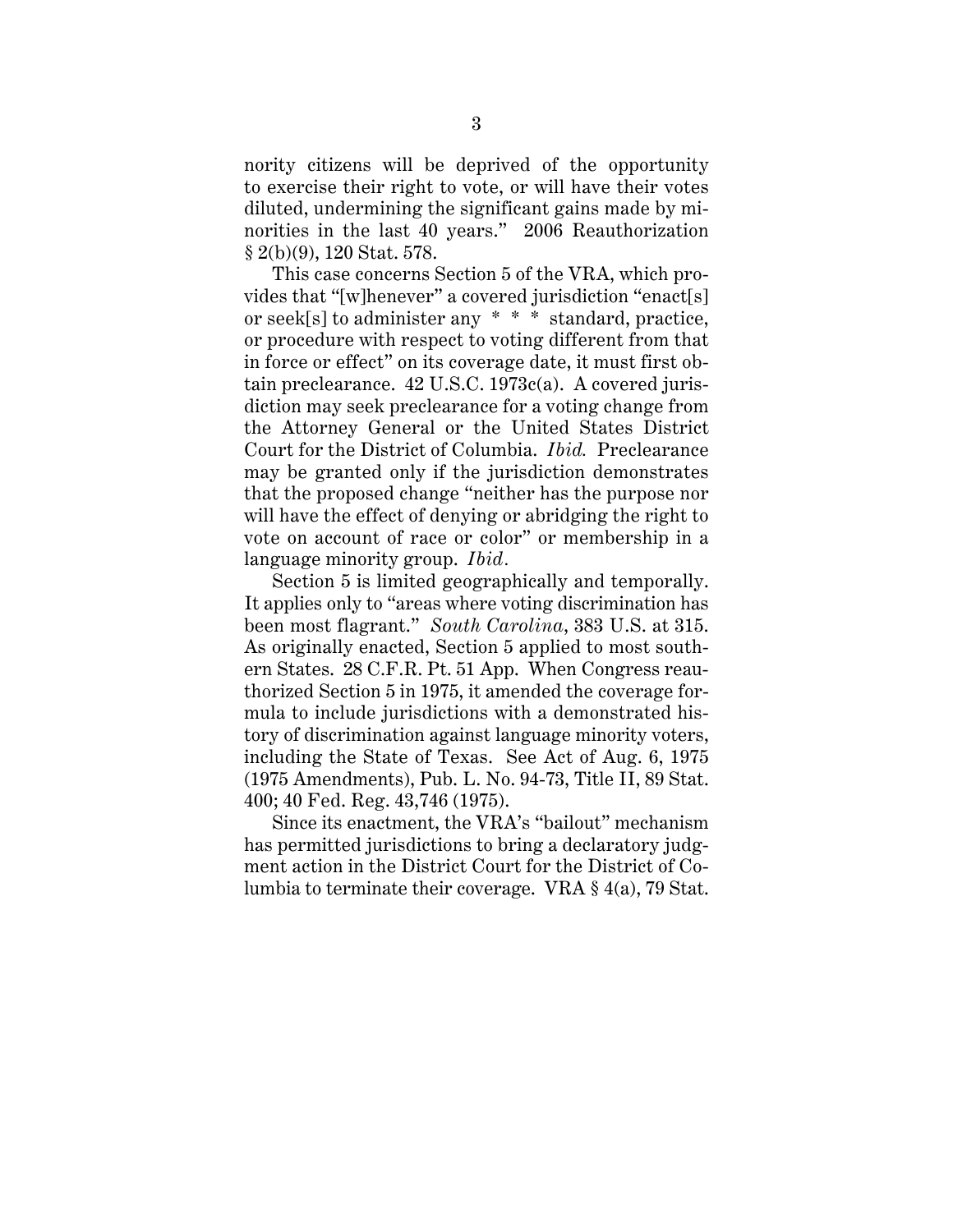nority citizens will be deprived of the opportunity to exercise their right to vote, or will have their votes diluted, undermining the significant gains made by minorities in the last 40 years." 2006 Reauthorization § 2(b)(9), 120 Stat. 578.

This case concerns Section 5 of the VRA, which provides that "[w]henever" a covered jurisdiction "enact[s] or seek[s] to administer any * * * standard, practice, or procedure with respect to voting different from that in force or effect" on its coverage date, it must first obtain preclearance. 42 U.S.C. 1973c(a). A covered jurisdiction may seek preclearance for a voting change from the Attorney General or the United States District Court for the District of Columbia. *Ibid.* Preclearance may be granted only if the jurisdiction demonstrates that the proposed change "neither has the purpose nor will have the effect of denying or abridging the right to vote on account of race or color" or membership in a language minority group. *Ibid*.

Section 5 is limited geographically and temporally. It applies only to "areas where voting discrimination has been most flagrant." *South Carolina*, 383 U.S. at 315. As originally enacted, Section 5 applied to most southern States. 28 C.F.R. Pt. 51 App. When Congress reauthorized Section 5 in 1975, it amended the coverage formula to include jurisdictions with a demonstrated history of discrimination against language minority voters, including the State of Texas. See Act of Aug. 6, 1975 (1975 Amendments), Pub. L. No. 94-73, Title II, 89 Stat. 400; 40 Fed. Reg. 43,746 (1975).

Since its enactment, the VRA's "bailout" mechanism has permitted jurisdictions to bring a declaratory judgment action in the District Court for the District of Columbia to terminate their coverage. VRA § 4(a), 79 Stat.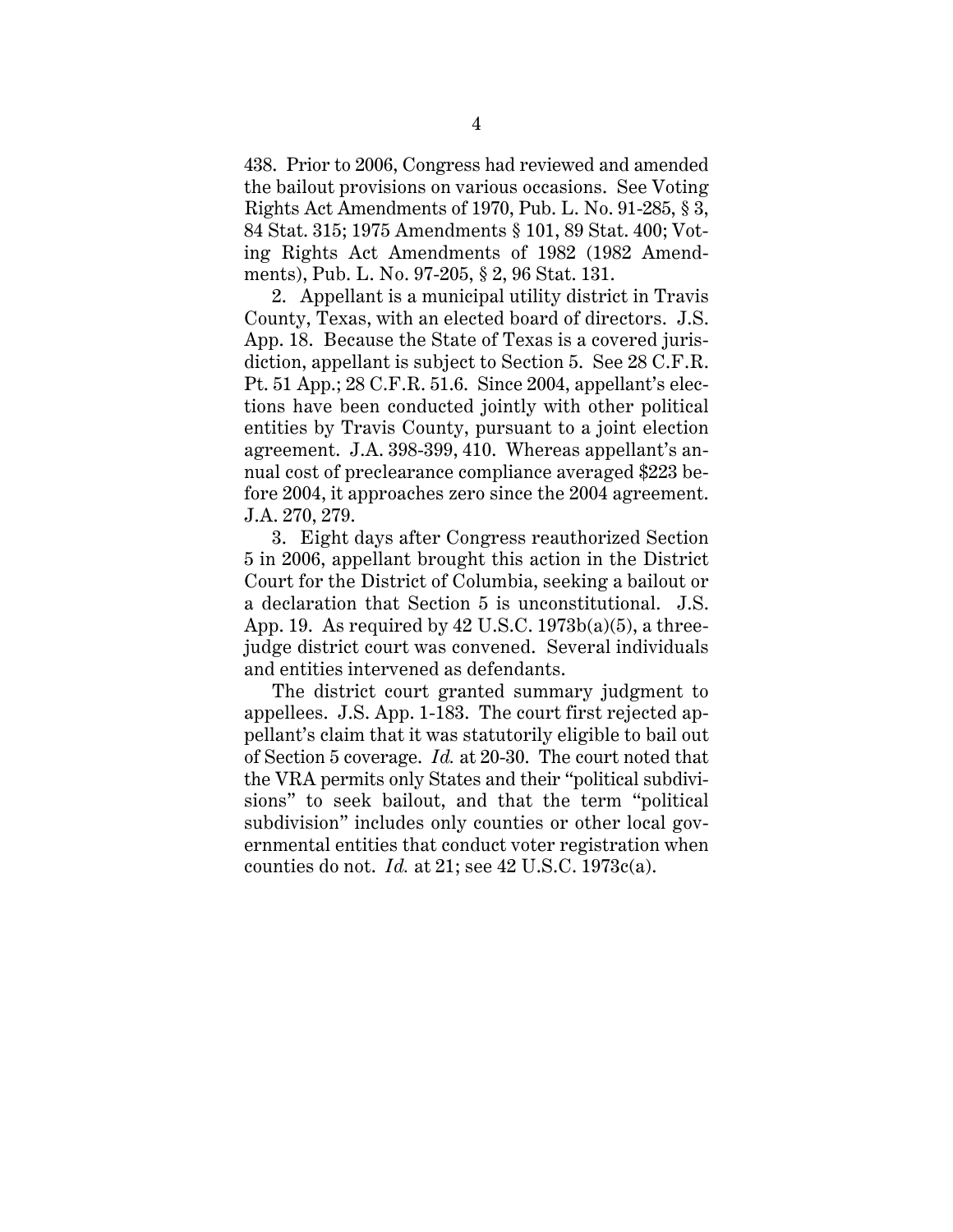438. Prior to 2006, Congress had reviewed and amended the bailout provisions on various occasions. See Voting Rights Act Amendments of 1970, Pub. L. No. 91-285, § 3, 84 Stat. 315; 1975 Amendments § 101, 89 Stat. 400; Voting Rights Act Amendments of 1982 (1982 Amendments), Pub. L. No. 97-205, § 2, 96 Stat. 131.

2. Appellant is a municipal utility district in Travis County, Texas, with an elected board of directors. J.S. App. 18. Because the State of Texas is a covered jurisdiction, appellant is subject to Section 5. See 28 C.F.R. Pt. 51 App.; 28 C.F.R. 51.6. Since 2004, appellant's elections have been conducted jointly with other political entities by Travis County, pursuant to a joint election agreement. J.A. 398-399, 410. Whereas appellant's annual cost of preclearance compliance averaged $223 before 2004, it approaches zero since the 2004 agreement. J.A. 270, 279.

3. Eight days after Congress reauthorized Section 5 in 2006, appellant brought this action in the District Court for the District of Columbia, seeking a bailout or a declaration that Section 5 is unconstitutional. J.S. App. 19. As required by 42 U.S.C. 1973b(a)(5), a three-judge district court was convened. Several individuals and entities intervened as defendants.

The district court granted summary judgment to appellees. J.S. App. 1-183. The court first rejected appellant's claim that it was statutorily eligible to bail out of Section 5 coverage. *Id.* at 20-30. The court noted that the VRA permits only States and their "political subdivisions" to seek bailout, and that the term "political subdivision" includes only counties or other local governmental entities that conduct voter registration when counties do not. *Id.* at 21; see 42 U.S.C. 1973c(a).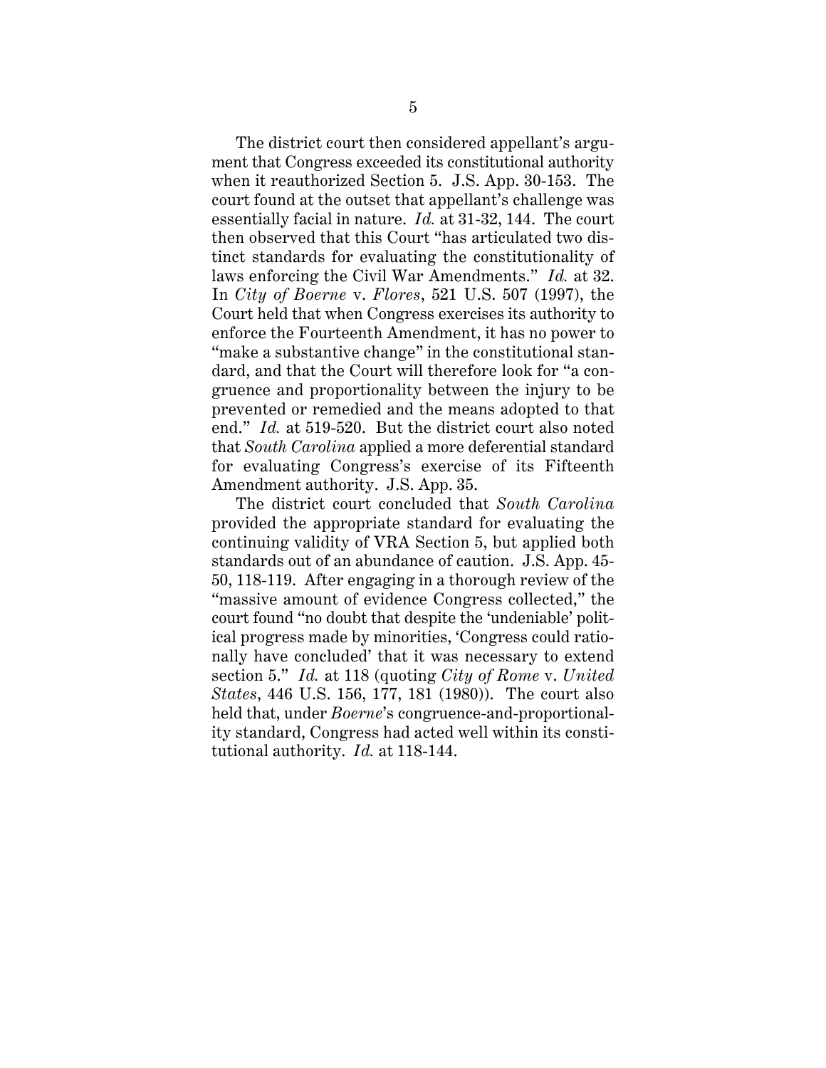The district court then considered appellant's argument that Congress exceeded its constitutional authority when it reauthorized Section 5. J.S. App. 30-153. The court found at the outset that appellant's challenge was essentially facial in nature. *Id.* at 31-32, 144. The court then observed that this Court "has articulated two distinct standards for evaluating the constitutionality of laws enforcing the Civil War Amendments." *Id.* at 32. In *City of Boerne* v. *Flores*, 521 U.S. 507 (1997), the Court held that when Congress exercises its authority to enforce the Fourteenth Amendment, it has no power to "make a substantive change" in the constitutional standard, and that the Court will therefore look for "a congruence and proportionality between the injury to be prevented or remedied and the means adopted to that end." *Id.* at 519-520. But the district court also noted that *South Carolina* applied a more deferential standard for evaluating Congress's exercise of its Fifteenth Amendment authority. J.S. App. 35.

The district court concluded that *South Carolina* provided the appropriate standard for evaluating the continuing validity of VRA Section 5, but applied both standards out of an abundance of caution. J.S. App. 45-50, 118-119. After engaging in a thorough review of the "massive amount of evidence Congress collected," the court found "no doubt that despite the 'undeniable' political progress made by minorities, 'Congress could rationally have concluded' that it was necessary to extend section 5." *Id.* at 118 (quoting *City of Rome* v. *United States*, 446 U.S. 156, 177, 181 (1980)). The court also held that, under *Boerne*'s congruence-and-proportionality standard, Congress had acted well within its constitutional authority. *Id.* at 118-144.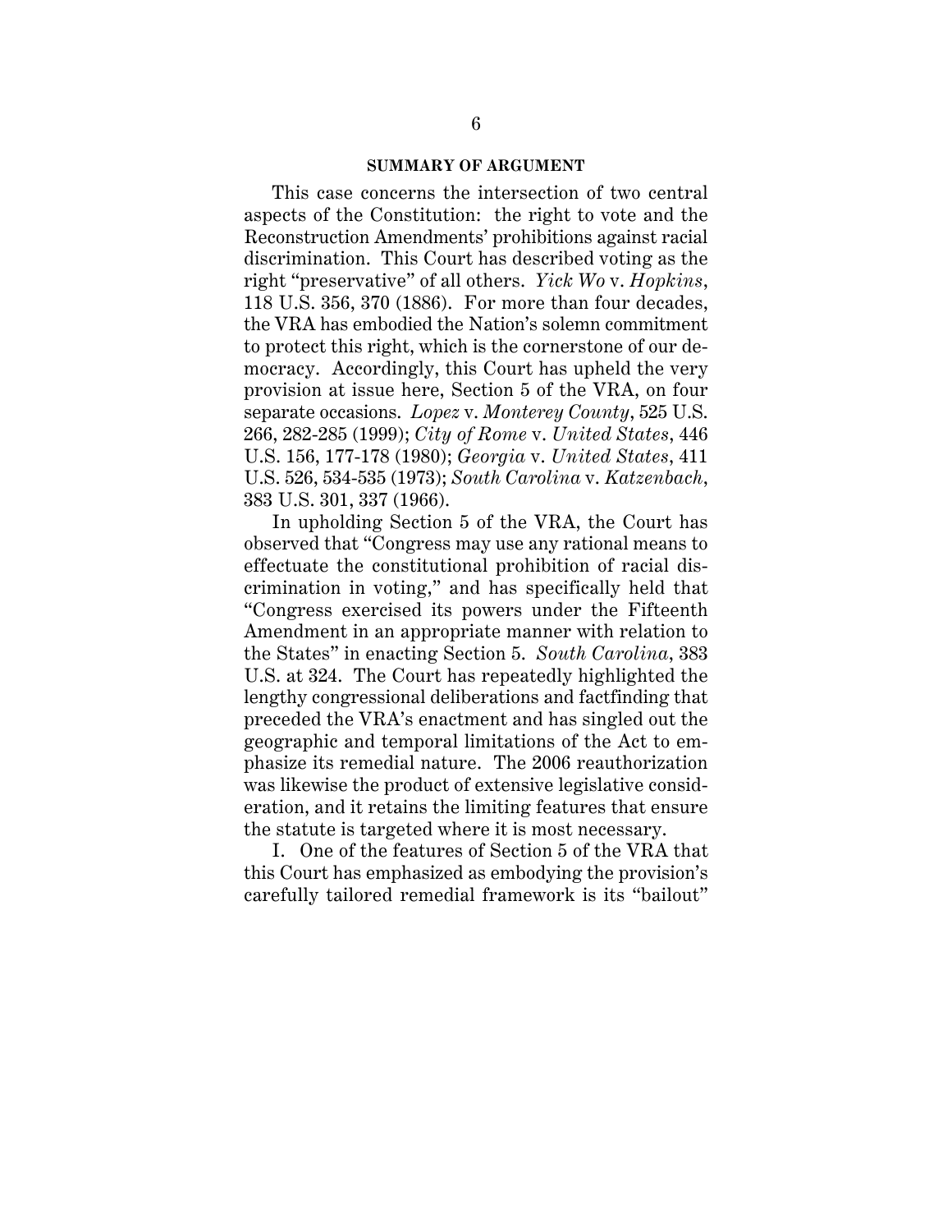## SUMMARY OF ARGUMENT

This case concerns the intersection of two central aspects of the Constitution: the right to vote and the Reconstruction Amendments' prohibitions against racial discrimination. This Court has described voting as the right "preservative" of all others. *Yick Wo* v. *Hopkins*, 118 U.S. 356, 370 (1886). For more than four decades, the VRA has embodied the Nation's solemn commitment to protect this right, which is the cornerstone of our democracy. Accordingly, this Court has upheld the very provision at issue here, Section 5 of the VRA, on four separate occasions. *Lopez* v. *Monterey County*, 525 U.S. 266, 282-285 (1999); *City of Rome* v. *United States*, 446 U.S. 156, 177-178 (1980); *Georgia* v. *United States*, 411 U.S. 526, 534-535 (1973); *South Carolina* v. *Katzenbach*, 383 U.S. 301, 337 (1966).

In upholding Section 5 of the VRA, the Court has observed that "Congress may use any rational means to effectuate the constitutional prohibition of racial discrimination in voting," and has specifically held that "Congress exercised its powers under the Fifteenth Amendment in an appropriate manner with relation to the States" in enacting Section 5. *South Carolina*, 383 U.S. at 324. The Court has repeatedly highlighted the lengthy congressional deliberations and factfinding that preceded the VRA's enactment and has singled out the geographic and temporal limitations of the Act to emphasize its remedial nature. The 2006 reauthorization was likewise the product of extensive legislative consideration, and it retains the limiting features that ensure the statute is targeted where it is most necessary.

I. One of the features of Section 5 of the VRA that this Court has emphasized as embodying the provision's carefully tailored remedial framework is its "bailout"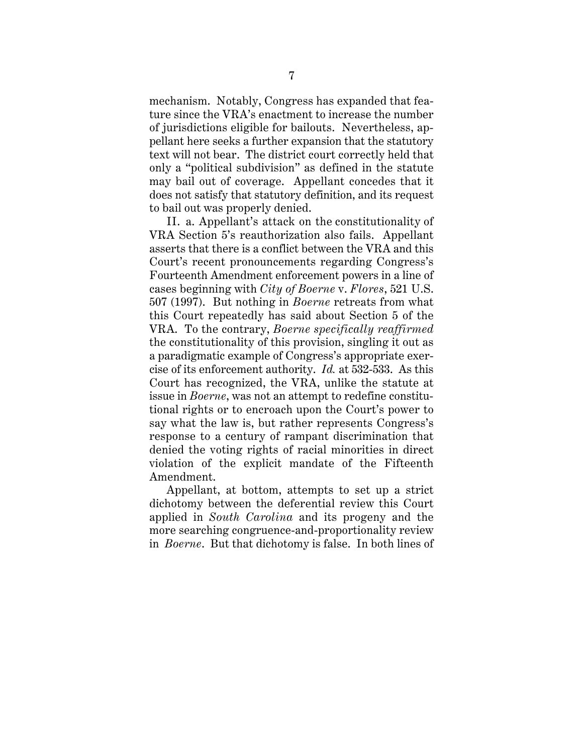mechanism. Notably, Congress has expanded that feature since the VRA's enactment to increase the number of jurisdictions eligible for bailouts. Nevertheless, appellant here seeks a further expansion that the statutory text will not bear. The district court correctly held that only a "political subdivision" as defined in the statute may bail out of coverage. Appellant concedes that it does not satisfy that statutory definition, and its request to bail out was properly denied.

II. a. Appellant's attack on the constitutionality of VRA Section 5's reauthorization also fails. Appellant asserts that there is a conflict between the VRA and this Court's recent pronouncements regarding Congress's Fourteenth Amendment enforcement powers in a line of cases beginning with *City of Boerne* v. *Flores*, 521 U.S. 507 (1997). But nothing in *Boerne* retreats from what this Court repeatedly has said about Section 5 of the VRA. To the contrary, *Boerne specifically reaffirmed* the constitutionality of this provision, singling it out as a paradigmatic example of Congress's appropriate exercise of its enforcement authority. *Id.* at 532-533. As this Court has recognized, the VRA, unlike the statute at issue in *Boerne*, was not an attempt to redefine constitutional rights or to encroach upon the Court's power to say what the law is, but rather represents Congress's response to a century of rampant discrimination that denied the voting rights of racial minorities in direct violation of the explicit mandate of the Fifteenth Amendment.

Appellant, at bottom, attempts to set up a strict dichotomy between the deferential review this Court applied in *South Carolina* and its progeny and the more searching congruence-and-proportionality review in *Boerne*. But that dichotomy is false. In both lines of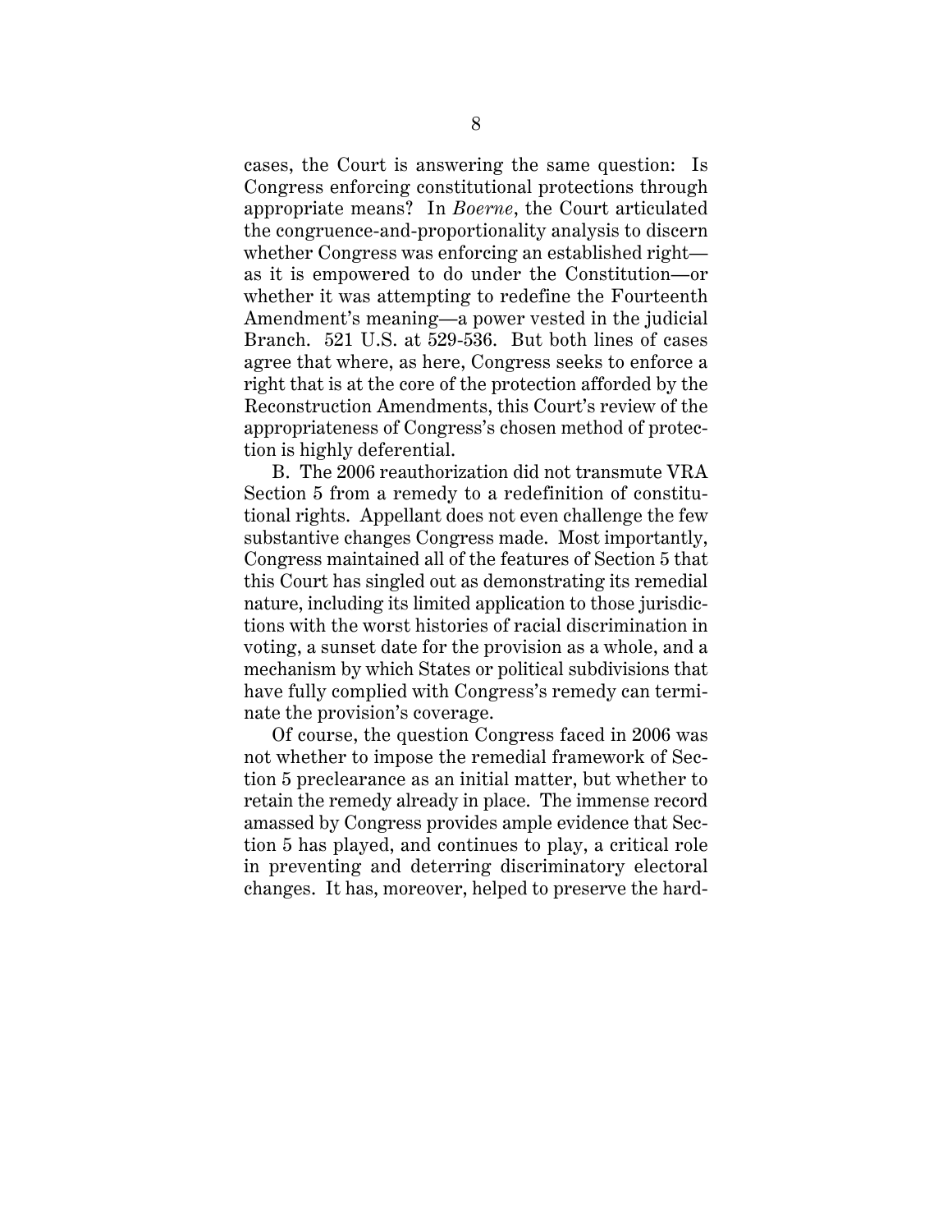cases, the Court is answering the same question: Is Congress enforcing constitutional protections through appropriate means? In *Boerne*, the Court articulated the congruence-and-proportionality analysis to discern whether Congress was enforcing an established right—as it is empowered to do under the Constitution—or whether it was attempting to redefine the Fourteenth Amendment's meaning—a power vested in the judicial Branch. 521 U.S. at 529-536. But both lines of cases agree that where, as here, Congress seeks to enforce a right that is at the core of the protection afforded by the Reconstruction Amendments, this Court's review of the appropriateness of Congress's chosen method of protection is highly deferential.

B. The 2006 reauthorization did not transmute VRA Section 5 from a remedy to a redefinition of constitutional rights. Appellant does not even challenge the few substantive changes Congress made. Most importantly, Congress maintained all of the features of Section 5 that this Court has singled out as demonstrating its remedial nature, including its limited application to those jurisdictions with the worst histories of racial discrimination in voting, a sunset date for the provision as a whole, and a mechanism by which States or political subdivisions that have fully complied with Congress's remedy can terminate the provision's coverage.

Of course, the question Congress faced in 2006 was not whether to impose the remedial framework of Section 5 preclearance as an initial matter, but whether to retain the remedy already in place. The immense record amassed by Congress provides ample evidence that Section 5 has played, and continues to play, a critical role in preventing and deterring discriminatory electoral changes. It has, moreover, helped to preserve the hard-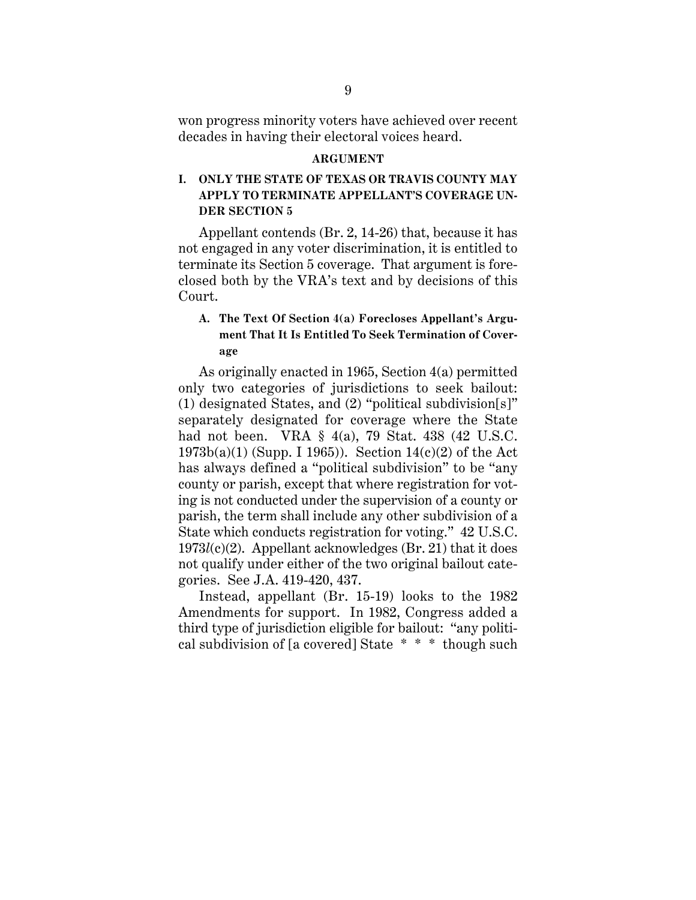won progress minority voters have achieved over recent decades in having their electoral voices heard.

## ARGUMENT

### I. ONLY THE STATE OF TEXAS OR TRAVIS COUNTY MAY APPLY TO TERMINATE APPELLANT'S COVERAGE UNDER SECTION 5

Appellant contends (Br. 2, 14-26) that, because it has not engaged in any voter discrimination, it is entitled to terminate its Section 5 coverage. That argument is foreclosed both by the VRA's text and by decisions of this Court.

#### A. The Text Of Section 4(a) Forecloses Appellant's Argument That It Is Entitled To Seek Termination of Coverage

As originally enacted in 1965, Section 4(a) permitted only two categories of jurisdictions to seek bailout: (1) designated States, and (2) "political subdivision[s]" separately designated for coverage where the State had not been. VRA § 4(a), 79 Stat. 438 (42 U.S.C. 1973b(a)(1) (Supp. I 1965)). Section 14(c)(2) of the Act has always defined a "political subdivision" to be "any county or parish, except that where registration for voting is not conducted under the supervision of a county or parish, the term shall include any other subdivision of a State which conducts registration for voting." 42 U.S.C. 1973*l*(c)(2). Appellant acknowledges (Br. 21) that it does not qualify under either of the two original bailout categories. See J.A. 419-420, 437.

Instead, appellant (Br. 15-19) looks to the 1982 Amendments for support. In 1982, Congress added a third type of jurisdiction eligible for bailout: "any political subdivision of [a covered] State * * * though such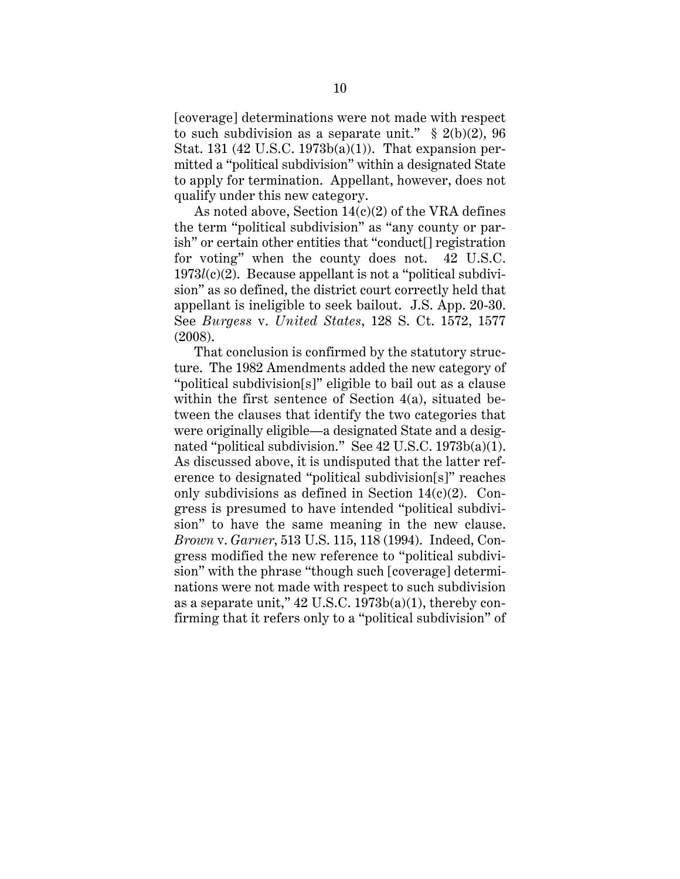[coverage] determinations were not made with respect to such subdivision as a separate unit." § 2(b)(2), 96 Stat. 131 (42 U.S.C. 1973b(a)(1)). That expansion permitted a "political subdivision" within a designated State to apply for termination. Appellant, however, does not qualify under this new category.

As noted above, Section 14(c)(2) of the VRA defines the term "political subdivision" as "any county or parish" or certain other entities that "conduct[] registration for voting" when the county does not. 42 U.S.C. 1973*l*(c)(2). Because appellant is not a "political subdivision" as so defined, the district court correctly held that appellant is ineligible to seek bailout. J.S. App. 20-30. See *Burgess* v. *United States*, 128 S. Ct. 1572, 1577 (2008).

That conclusion is confirmed by the statutory structure. The 1982 Amendments added the new category of "political subdivision[s]" eligible to bail out as a clause within the first sentence of Section 4(a), situated between the clauses that identify the two categories that were originally eligible—a designated State and a designated "political subdivision." See 42 U.S.C. 1973b(a)(1). As discussed above, it is undisputed that the latter reference to designated "political subdivision[s]" reaches only subdivisions as defined in Section 14(c)(2). Congress is presumed to have intended "political subdivision" to have the same meaning in the new clause. *Brown* v. *Garner*, 513 U.S. 115, 118 (1994). Indeed, Congress modified the new reference to "political subdivision" with the phrase "though such [coverage] determinations were not made with respect to such subdivision as a separate unit," 42 U.S.C. 1973b(a)(1), thereby confirming that it refers only to a "political subdivision" of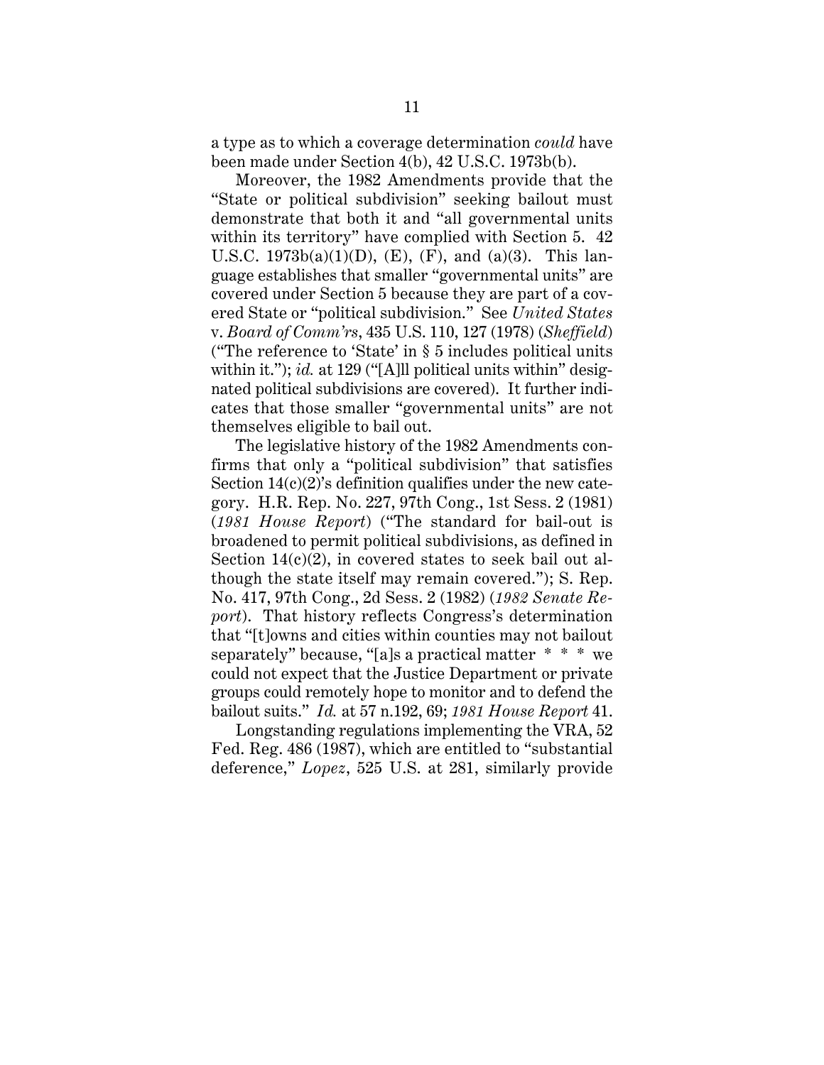a type as to which a coverage determination *could* have been made under Section 4(b), 42 U.S.C. 1973b(b).

Moreover, the 1982 Amendments provide that the "State or political subdivision" seeking bailout must demonstrate that both it and "all governmental units within its territory" have complied with Section 5. 42 U.S.C. 1973b(a)(1)(D), (E), (F), and (a)(3). This language establishes that smaller "governmental units" are covered under Section 5 because they are part of a covered State or "political subdivision." See *United States* v. *Board of Comm'rs*, 435 U.S. 110, 127 (1978) (*Sheffield*) ("The reference to 'State' in § 5 includes political units within it."); *id.* at 129 ("[A]ll political units within" designated political subdivisions are covered). It further indicates that those smaller "governmental units" are not themselves eligible to bail out.

The legislative history of the 1982 Amendments confirms that only a "political subdivision" that satisfies Section 14(c)(2)'s definition qualifies under the new category. H.R. Rep. No. 227, 97th Cong., 1st Sess. 2 (1981) (*1981 House Report*) ("The standard for bail-out is broadened to permit political subdivisions, as defined in Section 14(c)(2), in covered states to seek bail out although the state itself may remain covered."); S. Rep. No. 417, 97th Cong., 2d Sess. 2 (1982) (*1982 Senate Report*). That history reflects Congress's determination that "[t]owns and cities within counties may not bailout separately" because, "[a]s a practical matter * * * we could not expect that the Justice Department or private groups could remotely hope to monitor and to defend the bailout suits." *Id.* at 57 n.192, 69; *1981 House Report* 41.

Longstanding regulations implementing the VRA, 52 Fed. Reg. 486 (1987), which are entitled to "substantial deference," *Lopez*, 525 U.S. at 281, similarly provide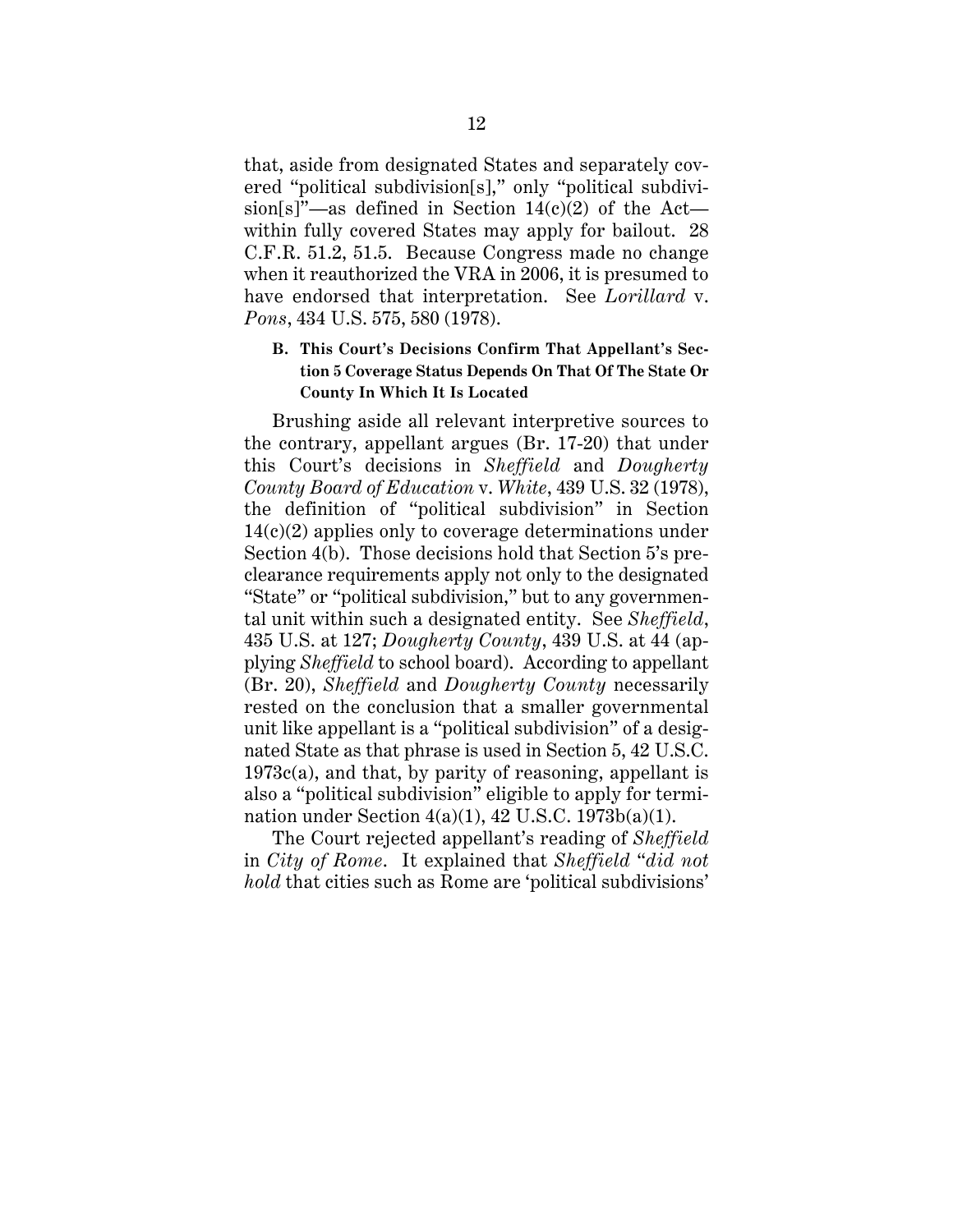that, aside from designated States and separately covered "political subdivision[s]," only "political subdivision[s]"—as defined in Section 14(c)(2) of the Act—within fully covered States may apply for bailout. 28 C.F.R. 51.2, 51.5. Because Congress made no change when it reauthorized the VRA in 2006, it is presumed to have endorsed that interpretation. See *Lorillard* v. *Pons*, 434 U.S. 575, 580 (1978).

### B. This Court's Decisions Confirm That Appellant's Section 5 Coverage Status Depends On That Of The State Or County In Which It Is Located

Brushing aside all relevant interpretive sources to the contrary, appellant argues (Br. 17-20) that under this Court's decisions in *Sheffield* and *Dougherty County Board of Education* v. *White*, 439 U.S. 32 (1978), the definition of "political subdivision" in Section 14(c)(2) applies only to coverage determinations under Section 4(b). Those decisions hold that Section 5's preclearance requirements apply not only to the designated "State" or "political subdivision," but to any governmental unit within such a designated entity. See *Sheffield*, 435 U.S. at 127; *Dougherty County*, 439 U.S. at 44 (applying *Sheffield* to school board). According to appellant (Br. 20), *Sheffield* and *Dougherty County* necessarily rested on the conclusion that a smaller governmental unit like appellant is a "political subdivision" of a designated State as that phrase is used in Section 5, 42 U.S.C. 1973c(a), and that, by parity of reasoning, appellant is also a "political subdivision" eligible to apply for termination under Section 4(a)(1), 42 U.S.C. 1973b(a)(1).

The Court rejected appellant's reading of *Sheffield* in *City of Rome*. It explained that *Sheffield* "*did not hold* that cities such as Rome are 'political subdivisions'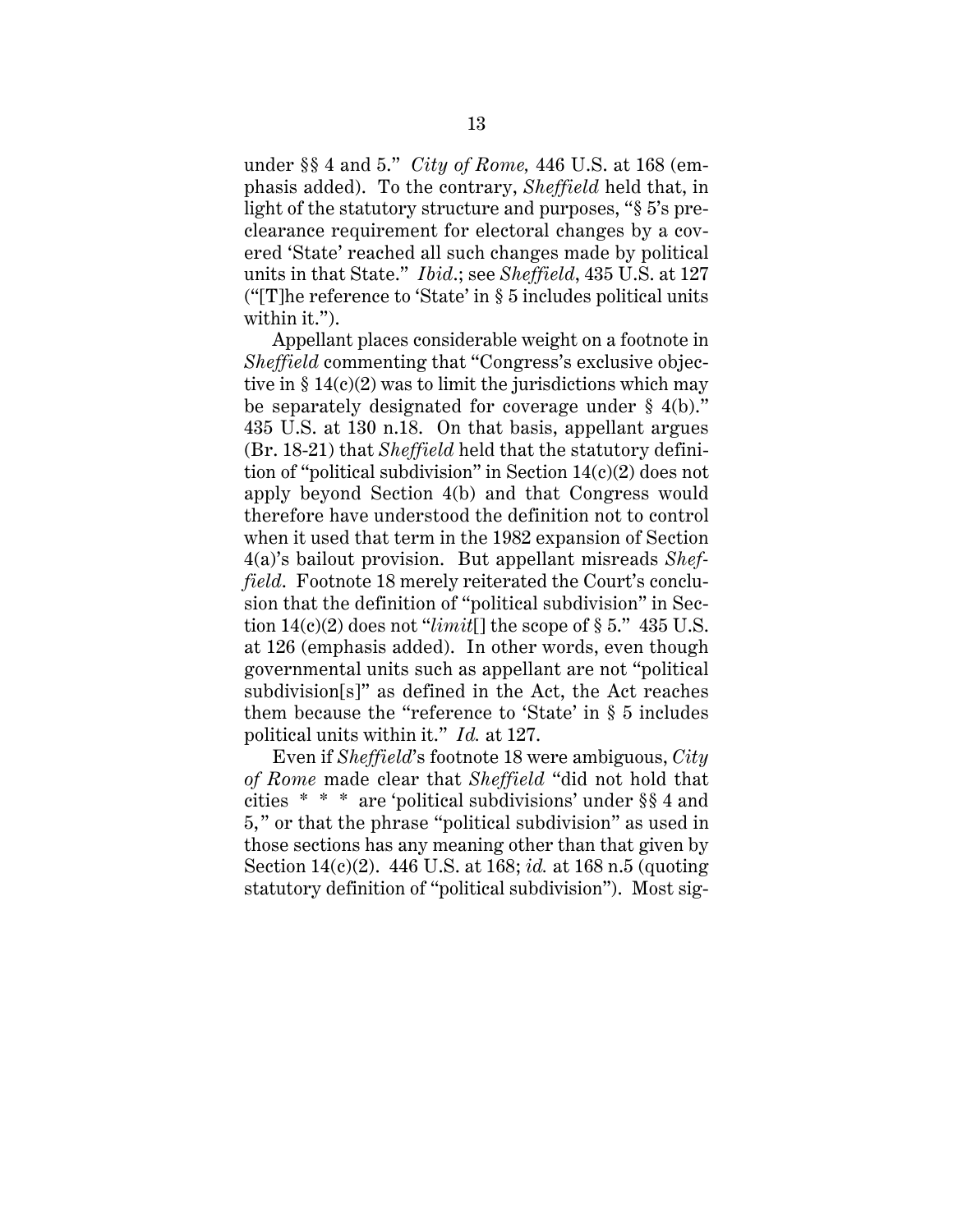under §§ 4 and 5." *City of Rome,* 446 U.S. at 168 (emphasis added). To the contrary, *Sheffield* held that, in light of the statutory structure and purposes, "§ 5's preclearance requirement for electoral changes by a covered 'State' reached all such changes made by political units in that State." *Ibid.*; see *Sheffield*, 435 U.S. at 127 ("[T]he reference to 'State' in § 5 includes political units within it.").

Appellant places considerable weight on a footnote in *Sheffield* commenting that "Congress's exclusive objective in § 14(c)(2) was to limit the jurisdictions which may be separately designated for coverage under § 4(b)." 435 U.S. at 130 n.18. On that basis, appellant argues (Br. 18-21) that *Sheffield* held that the statutory definition of "political subdivision" in Section 14(c)(2) does not apply beyond Section 4(b) and that Congress would therefore have understood the definition not to control when it used that term in the 1982 expansion of Section 4(a)'s bailout provision. But appellant misreads *Sheffield*. Footnote 18 merely reiterated the Court's conclusion that the definition of "political subdivision" in Section 14(c)(2) does not "*limit*[] the scope of § 5." 435 U.S. at 126 (emphasis added). In other words, even though governmental units such as appellant are not "political subdivision[s]" as defined in the Act, the Act reaches them because the "reference to 'State' in § 5 includes political units within it." *Id.* at 127.

Even if *Sheffield*'s footnote 18 were ambiguous, *City of Rome* made clear that *Sheffield* "did not hold that cities * * * are 'political subdivisions' under §§ 4 and 5," or that the phrase "political subdivision" as used in those sections has any meaning other than that given by Section 14(c)(2). 446 U.S. at 168; *id.* at 168 n.5 (quoting statutory definition of "political subdivision"). Most sig-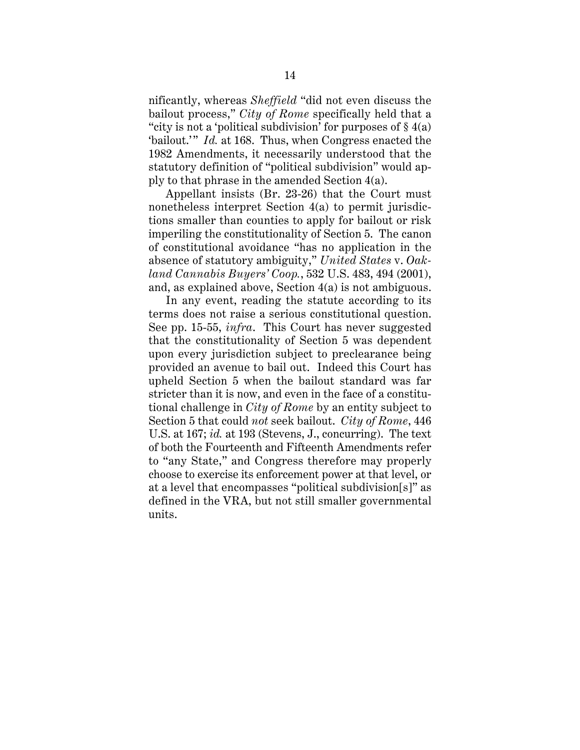nificantly, whereas *Sheffield* "did not even discuss the bailout process," *City of Rome* specifically held that a "city is not a 'political subdivision' for purposes of § 4(a) 'bailout.'" *Id.* at 168. Thus, when Congress enacted the 1982 Amendments, it necessarily understood that the statutory definition of "political subdivision" would apply to that phrase in the amended Section 4(a).

Appellant insists (Br. 23-26) that the Court must nonetheless interpret Section 4(a) to permit jurisdictions smaller than counties to apply for bailout or risk imperiling the constitutionality of Section 5. The canon of constitutional avoidance "has no application in the absence of statutory ambiguity," *United States* v. *Oakland Cannabis Buyers' Coop.*, 532 U.S. 483, 494 (2001), and, as explained above, Section 4(a) is not ambiguous.

In any event, reading the statute according to its terms does not raise a serious constitutional question. See pp. 15-55, *infra*. This Court has never suggested that the constitutionality of Section 5 was dependent upon every jurisdiction subject to preclearance being provided an avenue to bail out. Indeed this Court has upheld Section 5 when the bailout standard was far stricter than it is now, and even in the face of a constitutional challenge in *City of Rome* by an entity subject to Section 5 that could *not* seek bailout. *City of Rome*, 446 U.S. at 167; *id.* at 193 (Stevens, J., concurring). The text of both the Fourteenth and Fifteenth Amendments refer to "any State," and Congress therefore may properly choose to exercise its enforcement power at that level, or at a level that encompasses "political subdivision[s]" as defined in the VRA, but not still smaller governmental units.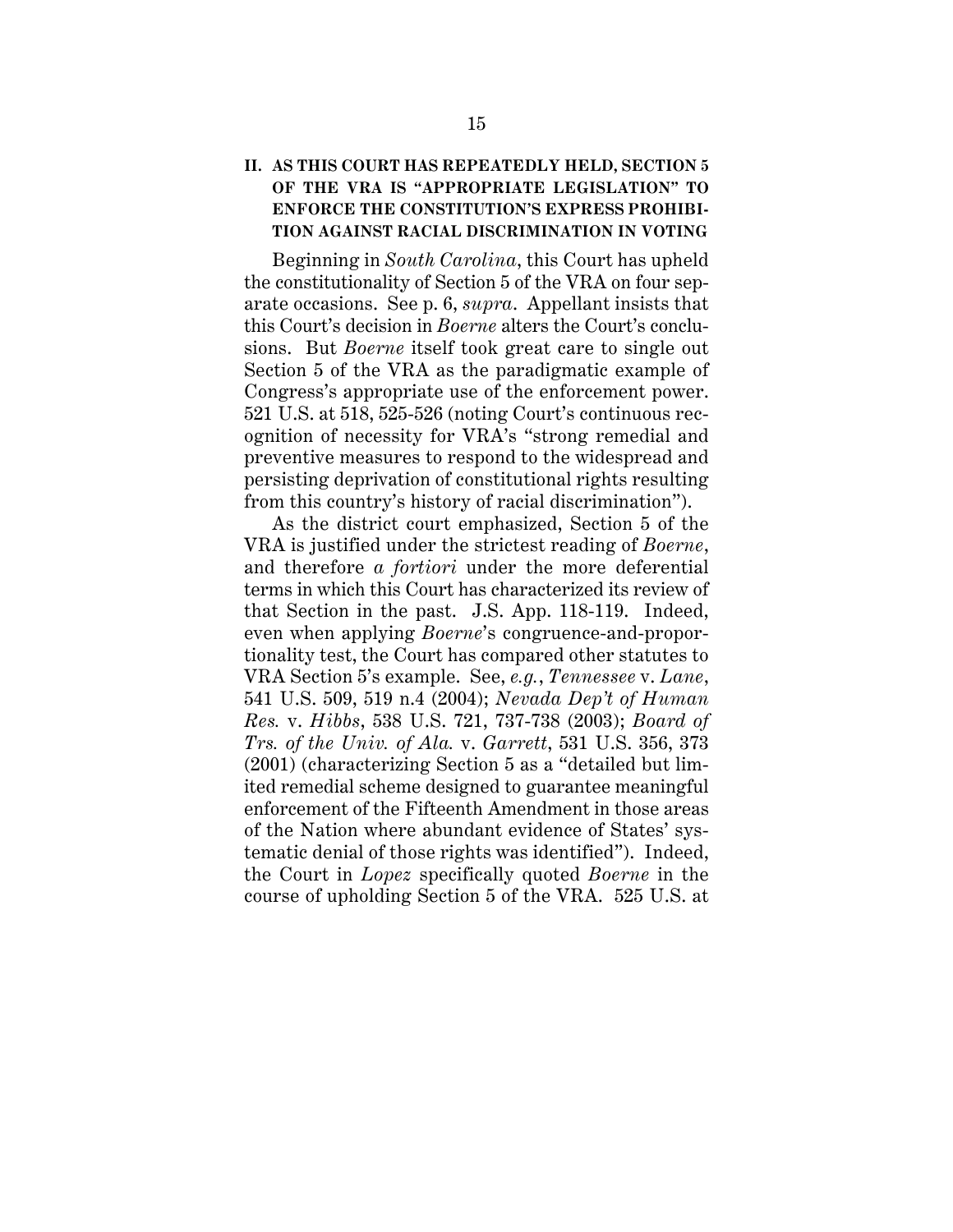## II. AS THIS COURT HAS REPEATEDLY HELD, SECTION 5 OF THE VRA IS "APPROPRIATE LEGISLATION" TO ENFORCE THE CONSTITUTION'S EXPRESS PROHIBITION AGAINST RACIAL DISCRIMINATION IN VOTING

Beginning in *South Carolina*, this Court has upheld the constitutionality of Section 5 of the VRA on four separate occasions. See p. 6, *supra*. Appellant insists that this Court's decision in *Boerne* alters the Court's conclusions. But *Boerne* itself took great care to single out Section 5 of the VRA as the paradigmatic example of Congress's appropriate use of the enforcement power. 521 U.S. at 518, 525-526 (noting Court's continuous recognition of necessity for VRA's "strong remedial and preventive measures to respond to the widespread and persisting deprivation of constitutional rights resulting from this country's history of racial discrimination").

As the district court emphasized, Section 5 of the VRA is justified under the strictest reading of *Boerne*, and therefore *a fortiori* under the more deferential terms in which this Court has characterized its review of that Section in the past. J.S. App. 118-119. Indeed, even when applying *Boerne*'s congruence-and-proportionality test, the Court has compared other statutes to VRA Section 5's example. See, *e.g.*, *Tennessee* v. *Lane*, 541 U.S. 509, 519 n.4 (2004); *Nevada Dep't of Human Res.* v. *Hibbs*, 538 U.S. 721, 737-738 (2003); *Board of Trs. of the Univ. of Ala.* v. *Garrett*, 531 U.S. 356, 373 (2001) (characterizing Section 5 as a "detailed but limited remedial scheme designed to guarantee meaningful enforcement of the Fifteenth Amendment in those areas of the Nation where abundant evidence of States' systematic denial of those rights was identified"). Indeed, the Court in *Lopez* specifically quoted *Boerne* in the course of upholding Section 5 of the VRA. 525 U.S. at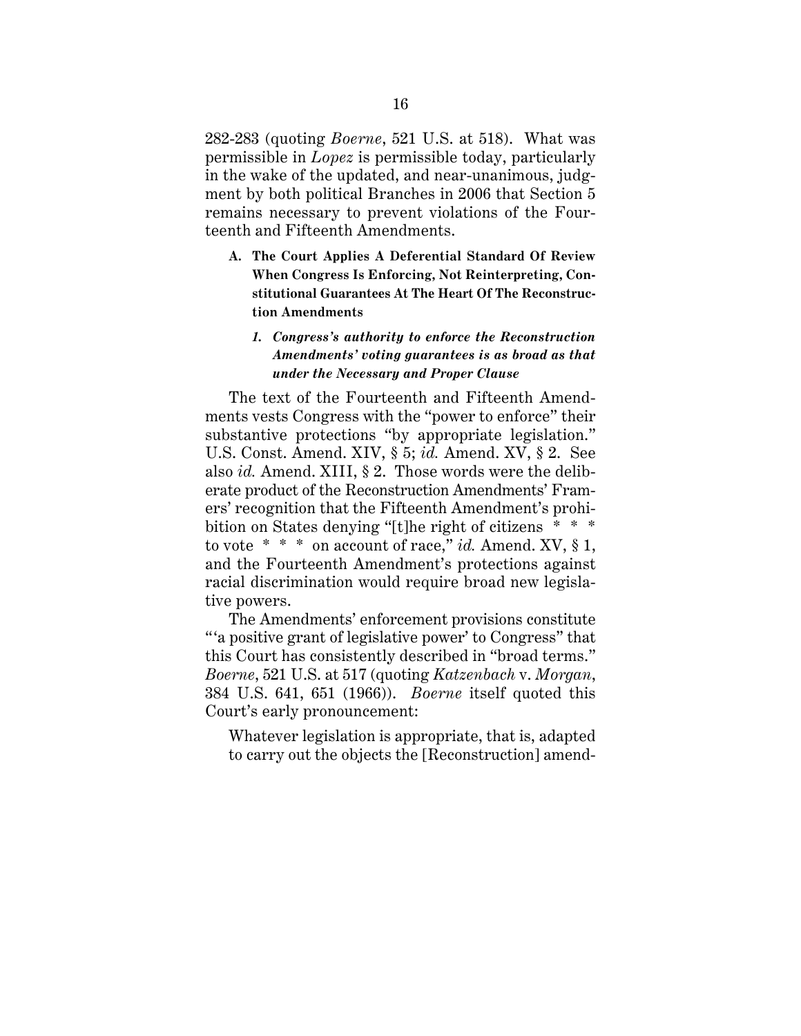282-283 (quoting *Boerne*, 521 U.S. at 518). What was permissible in *Lopez* is permissible today, particularly in the wake of the updated, and near-unanimous, judgment by both political Branches in 2006 that Section 5 remains necessary to prevent violations of the Fourteenth and Fifteenth Amendments.

### A. The Court Applies A Deferential Standard Of Review When Congress Is Enforcing, Not Reinterpreting, Constitutional Guarantees At The Heart Of The Reconstruction Amendments

#### *1. Congress's authority to enforce the Reconstruction Amendments' voting guarantees is as broad as that under the Necessary and Proper Clause*

The text of the Fourteenth and Fifteenth Amendments vests Congress with the "power to enforce" their substantive protections "by appropriate legislation." U.S. Const. Amend. XIV, § 5; *id.* Amend. XV, § 2. See also *id.* Amend. XIII, § 2. Those words were the deliberate product of the Reconstruction Amendments' Framers' recognition that the Fifteenth Amendment's prohibition on States denying "[t]he right of citizens * * * to vote * * * on account of race," *id.* Amend. XV, § 1, and the Fourteenth Amendment's protections against racial discrimination would require broad new legislative powers.

The Amendments' enforcement provisions constitute "'a positive grant of legislative power' to Congress" that this Court has consistently described in "broad terms." *Boerne*, 521 U.S. at 517 (quoting *Katzenbach* v. *Morgan*, 384 U.S. 641, 651 (1966)). *Boerne* itself quoted this Court's early pronouncement:

> Whatever legislation is appropriate, that is, adapted to carry out the objects the [Reconstruction] amend-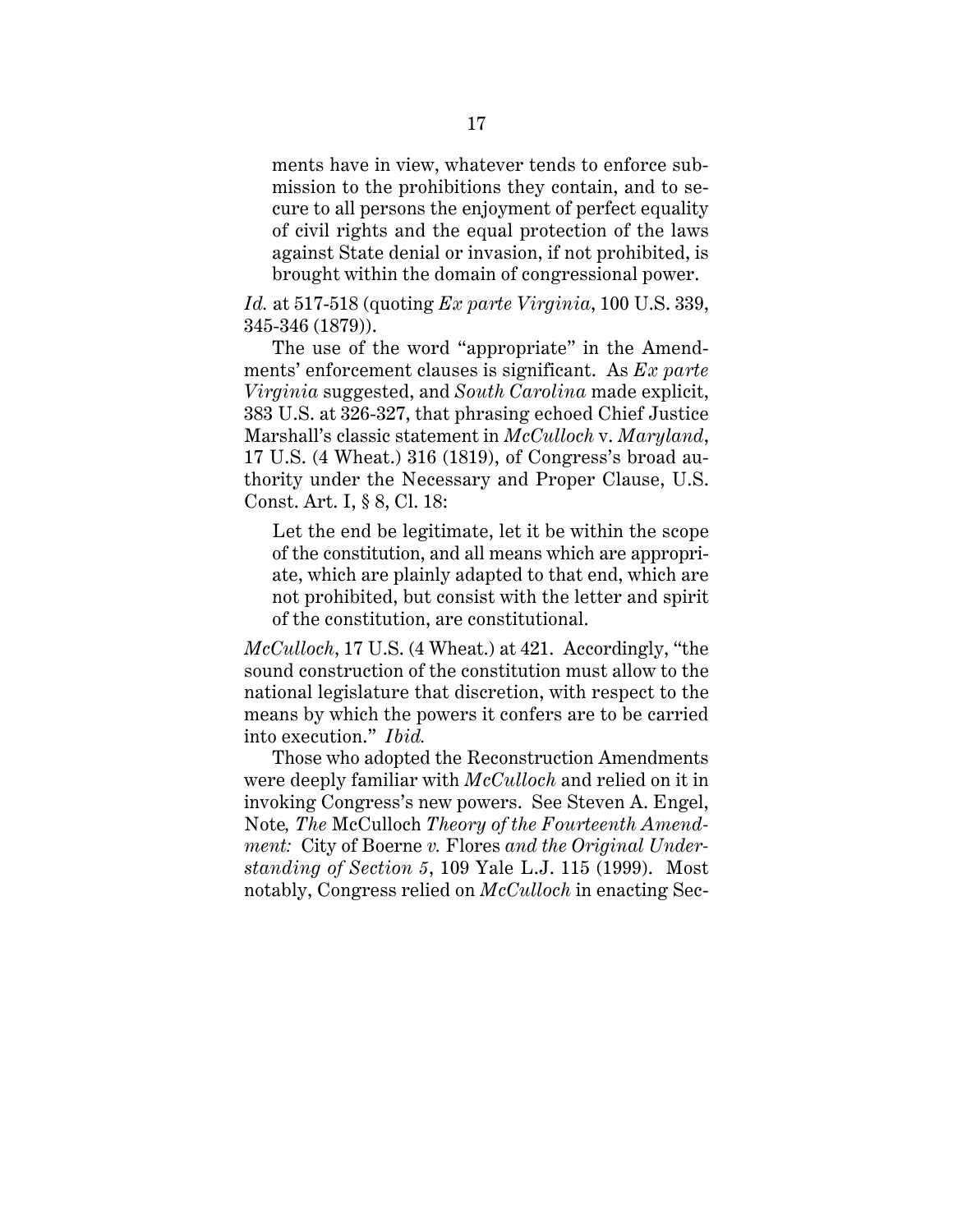> ments have in view, whatever tends to enforce submission to the prohibitions they contain, and to secure to all persons the enjoyment of perfect equality of civil rights and the equal protection of the laws against State denial or invasion, if not prohibited, is brought within the domain of congressional power.

*Id.* at 517-518 (quoting *Ex parte Virginia*, 100 U.S. 339, 345-346 (1879)).

The use of the word "appropriate" in the Amendments' enforcement clauses is significant. As *Ex parte Virginia* suggested, and *South Carolina* made explicit, 383 U.S. at 326-327, that phrasing echoed Chief Justice Marshall's classic statement in *McCulloch* v. *Maryland*, 17 U.S. (4 Wheat.) 316 (1819), of Congress's broad authority under the Necessary and Proper Clause, U.S. Const. Art. I, § 8, Cl. 18:

> Let the end be legitimate, let it be within the scope of the constitution, and all means which are appropriate, which are plainly adapted to that end, which are not prohibited, but consist with the letter and spirit of the constitution, are constitutional.

*McCulloch*, 17 U.S. (4 Wheat.) at 421. Accordingly, "the sound construction of the constitution must allow to the national legislature that discretion, with respect to the means by which the powers it confers are to be carried into execution." *Ibid.*

Those who adopted the Reconstruction Amendments were deeply familiar with *McCulloch* and relied on it in invoking Congress's new powers. See Steven A. Engel, Note*, The* McCulloch *Theory of the Fourteenth Amendment:* City of Boerne *v.* Flores *and the Original Understanding of Section 5*, 109 Yale L.J. 115 (1999). Most notably, Congress relied on *McCulloch* in enacting Sec-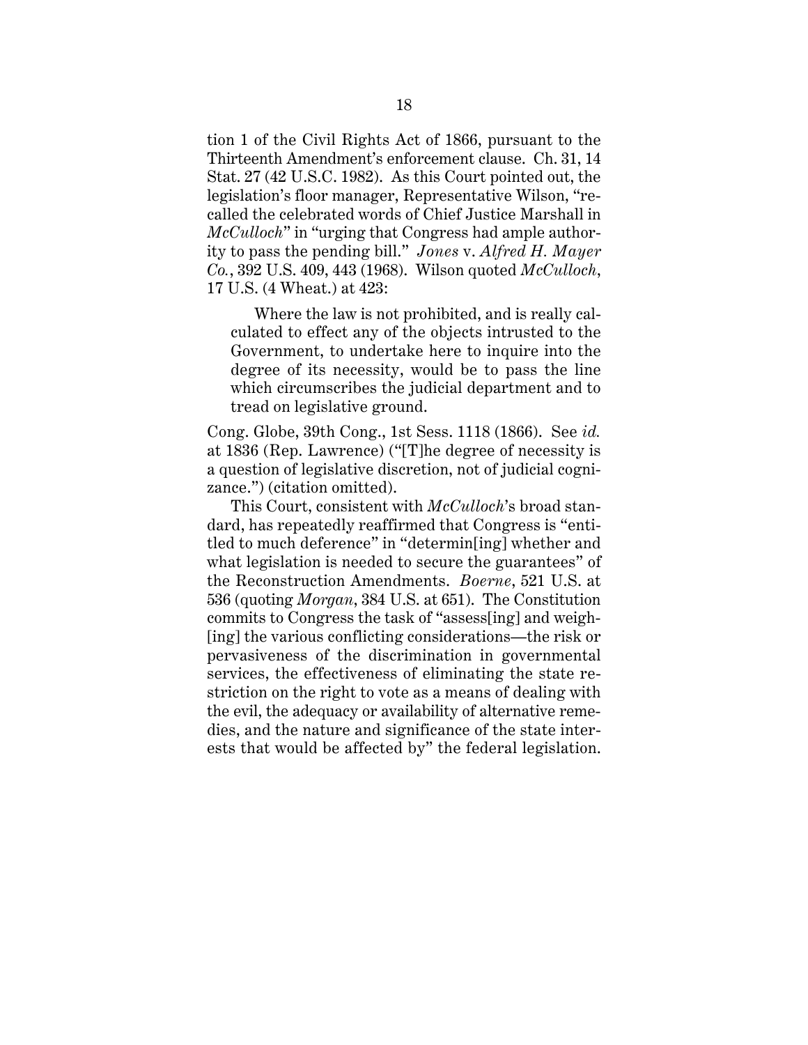tion 1 of the Civil Rights Act of 1866, pursuant to the Thirteenth Amendment's enforcement clause. Ch. 31, 14 Stat. 27 (42 U.S.C. 1982). As this Court pointed out, the legislation's floor manager, Representative Wilson, "recalled the celebrated words of Chief Justice Marshall in *McCulloch*" in "urging that Congress had ample authority to pass the pending bill." *Jones* v. *Alfred H. Mayer Co.*, 392 U.S. 409, 443 (1968). Wilson quoted *McCulloch*, 17 U.S. (4 Wheat.) at 423:

> Where the law is not prohibited, and is really calculated to effect any of the objects intrusted to the Government, to undertake here to inquire into the degree of its necessity, would be to pass the line which circumscribes the judicial department and to tread on legislative ground.

Cong. Globe, 39th Cong., 1st Sess. 1118 (1866). See *id.* at 1836 (Rep. Lawrence) ("[T]he degree of necessity is a question of legislative discretion, not of judicial cognizance.") (citation omitted).

This Court, consistent with *McCulloch*'s broad standard, has repeatedly reaffirmed that Congress is "entitled to much deference" in "determin[ing] whether and what legislation is needed to secure the guarantees" of the Reconstruction Amendments. *Boerne*, 521 U.S. at 536 (quoting *Morgan*, 384 U.S. at 651). The Constitution commits to Congress the task of "assess[ing] and weigh[ing] the various conflicting considerations—the risk or pervasiveness of the discrimination in governmental services, the effectiveness of eliminating the state restriction on the right to vote as a means of dealing with the evil, the adequacy or availability of alternative remedies, and the nature and significance of the state interests that would be affected by" the federal legislation.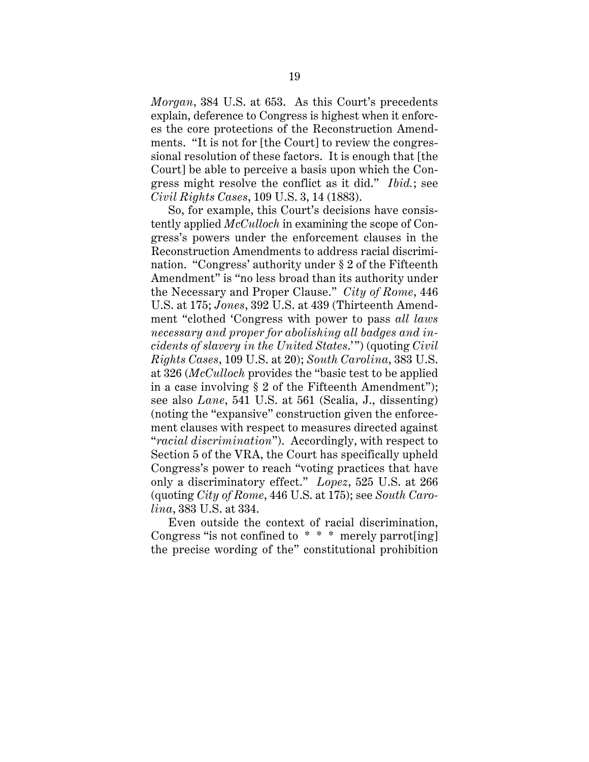*Morgan*, 384 U.S. at 653. As this Court's precedents explain, deference to Congress is highest when it enforces the core protections of the Reconstruction Amendments. "It is not for [the Court] to review the congressional resolution of these factors. It is enough that [the Court] be able to perceive a basis upon which the Congress might resolve the conflict as it did." *Ibid.*; see *Civil Rights Cases*, 109 U.S. 3, 14 (1883).

So, for example, this Court's decisions have consistently applied *McCulloch* in examining the scope of Congress's powers under the enforcement clauses in the Reconstruction Amendments to address racial discrimination. "Congress' authority under § 2 of the Fifteenth Amendment" is "no less broad than its authority under the Necessary and Proper Clause." *City of Rome*, 446 U.S. at 175; *Jones*, 392 U.S. at 439 (Thirteenth Amendment "clothed 'Congress with power to pass *all laws necessary and proper for abolishing all badges and incidents of slavery in the United States*.'") (quoting *Civil Rights Cases*, 109 U.S. at 20); *South Carolina*, 383 U.S. at 326 (*McCulloch* provides the "basic test to be applied in a case involving § 2 of the Fifteenth Amendment"); see also *Lane*, 541 U.S. at 561 (Scalia, J., dissenting) (noting the "expansive" construction given the enforcement clauses with respect to measures directed against "*racial discrimination*"). Accordingly, with respect to Section 5 of the VRA, the Court has specifically upheld Congress's power to reach "voting practices that have only a discriminatory effect." *Lopez*, 525 U.S. at 266 (quoting *City of Rome*, 446 U.S. at 175); see *South Carolina*, 383 U.S. at 334.

Even outside the context of racial discrimination, Congress "is not confined to * * * merely parrot[ing] the precise wording of the" constitutional prohibition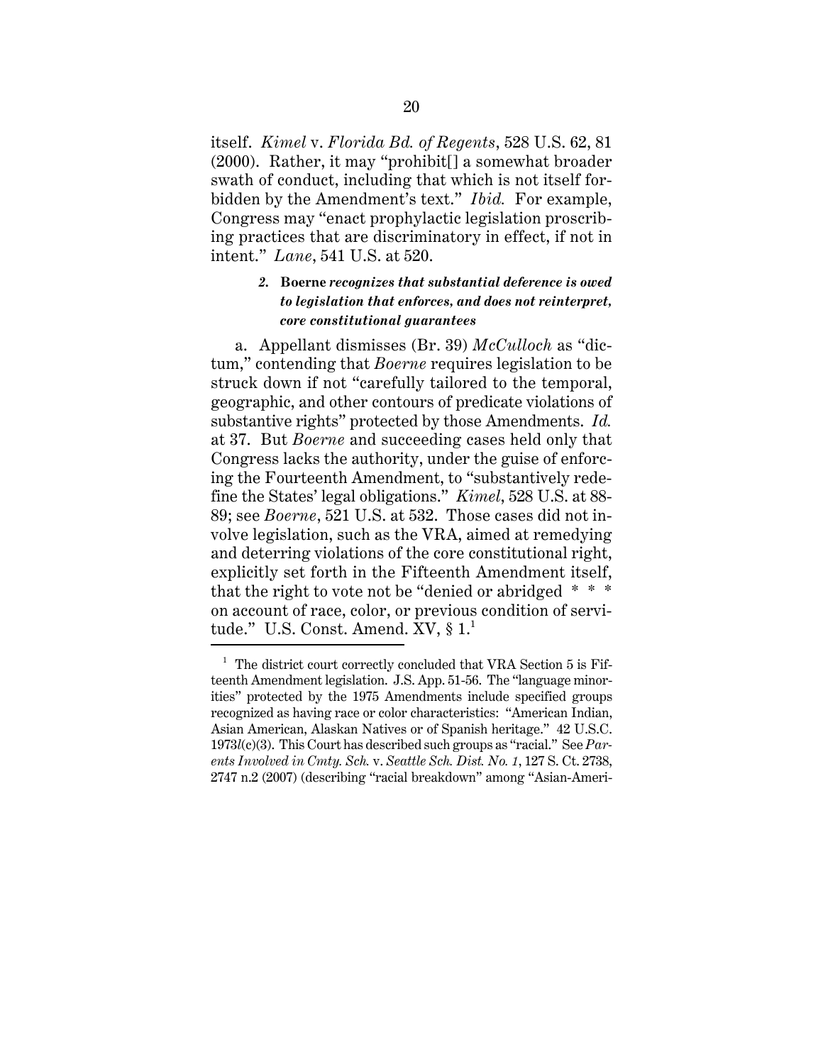itself. *Kimel* v. *Florida Bd. of Regents*, 528 U.S. 62, 81 (2000). Rather, it may "prohibit[] a somewhat broader swath of conduct, including that which is not itself forbidden by the Amendment's text." *Ibid.* For example, Congress may "enact prophylactic legislation proscribing practices that are discriminatory in effect, if not in intent." *Lane*, 541 U.S. at 520.

#### *2.* **Boerne** *recognizes that substantial deference is owed to legislation that enforces, and does not reinterpret, core constitutional guarantees*

a. Appellant dismisses (Br. 39) *McCulloch* as "dictum," contending that *Boerne* requires legislation to be struck down if not "carefully tailored to the temporal, geographic, and other contours of predicate violations of substantive rights" protected by those Amendments. *Id.* at 37. But *Boerne* and succeeding cases held only that Congress lacks the authority, under the guise of enforcing the Fourteenth Amendment, to "substantively redefine the States' legal obligations." *Kimel*, 528 U.S. at 88-89; see *Boerne*, 521 U.S. at 532. Those cases did not involve legislation, such as the VRA, aimed at remedying and deterring violations of the core constitutional right, explicitly set forth in the Fifteenth Amendment itself, that the right to vote not be "denied or abridged * * * on account of race, color, or previous condition of servitude." U.S. Const. Amend. XV, § 1.[1]

[1] The district court correctly concluded that VRA Section 5 is Fifteenth Amendment legislation. J.S. App. 51-56. The "language minorities" protected by the 1975 Amendments include specified groups recognized as having race or color characteristics: "American Indian, Asian American, Alaskan Natives or of Spanish heritage." 42 U.S.C. 1973*l*(c)(3). This Court has described such groups as "racial." See *Parents Involved in Cmty. Sch.* v. *Seattle Sch. Dist. No. 1*, 127 S. Ct. 2738, 2747 n.2 (2007) (describing "racial breakdown" among "Asian-Ameri-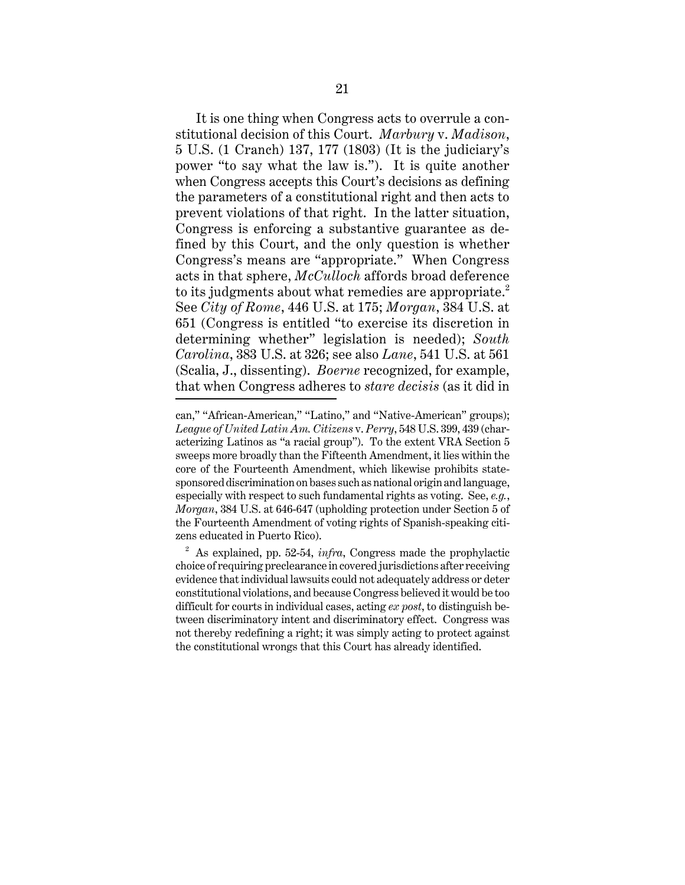It is one thing when Congress acts to overrule a constitutional decision of this Court. *Marbury* v. *Madison*, 5 U.S. (1 Cranch) 137, 177 (1803) (It is the judiciary's power "to say what the law is."). It is quite another when Congress accepts this Court's decisions as defining the parameters of a constitutional right and then acts to prevent violations of that right. In the latter situation, Congress is enforcing a substantive guarantee as defined by this Court, and the only question is whether Congress's means are "appropriate." When Congress acts in that sphere, *McCulloch* affords broad deference to its judgments about what remedies are appropriate.[2] See *City of Rome*, 446 U.S. at 175; *Morgan*, 384 U.S. at 651 (Congress is entitled "to exercise its discretion in determining whether" legislation is needed); *South Carolina*, 383 U.S. at 326; see also *Lane*, 541 U.S. at 561 (Scalia, J., dissenting). *Boerne* recognized, for example, that when Congress adheres to *stare decisis* (as it did in

---

can," "African-American," "Latino," and "Native-American" groups); *League of United Latin Am. Citizens* v. *Perry*, 548 U.S. 399, 439 (characterizing Latinos as "a racial group"). To the extent VRA Section 5 sweeps more broadly than the Fifteenth Amendment, it lies within the core of the Fourteenth Amendment, which likewise prohibits state-sponsored discrimination on bases such as national origin and language, especially with respect to such fundamental rights as voting. See, *e.g.*, *Morgan*, 384 U.S. at 646-647 (upholding protection under Section 5 of the Fourteenth Amendment of voting rights of Spanish-speaking citizens educated in Puerto Rico).

[2] As explained, pp. 52-54, *infra*, Congress made the prophylactic choice of requiring preclearance in covered jurisdictions after receiving evidence that individual lawsuits could not adequately address or deter constitutional violations, and because Congress believed it would be too difficult for courts in individual cases, acting *ex post*, to distinguish between discriminatory intent and discriminatory effect. Congress was not thereby redefining a right; it was simply acting to protect against the constitutional wrongs that this Court has already identified.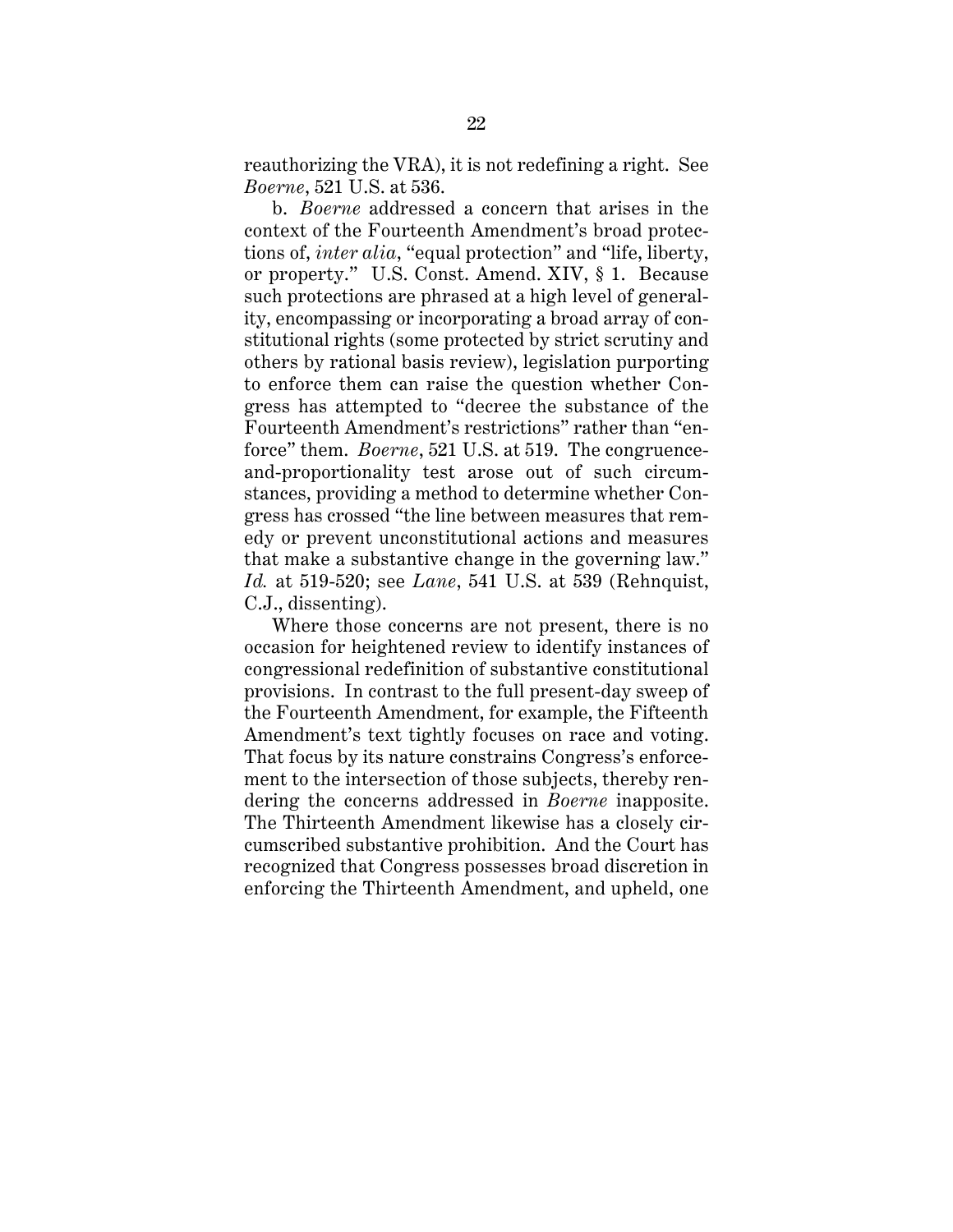reauthorizing the VRA), it is not redefining a right. See *Boerne*, 521 U.S. at 536.

b. *Boerne* addressed a concern that arises in the context of the Fourteenth Amendment's broad protections of, *inter alia*, "equal protection" and "life, liberty, or property." U.S. Const. Amend. XIV, § 1. Because such protections are phrased at a high level of generality, encompassing or incorporating a broad array of constitutional rights (some protected by strict scrutiny and others by rational basis review), legislation purporting to enforce them can raise the question whether Congress has attempted to "decree the substance of the Fourteenth Amendment's restrictions" rather than "enforce" them. *Boerne*, 521 U.S. at 519. The congruence-and-proportionality test arose out of such circumstances, providing a method to determine whether Congress has crossed "the line between measures that remedy or prevent unconstitutional actions and measures that make a substantive change in the governing law." *Id.* at 519-520; see *Lane*, 541 U.S. at 539 (Rehnquist, C.J., dissenting).

Where those concerns are not present, there is no occasion for heightened review to identify instances of congressional redefinition of substantive constitutional provisions. In contrast to the full present-day sweep of the Fourteenth Amendment, for example, the Fifteenth Amendment's text tightly focuses on race and voting. That focus by its nature constrains Congress's enforcement to the intersection of those subjects, thereby rendering the concerns addressed in *Boerne* inapposite. The Thirteenth Amendment likewise has a closely circumscribed substantive prohibition. And the Court has recognized that Congress possesses broad discretion in enforcing the Thirteenth Amendment, and upheld, one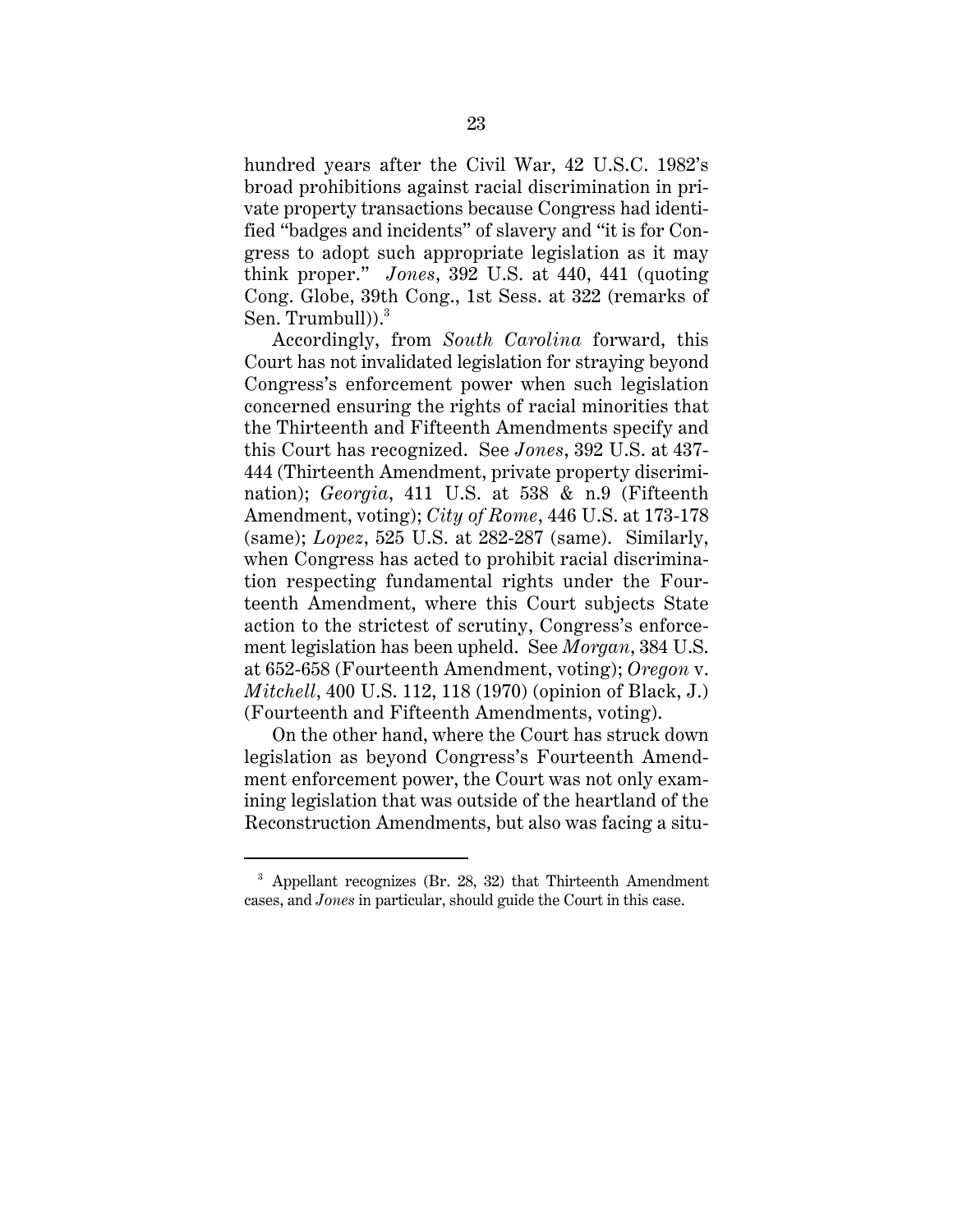hundred years after the Civil War, 42 U.S.C. 1982's broad prohibitions against racial discrimination in private property transactions because Congress had identified "badges and incidents" of slavery and "it is for Congress to adopt such appropriate legislation as it may think proper." *Jones*, 392 U.S. at 440, 441 (quoting Cong. Globe, 39th Cong., 1st Sess. at 322 (remarks of Sen. Trumbull)).[3]

Accordingly, from *South Carolina* forward, this Court has not invalidated legislation for straying beyond Congress's enforcement power when such legislation concerned ensuring the rights of racial minorities that the Thirteenth and Fifteenth Amendments specify and this Court has recognized. See *Jones*, 392 U.S. at 437-444 (Thirteenth Amendment, private property discrimination); *Georgia*, 411 U.S. at 538 & n.9 (Fifteenth Amendment, voting); *City of Rome*, 446 U.S. at 173-178 (same); *Lopez*, 525 U.S. at 282-287 (same). Similarly, when Congress has acted to prohibit racial discrimination respecting fundamental rights under the Fourteenth Amendment, where this Court subjects State action to the strictest of scrutiny, Congress's enforcement legislation has been upheld. See *Morgan*, 384 U.S. at 652-658 (Fourteenth Amendment, voting); *Oregon* v. *Mitchell*, 400 U.S. 112, 118 (1970) (opinion of Black, J.) (Fourteenth and Fifteenth Amendments, voting).

On the other hand, where the Court has struck down legislation as beyond Congress's Fourteenth Amendment enforcement power, the Court was not only examining legislation that was outside of the heartland of the Reconstruction Amendments, but also was facing a situ-

---

[3] Appellant recognizes (Br. 28, 32) that Thirteenth Amendment cases, and *Jones* in particular, should guide the Court in this case.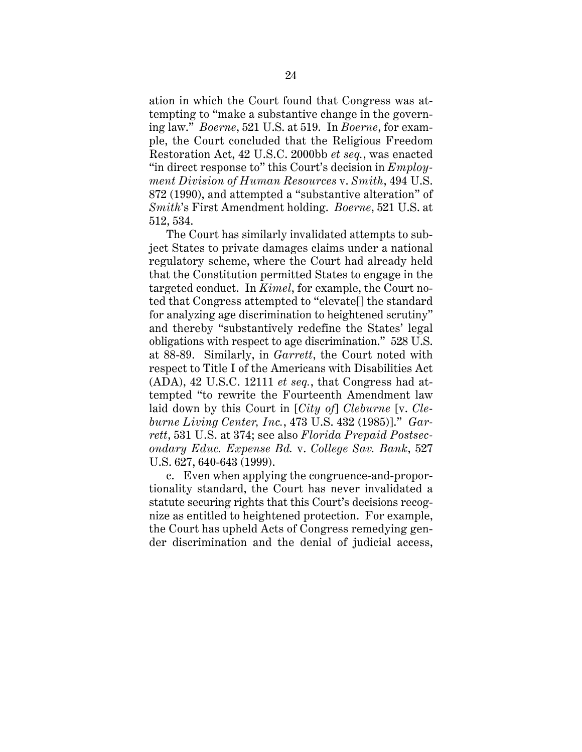ation in which the Court found that Congress was attempting to "make a substantive change in the governing law." *Boerne*, 521 U.S. at 519. In *Boerne*, for example, the Court concluded that the Religious Freedom Restoration Act, 42 U.S.C. 2000bb *et seq.*, was enacted "in direct response to" this Court's decision in *Employment Division of Human Resources* v. *Smith*, 494 U.S. 872 (1990), and attempted a "substantive alteration" of *Smith*'s First Amendment holding. *Boerne*, 521 U.S. at 512, 534.

The Court has similarly invalidated attempts to subject States to private damages claims under a national regulatory scheme, where the Court had already held that the Constitution permitted States to engage in the targeted conduct. In *Kimel*, for example, the Court noted that Congress attempted to "elevate[] the standard for analyzing age discrimination to heightened scrutiny" and thereby "substantively redefine the States' legal obligations with respect to age discrimination." 528 U.S. at 88-89. Similarly, in *Garrett*, the Court noted with respect to Title I of the Americans with Disabilities Act (ADA), 42 U.S.C. 12111 *et seq.*, that Congress had attempted "to rewrite the Fourteenth Amendment law laid down by this Court in [*City of*] *Cleburne* [v. *Cleburne Living Center, Inc.*, 473 U.S. 432 (1985)]." *Garrett*, 531 U.S. at 374; see also *Florida Prepaid Postsecondary Educ. Expense Bd.* v. *College Sav. Bank*, 527 U.S. 627, 640-643 (1999).

c. Even when applying the congruence-and-proportionality standard, the Court has never invalidated a statute securing rights that this Court's decisions recognize as entitled to heightened protection. For example, the Court has upheld Acts of Congress remedying gender discrimination and the denial of judicial access,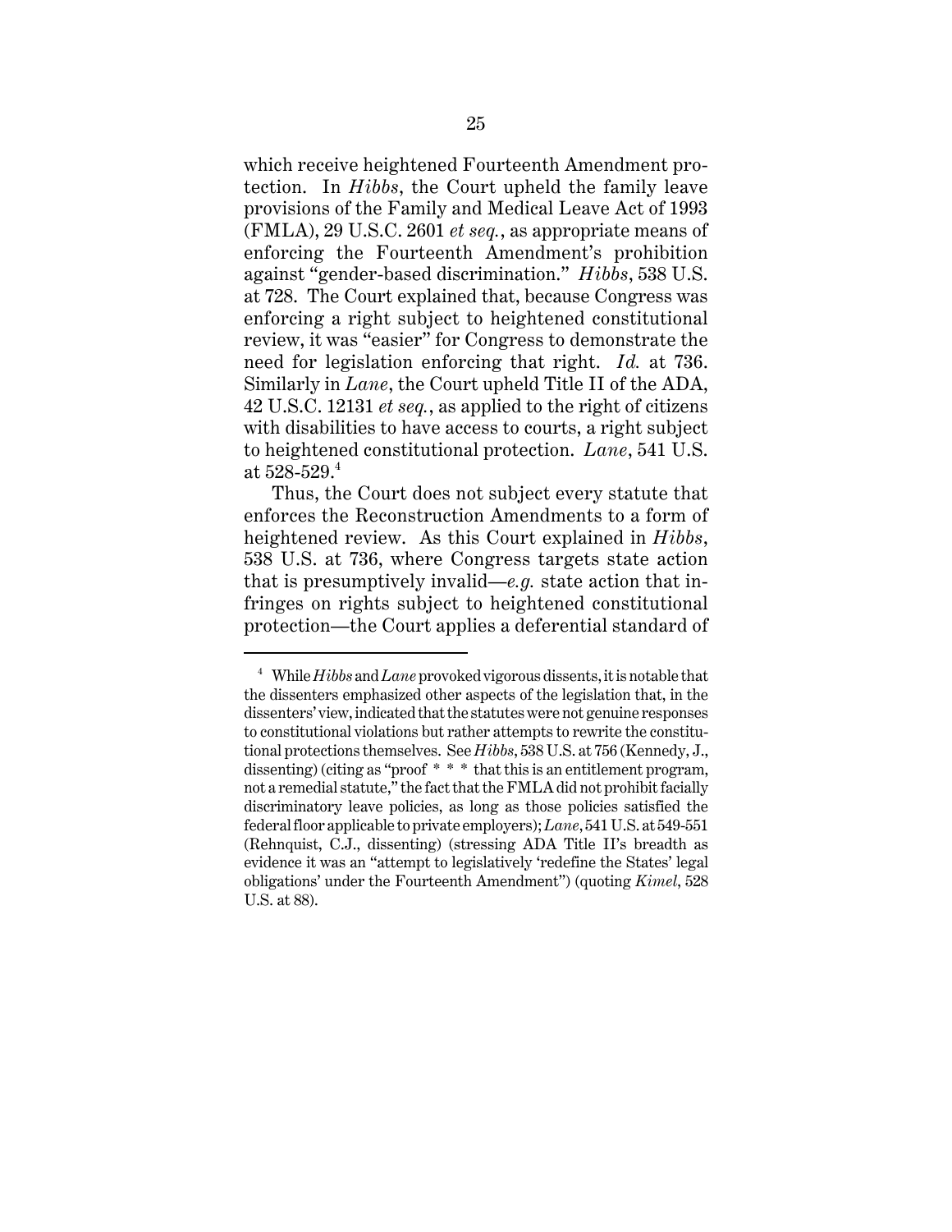which receive heightened Fourteenth Amendment protection. In *Hibbs*, the Court upheld the family leave provisions of the Family and Medical Leave Act of 1993 (FMLA), 29 U.S.C. 2601 *et seq.*, as appropriate means of enforcing the Fourteenth Amendment's prohibition against "gender-based discrimination." *Hibbs*, 538 U.S. at 728. The Court explained that, because Congress was enforcing a right subject to heightened constitutional review, it was "easier" for Congress to demonstrate the need for legislation enforcing that right. *Id.* at 736. Similarly in *Lane*, the Court upheld Title II of the ADA, 42 U.S.C. 12131 *et seq.*, as applied to the right of citizens with disabilities to have access to courts, a right subject to heightened constitutional protection. *Lane*, 541 U.S. at 528-529.[4]

Thus, the Court does not subject every statute that enforces the Reconstruction Amendments to a form of heightened review. As this Court explained in *Hibbs*, 538 U.S. at 736, where Congress targets state action that is presumptively invalid—*e.g.* state action that infringes on rights subject to heightened constitutional protection—the Court applies a deferential standard of

---

[4] While *Hibbs* and *Lane* provoked vigorous dissents, it is notable that the dissenters emphasized other aspects of the legislation that, in the dissenters' view, indicated that the statutes were not genuine responses to constitutional violations but rather attempts to rewrite the constitutional protections themselves. See *Hibbs*, 538 U.S. at 756 (Kennedy, J., dissenting) (citing as "proof * * * that this is an entitlement program, not a remedial statute," the fact that the FMLA did not prohibit facially discriminatory leave policies, as long as those policies satisfied the federal floor applicable to private employers); *Lane*, 541 U.S. at 549-551 (Rehnquist, C.J., dissenting) (stressing ADA Title II's breadth as evidence it was an "attempt to legislatively 'redefine the States' legal obligations' under the Fourteenth Amendment") (quoting *Kimel*, 528 U.S. at 88).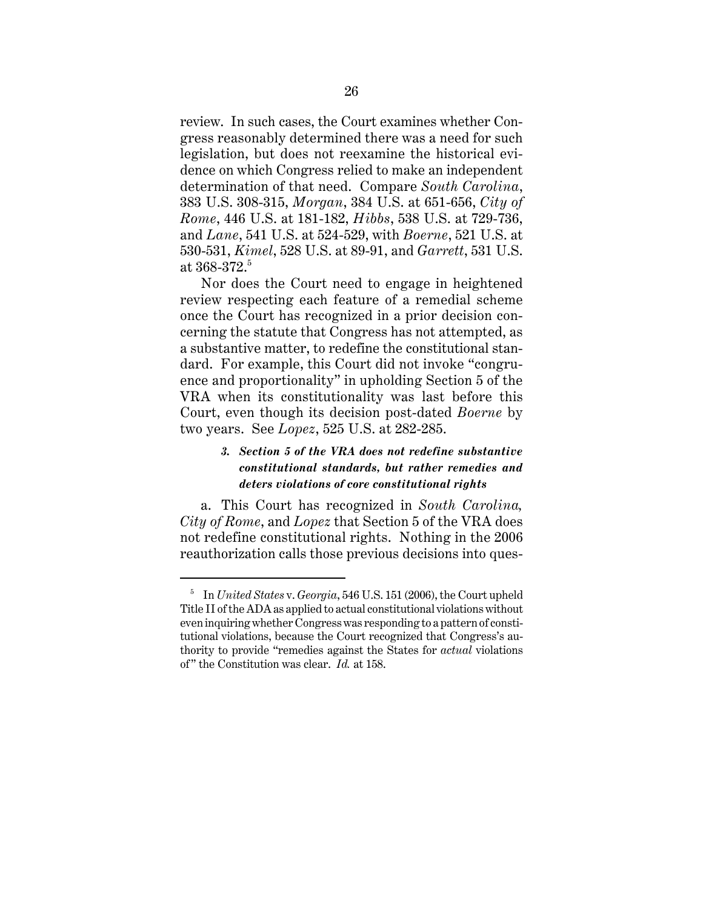review. In such cases, the Court examines whether Congress reasonably determined there was a need for such legislation, but does not reexamine the historical evidence on which Congress relied to make an independent determination of that need. Compare *South Carolina*, 383 U.S. 308-315, *Morgan*, 384 U.S. at 651-656, *City of Rome*, 446 U.S. at 181-182, *Hibbs*, 538 U.S. at 729-736, and *Lane*, 541 U.S. at 524-529, with *Boerne*, 521 U.S. at 530-531, *Kimel*, 528 U.S. at 89-91, and *Garrett*, 531 U.S. at 368-372.[5]

Nor does the Court need to engage in heightened review respecting each feature of a remedial scheme once the Court has recognized in a prior decision concerning the statute that Congress has not attempted, as a substantive matter, to redefine the constitutional standard. For example, this Court did not invoke "congruence and proportionality" in upholding Section 5 of the VRA when its constitutionality was last before this Court, even though its decision post-dated *Boerne* by two years. See *Lopez*, 525 U.S. at 282-285.

### *3. Section 5 of the VRA does not redefine substantive constitutional standards, but rather remedies and deters violations of core constitutional rights*

a. This Court has recognized in *South Carolina, City of Rome*, and *Lopez* that Section 5 of the VRA does not redefine constitutional rights. Nothing in the 2006 reauthorization calls those previous decisions into ques-

---

[5] In *United States* v. *Georgia*, 546 U.S. 151 (2006), the Court upheld Title II of the ADA as applied to actual constitutional violations without even inquiring whether Congress was responding to a pattern of constitutional violations, because the Court recognized that Congress's authority to provide "remedies against the States for *actual* violations of" the Constitution was clear. *Id.* at 158.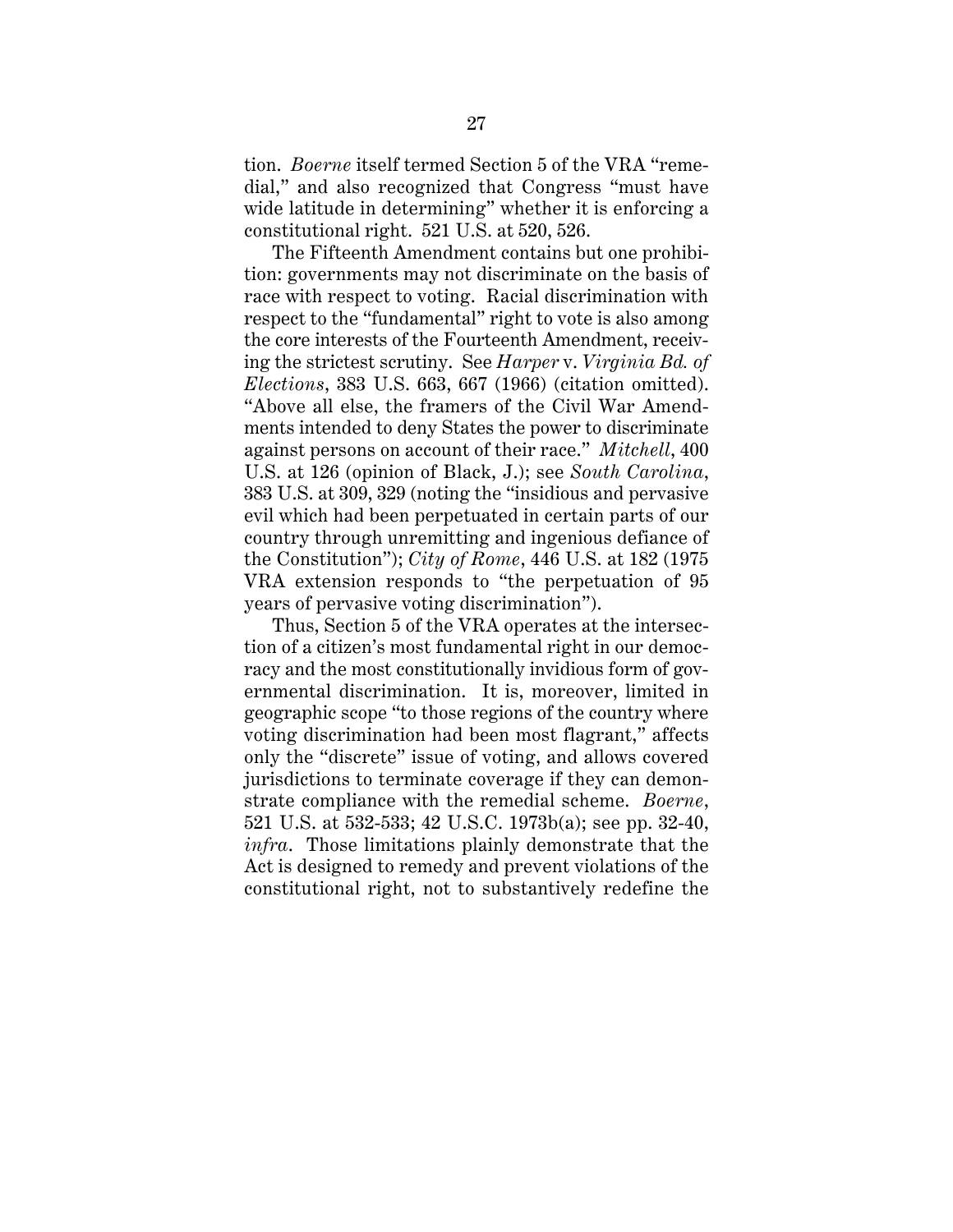tion. *Boerne* itself termed Section 5 of the VRA "remedial," and also recognized that Congress "must have wide latitude in determining" whether it is enforcing a constitutional right. 521 U.S. at 520, 526.

The Fifteenth Amendment contains but one prohibition: governments may not discriminate on the basis of race with respect to voting. Racial discrimination with respect to the "fundamental" right to vote is also among the core interests of the Fourteenth Amendment, receiving the strictest scrutiny. See *Harper* v. *Virginia Bd. of Elections*, 383 U.S. 663, 667 (1966) (citation omitted). "Above all else, the framers of the Civil War Amendments intended to deny States the power to discriminate against persons on account of their race." *Mitchell*, 400 U.S. at 126 (opinion of Black, J.); see *South Carolina*, 383 U.S. at 309, 329 (noting the "insidious and pervasive evil which had been perpetuated in certain parts of our country through unremitting and ingenious defiance of the Constitution"); *City of Rome*, 446 U.S. at 182 (1975 VRA extension responds to "the perpetuation of 95 years of pervasive voting discrimination").

Thus, Section 5 of the VRA operates at the intersection of a citizen's most fundamental right in our democracy and the most constitutionally invidious form of governmental discrimination. It is, moreover, limited in geographic scope "to those regions of the country where voting discrimination had been most flagrant," affects only the "discrete" issue of voting, and allows covered jurisdictions to terminate coverage if they can demonstrate compliance with the remedial scheme. *Boerne*, 521 U.S. at 532-533; 42 U.S.C. 1973b(a); see pp. 32-40, *infra*. Those limitations plainly demonstrate that the Act is designed to remedy and prevent violations of the constitutional right, not to substantively redefine the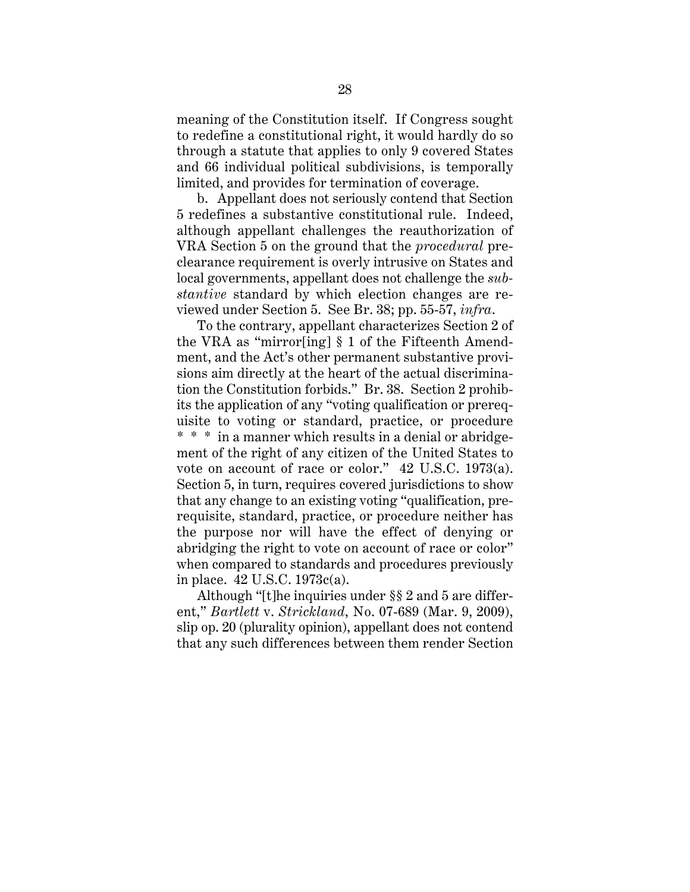meaning of the Constitution itself. If Congress sought to redefine a constitutional right, it would hardly do so through a statute that applies to only 9 covered States and 66 individual political subdivisions, is temporally limited, and provides for termination of coverage.

b. Appellant does not seriously contend that Section 5 redefines a substantive constitutional rule. Indeed, although appellant challenges the reauthorization of VRA Section 5 on the ground that the *procedural* preclearance requirement is overly intrusive on States and local governments, appellant does not challenge the *substantive* standard by which election changes are reviewed under Section 5. See Br. 38; pp. 55-57, *infra*.

To the contrary, appellant characterizes Section 2 of the VRA as "mirror[ing] § 1 of the Fifteenth Amendment, and the Act's other permanent substantive provisions aim directly at the heart of the actual discrimination the Constitution forbids." Br. 38. Section 2 prohibits the application of any "voting qualification or prerequisite to voting or standard, practice, or procedure * * * in a manner which results in a denial or abridgement of the right of any citizen of the United States to vote on account of race or color." 42 U.S.C. 1973(a). Section 5, in turn, requires covered jurisdictions to show that any change to an existing voting "qualification, prerequisite, standard, practice, or procedure neither has the purpose nor will have the effect of denying or abridging the right to vote on account of race or color" when compared to standards and procedures previously in place. 42 U.S.C. 1973c(a).

Although "[t]he inquiries under §§ 2 and 5 are different," *Bartlett* v. *Strickland*, No. 07-689 (Mar. 9, 2009), slip op. 20 (plurality opinion), appellant does not contend that any such differences between them render Section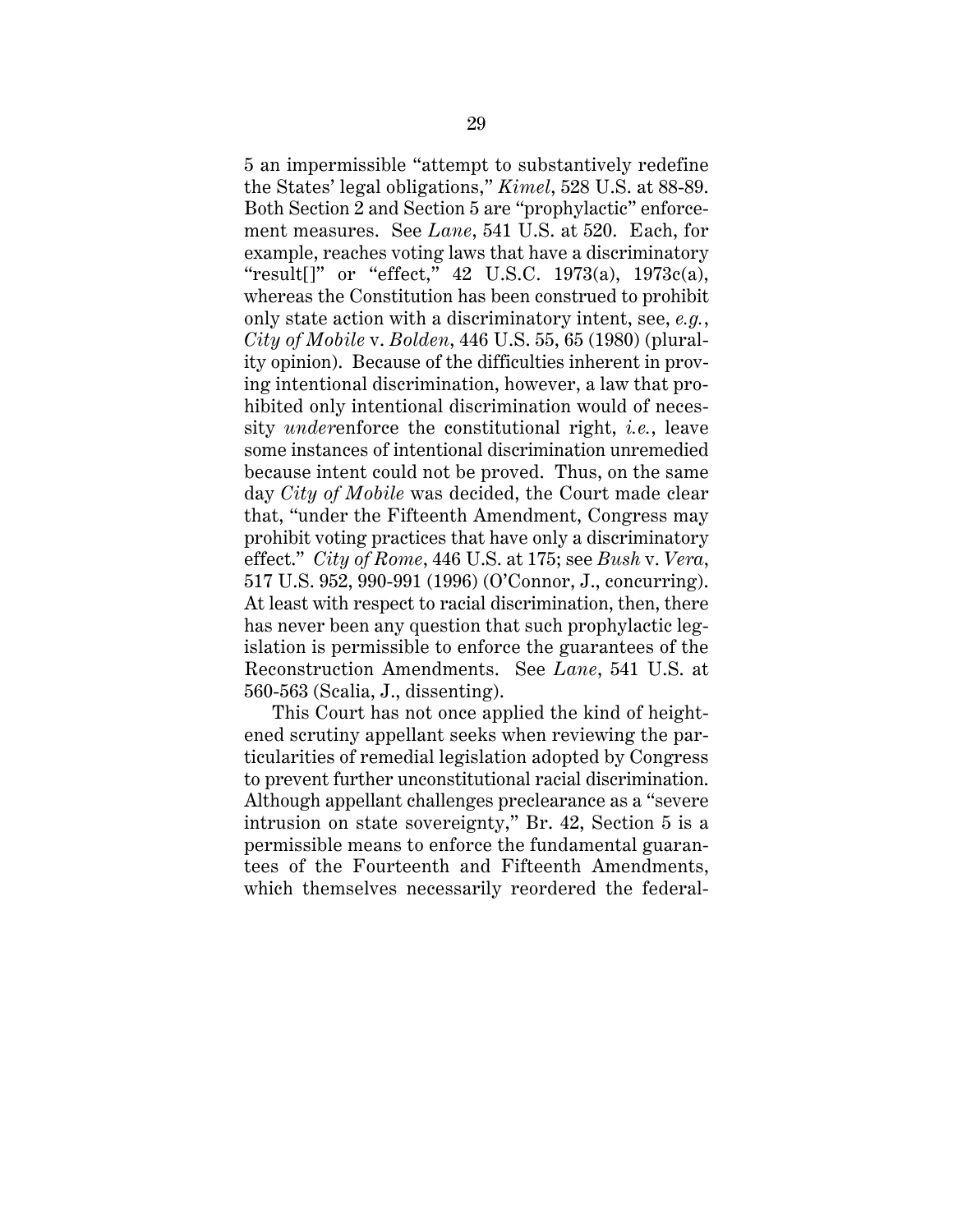5 an impermissible "attempt to substantively redefine the States' legal obligations," *Kimel*, 528 U.S. at 88-89. Both Section 2 and Section 5 are "prophylactic" enforcement measures. See *Lane*, 541 U.S. at 520. Each, for example, reaches voting laws that have a discriminatory "result[]" or "effect," 42 U.S.C. 1973(a), 1973c(a), whereas the Constitution has been construed to prohibit only state action with a discriminatory intent, see, *e.g.*, *City of Mobile* v. *Bolden*, 446 U.S. 55, 65 (1980) (plurality opinion). Because of the difficulties inherent in proving intentional discrimination, however, a law that prohibited only intentional discrimination would of necessity *under*enforce the constitutional right, *i.e.*, leave some instances of intentional discrimination unremedied because intent could not be proved. Thus, on the same day *City of Mobile* was decided, the Court made clear that, "under the Fifteenth Amendment, Congress may prohibit voting practices that have only a discriminatory effect." *City of Rome*, 446 U.S. at 175; see *Bush* v. *Vera*, 517 U.S. 952, 990-991 (1996) (O'Connor, J., concurring). At least with respect to racial discrimination, then, there has never been any question that such prophylactic legislation is permissible to enforce the guarantees of the Reconstruction Amendments. See *Lane*, 541 U.S. at 560-563 (Scalia, J., dissenting).

This Court has not once applied the kind of heightened scrutiny appellant seeks when reviewing the particularities of remedial legislation adopted by Congress to prevent further unconstitutional racial discrimination. Although appellant challenges preclearance as a "severe intrusion on state sovereignty," Br. 42, Section 5 is a permissible means to enforce the fundamental guarantees of the Fourteenth and Fifteenth Amendments, which themselves necessarily reordered the federal-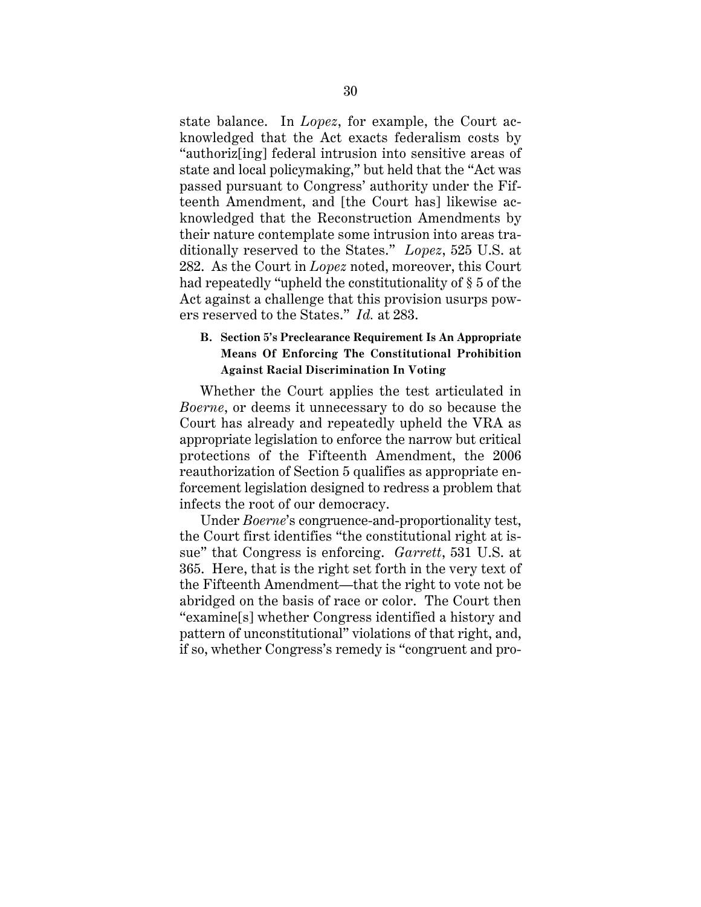state balance. In *Lopez*, for example, the Court acknowledged that the Act exacts federalism costs by "authoriz[ing] federal intrusion into sensitive areas of state and local policymaking," but held that the "Act was passed pursuant to Congress' authority under the Fifteenth Amendment, and [the Court has] likewise acknowledged that the Reconstruction Amendments by their nature contemplate some intrusion into areas traditionally reserved to the States." *Lopez*, 525 U.S. at 282. As the Court in *Lopez* noted, moreover, this Court had repeatedly "upheld the constitutionality of § 5 of the Act against a challenge that this provision usurps powers reserved to the States." *Id.* at 283.

### B. Section 5's Preclearance Requirement Is An Appropriate Means Of Enforcing The Constitutional Prohibition Against Racial Discrimination In Voting

Whether the Court applies the test articulated in *Boerne*, or deems it unnecessary to do so because the Court has already and repeatedly upheld the VRA as appropriate legislation to enforce the narrow but critical protections of the Fifteenth Amendment, the 2006 reauthorization of Section 5 qualifies as appropriate enforcement legislation designed to redress a problem that infects the root of our democracy.

Under *Boerne*'s congruence-and-proportionality test, the Court first identifies "the constitutional right at issue" that Congress is enforcing. *Garrett*, 531 U.S. at 365. Here, that is the right set forth in the very text of the Fifteenth Amendment—that the right to vote not be abridged on the basis of race or color. The Court then "examine[s] whether Congress identified a history and pattern of unconstitutional" violations of that right, and, if so, whether Congress's remedy is "congruent and pro-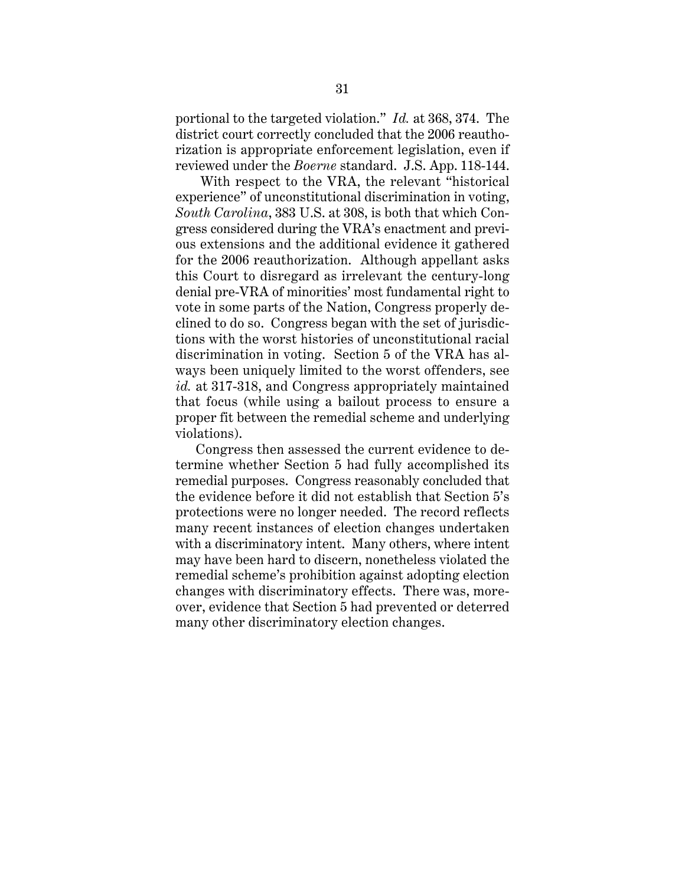portional to the targeted violation." *Id.* at 368, 374. The district court correctly concluded that the 2006 reauthorization is appropriate enforcement legislation, even if reviewed under the *Boerne* standard. J.S. App. 118-144.

With respect to the VRA, the relevant "historical experience" of unconstitutional discrimination in voting, *South Carolina*, 383 U.S. at 308, is both that which Congress considered during the VRA's enactment and previous extensions and the additional evidence it gathered for the 2006 reauthorization. Although appellant asks this Court to disregard as irrelevant the century-long denial pre-VRA of minorities' most fundamental right to vote in some parts of the Nation, Congress properly declined to do so. Congress began with the set of jurisdictions with the worst histories of unconstitutional racial discrimination in voting. Section 5 of the VRA has always been uniquely limited to the worst offenders, see *id.* at 317-318, and Congress appropriately maintained that focus (while using a bailout process to ensure a proper fit between the remedial scheme and underlying violations).

Congress then assessed the current evidence to determine whether Section 5 had fully accomplished its remedial purposes. Congress reasonably concluded that the evidence before it did not establish that Section 5's protections were no longer needed. The record reflects many recent instances of election changes undertaken with a discriminatory intent. Many others, where intent may have been hard to discern, nonetheless violated the remedial scheme's prohibition against adopting election changes with discriminatory effects. There was, moreover, evidence that Section 5 had prevented or deterred many other discriminatory election changes.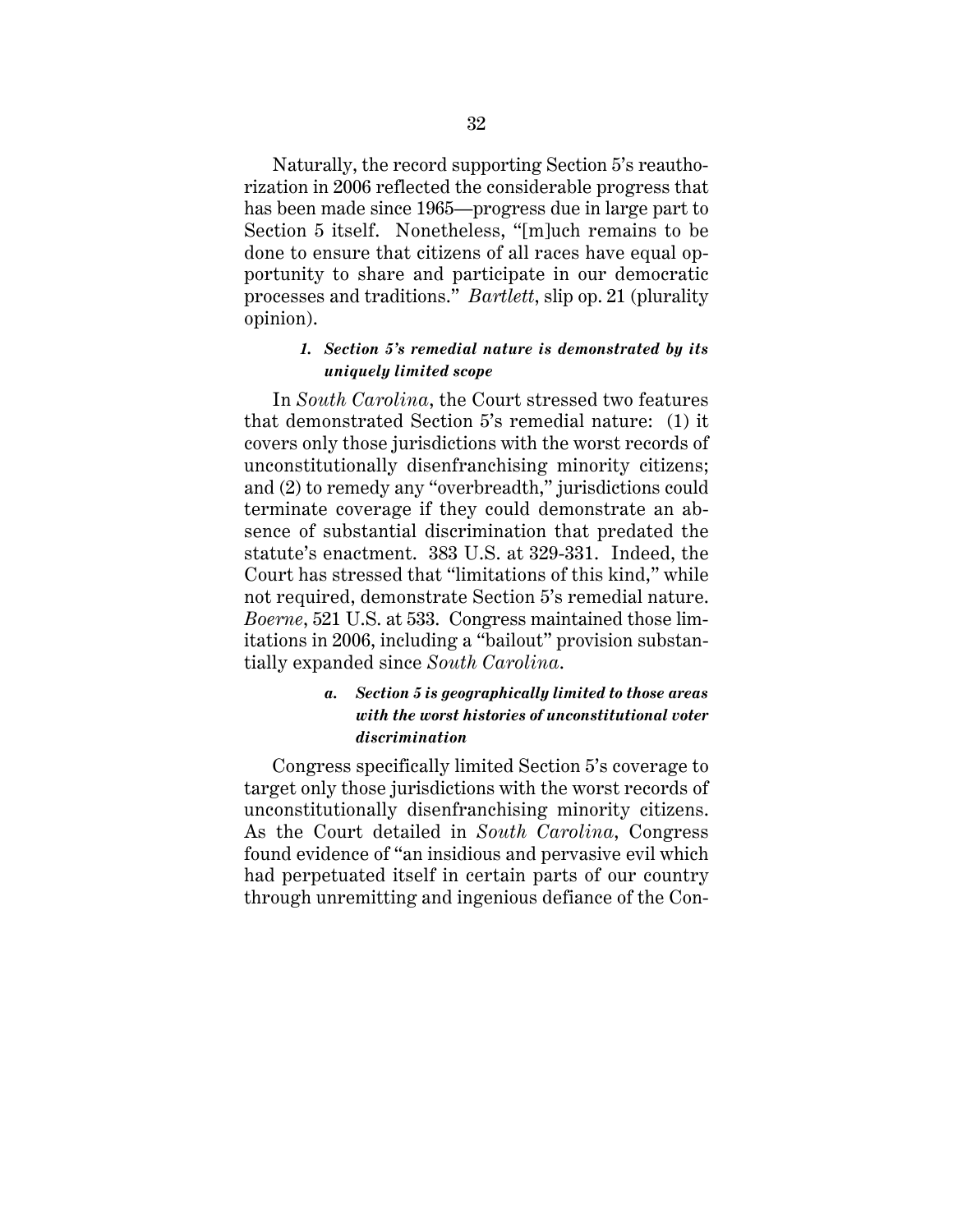Naturally, the record supporting Section 5's reauthorization in 2006 reflected the considerable progress that has been made since 1965—progress due in large part to Section 5 itself. Nonetheless, "[m]uch remains to be done to ensure that citizens of all races have equal opportunity to share and participate in our democratic processes and traditions." *Bartlett*, slip op. 21 (plurality opinion).

#### *1. Section 5's remedial nature is demonstrated by its uniquely limited scope*

In *South Carolina*, the Court stressed two features that demonstrated Section 5's remedial nature: (1) it covers only those jurisdictions with the worst records of unconstitutionally disenfranchising minority citizens; and (2) to remedy any "overbreadth," jurisdictions could terminate coverage if they could demonstrate an absence of substantial discrimination that predated the statute's enactment. 383 U.S. at 329-331. Indeed, the Court has stressed that "limitations of this kind," while not required, demonstrate Section 5's remedial nature. *Boerne*, 521 U.S. at 533. Congress maintained those limitations in 2006, including a "bailout" provision substantially expanded since *South Carolina*.

##### *a. Section 5 is geographically limited to those areas with the worst histories of unconstitutional voter discrimination*

Congress specifically limited Section 5's coverage to target only those jurisdictions with the worst records of unconstitutionally disenfranchising minority citizens. As the Court detailed in *South Carolina*, Congress found evidence of "an insidious and pervasive evil which had perpetuated itself in certain parts of our country through unremitting and ingenious defiance of the Con-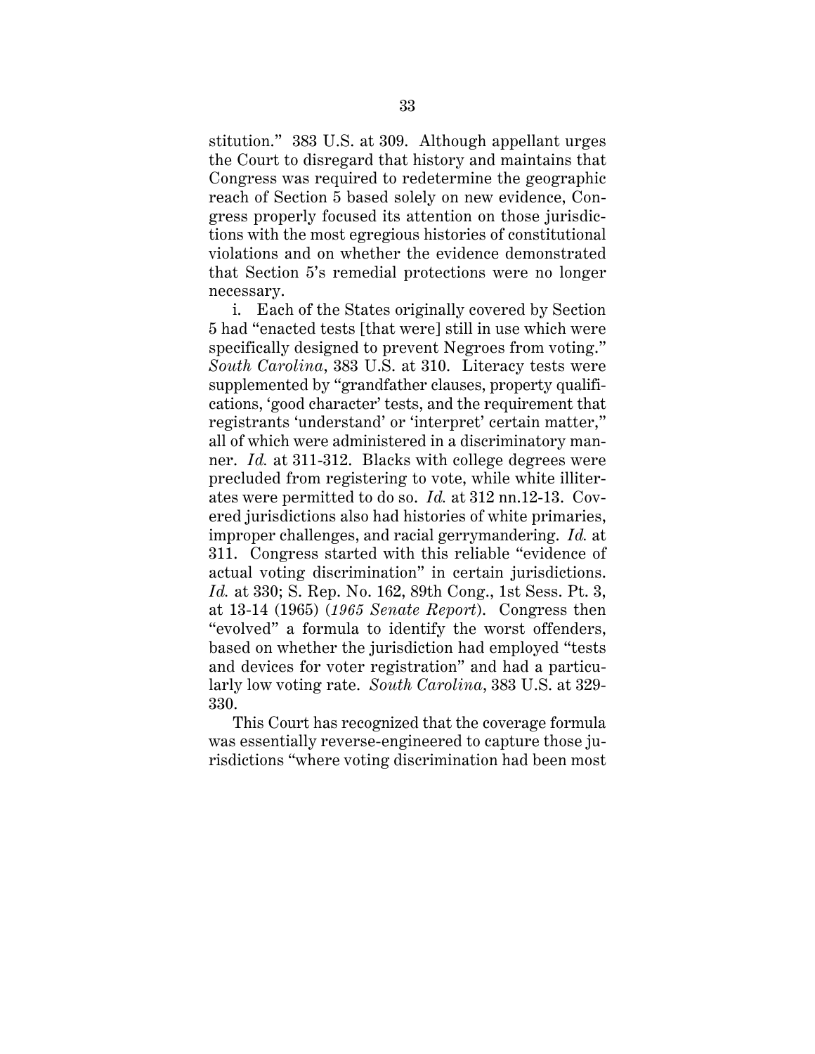stitution." 383 U.S. at 309. Although appellant urges the Court to disregard that history and maintains that Congress was required to redetermine the geographic reach of Section 5 based solely on new evidence, Congress properly focused its attention on those jurisdictions with the most egregious histories of constitutional violations and on whether the evidence demonstrated that Section 5's remedial protections were no longer necessary.

i. Each of the States originally covered by Section 5 had "enacted tests [that were] still in use which were specifically designed to prevent Negroes from voting." *South Carolina*, 383 U.S. at 310. Literacy tests were supplemented by "grandfather clauses, property qualifications, 'good character' tests, and the requirement that registrants 'understand' or 'interpret' certain matter," all of which were administered in a discriminatory manner. *Id.* at 311-312. Blacks with college degrees were precluded from registering to vote, while white illiterates were permitted to do so. *Id.* at 312 nn.12-13. Covered jurisdictions also had histories of white primaries, improper challenges, and racial gerrymandering. *Id.* at 311. Congress started with this reliable "evidence of actual voting discrimination" in certain jurisdictions. *Id.* at 330; S. Rep. No. 162, 89th Cong., 1st Sess. Pt. 3, at 13-14 (1965) (*1965 Senate Report*). Congress then "evolved" a formula to identify the worst offenders, based on whether the jurisdiction had employed "tests and devices for voter registration" and had a particularly low voting rate. *South Carolina*, 383 U.S. at 329-330.

This Court has recognized that the coverage formula was essentially reverse-engineered to capture those jurisdictions "where voting discrimination had been most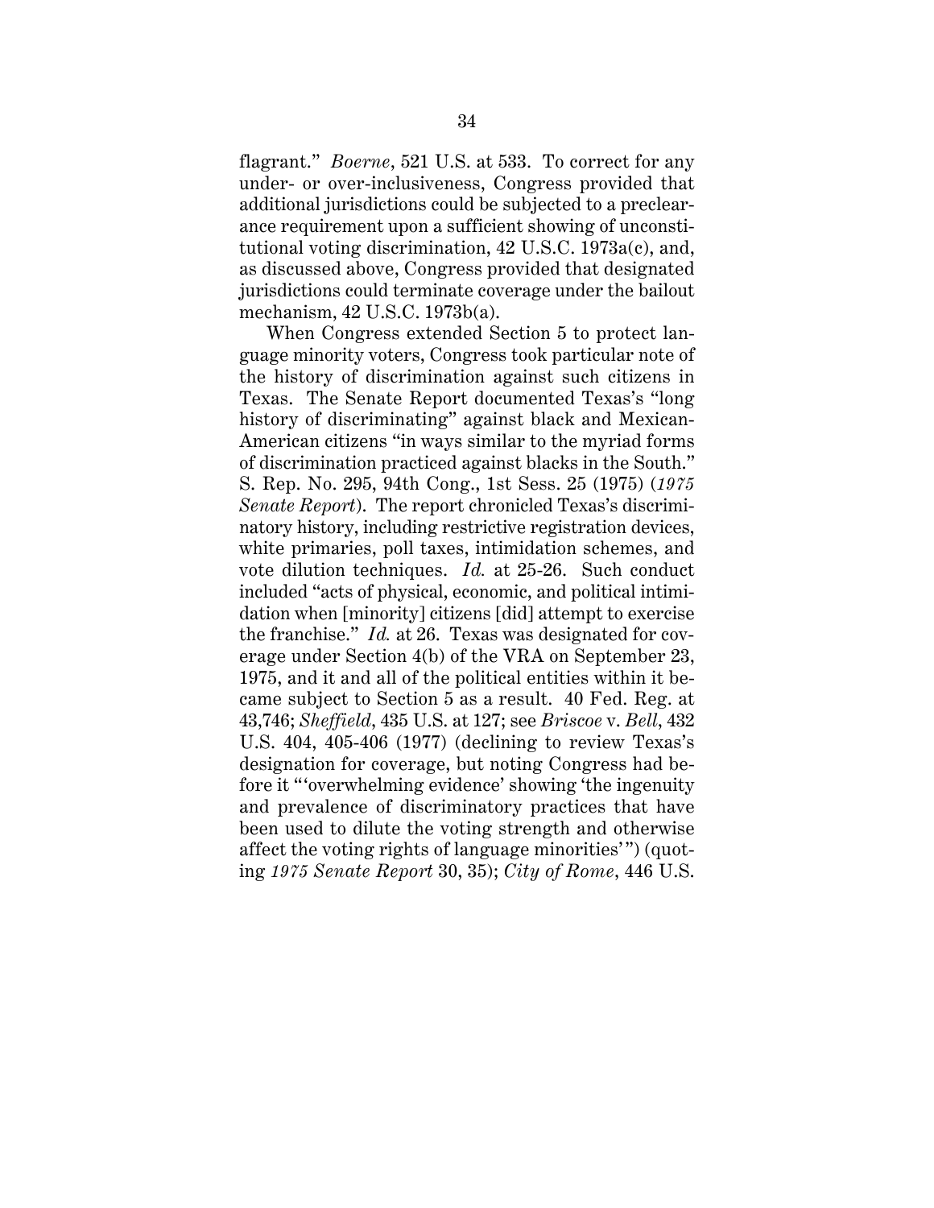flagrant." *Boerne*, 521 U.S. at 533. To correct for any under- or over-inclusiveness, Congress provided that additional jurisdictions could be subjected to a preclearance requirement upon a sufficient showing of unconstitutional voting discrimination, 42 U.S.C. 1973a(c), and, as discussed above, Congress provided that designated jurisdictions could terminate coverage under the bailout mechanism, 42 U.S.C. 1973b(a).

When Congress extended Section 5 to protect language minority voters, Congress took particular note of the history of discrimination against such citizens in Texas. The Senate Report documented Texas's "long history of discriminating" against black and Mexican-American citizens "in ways similar to the myriad forms of discrimination practiced against blacks in the South." S. Rep. No. 295, 94th Cong., 1st Sess. 25 (1975) (*1975 Senate Report*). The report chronicled Texas's discriminatory history, including restrictive registration devices, white primaries, poll taxes, intimidation schemes, and vote dilution techniques. *Id.* at 25-26. Such conduct included "acts of physical, economic, and political intimidation when [minority] citizens [did] attempt to exercise the franchise." *Id.* at 26. Texas was designated for coverage under Section 4(b) of the VRA on September 23, 1975, and it and all of the political entities within it became subject to Section 5 as a result. 40 Fed. Reg. at 43,746; *Sheffield*, 435 U.S. at 127; see *Briscoe* v. *Bell*, 432 U.S. 404, 405-406 (1977) (declining to review Texas's designation for coverage, but noting Congress had before it "'overwhelming evidence' showing 'the ingenuity and prevalence of discriminatory practices that have been used to dilute the voting strength and otherwise affect the voting rights of language minorities'") (quoting *1975 Senate Report* 30, 35); *City of Rome*, 446 U.S.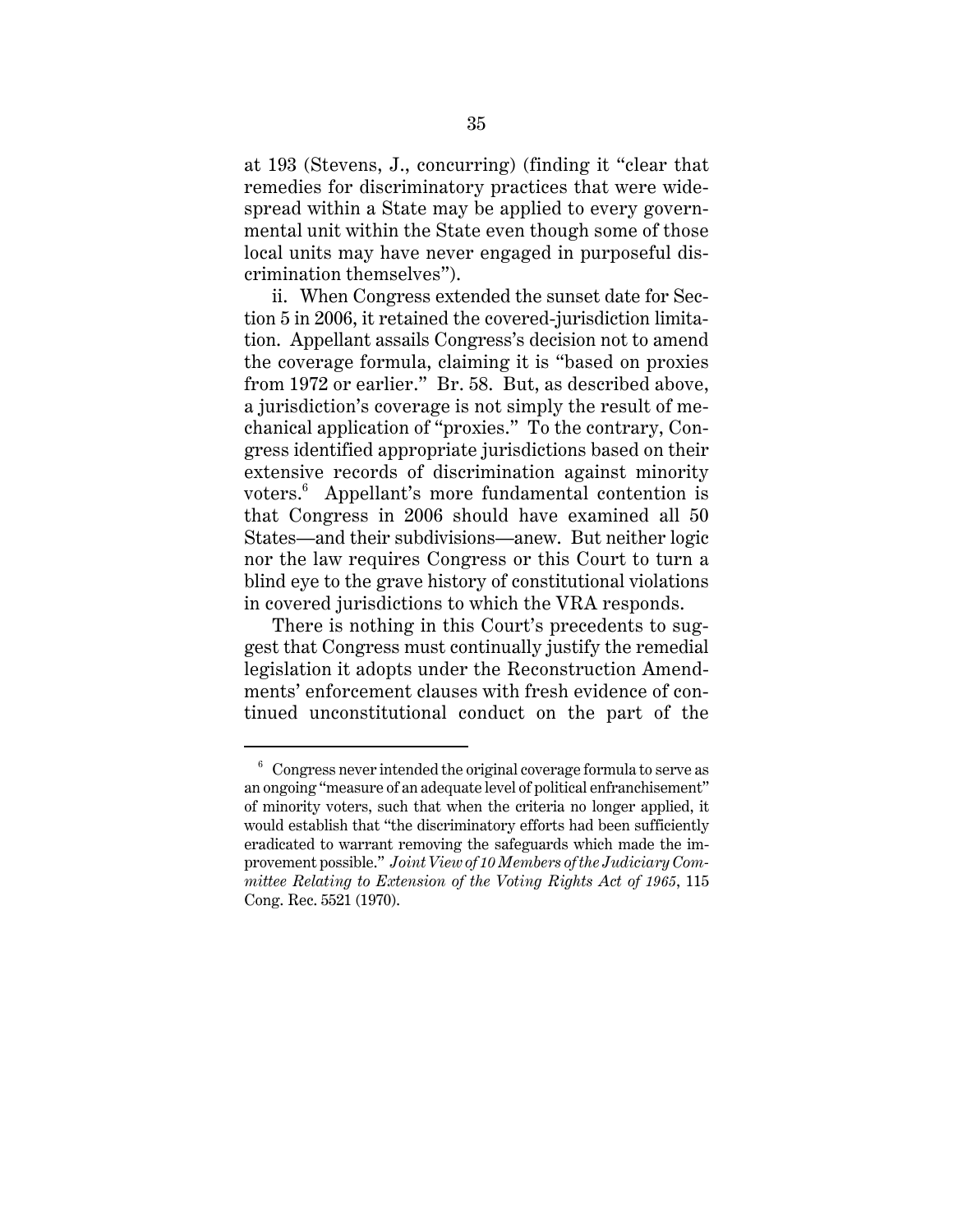at 193 (Stevens, J., concurring) (finding it "clear that remedies for discriminatory practices that were widespread within a State may be applied to every governmental unit within the State even though some of those local units may have never engaged in purposeful discrimination themselves").

ii. When Congress extended the sunset date for Section 5 in 2006, it retained the covered-jurisdiction limitation. Appellant assails Congress's decision not to amend the coverage formula, claiming it is "based on proxies from 1972 or earlier." Br. 58. But, as described above, a jurisdiction's coverage is not simply the result of mechanical application of "proxies." To the contrary, Congress identified appropriate jurisdictions based on their extensive records of discrimination against minority voters.[6] Appellant's more fundamental contention is that Congress in 2006 should have examined all 50 States—and their subdivisions—anew. But neither logic nor the law requires Congress or this Court to turn a blind eye to the grave history of constitutional violations in covered jurisdictions to which the VRA responds.

There is nothing in this Court's precedents to suggest that Congress must continually justify the remedial legislation it adopts under the Reconstruction Amendments' enforcement clauses with fresh evidence of continued unconstitutional conduct on the part of the

---

[6] Congress never intended the original coverage formula to serve as an ongoing "measure of an adequate level of political enfranchisement" of minority voters, such that when the criteria no longer applied, it would establish that "the discriminatory efforts had been sufficiently eradicated to warrant removing the safeguards which made the improvement possible." *Joint View of 10 Members of the Judiciary Committee Relating to Extension of the Voting Rights Act of 1965*, 115 Cong. Rec. 5521 (1970).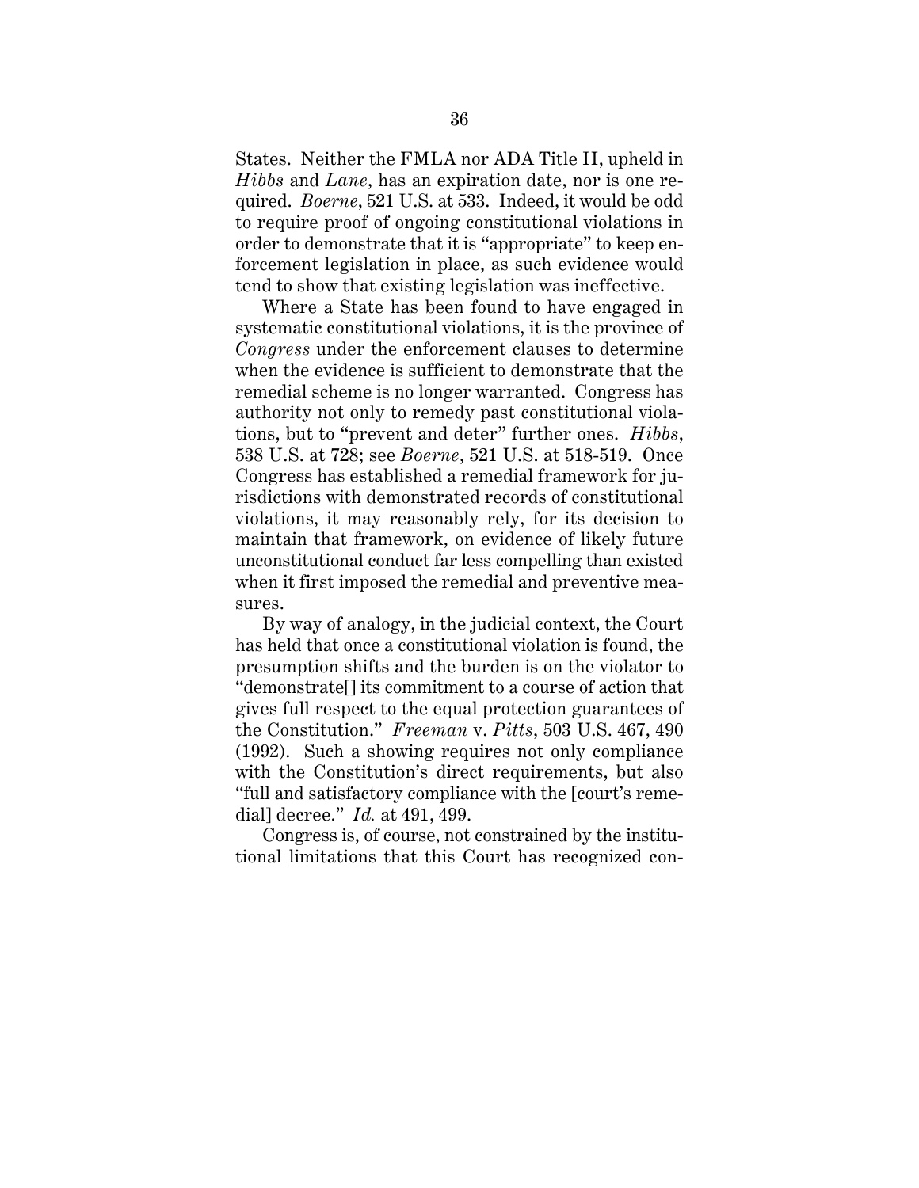States. Neither the FMLA nor ADA Title II, upheld in *Hibbs* and *Lane*, has an expiration date, nor is one required. *Boerne*, 521 U.S. at 533. Indeed, it would be odd to require proof of ongoing constitutional violations in order to demonstrate that it is "appropriate" to keep enforcement legislation in place, as such evidence would tend to show that existing legislation was ineffective.

Where a State has been found to have engaged in systematic constitutional violations, it is the province of *Congress* under the enforcement clauses to determine when the evidence is sufficient to demonstrate that the remedial scheme is no longer warranted. Congress has authority not only to remedy past constitutional violations, but to "prevent and deter" further ones. *Hibbs*, 538 U.S. at 728; see *Boerne*, 521 U.S. at 518-519. Once Congress has established a remedial framework for jurisdictions with demonstrated records of constitutional violations, it may reasonably rely, for its decision to maintain that framework, on evidence of likely future unconstitutional conduct far less compelling than existed when it first imposed the remedial and preventive measures.

By way of analogy, in the judicial context, the Court has held that once a constitutional violation is found, the presumption shifts and the burden is on the violator to "demonstrate[] its commitment to a course of action that gives full respect to the equal protection guarantees of the Constitution." *Freeman* v. *Pitts*, 503 U.S. 467, 490 (1992). Such a showing requires not only compliance with the Constitution's direct requirements, but also "full and satisfactory compliance with the [court's remedial] decree." *Id.* at 491, 499.

Congress is, of course, not constrained by the institutional limitations that this Court has recognized con-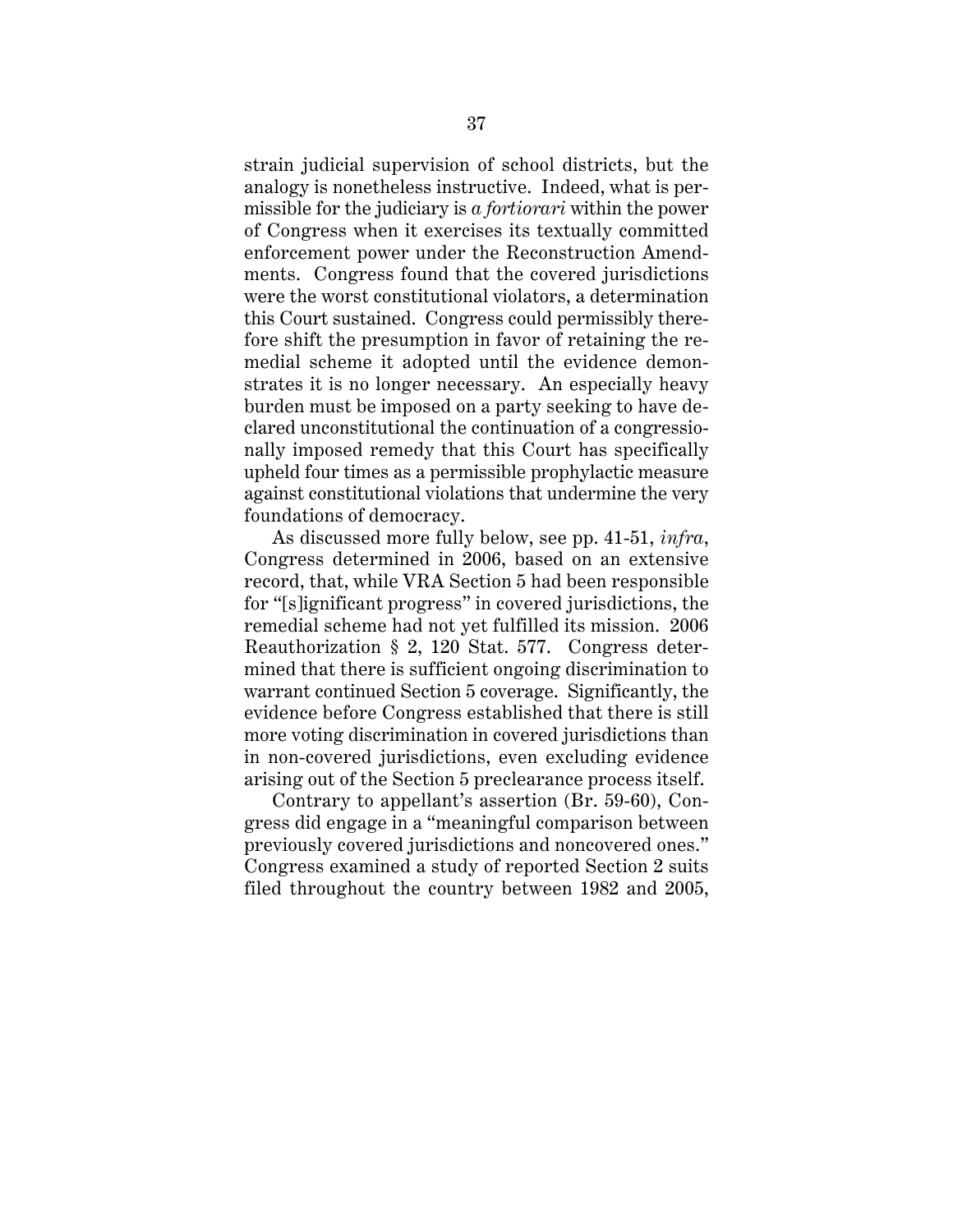strain judicial supervision of school districts, but the analogy is nonetheless instructive. Indeed, what is permissible for the judiciary is *a fortiorari* within the power of Congress when it exercises its textually committed enforcement power under the Reconstruction Amendments. Congress found that the covered jurisdictions were the worst constitutional violators, a determination this Court sustained. Congress could permissibly therefore shift the presumption in favor of retaining the remedial scheme it adopted until the evidence demonstrates it is no longer necessary. An especially heavy burden must be imposed on a party seeking to have declared unconstitutional the continuation of a congressionally imposed remedy that this Court has specifically upheld four times as a permissible prophylactic measure against constitutional violations that undermine the very foundations of democracy.

As discussed more fully below, see pp. 41-51, *infra*, Congress determined in 2006, based on an extensive record, that, while VRA Section 5 had been responsible for "[s]ignificant progress" in covered jurisdictions, the remedial scheme had not yet fulfilled its mission. 2006 Reauthorization § 2, 120 Stat. 577. Congress determined that there is sufficient ongoing discrimination to warrant continued Section 5 coverage. Significantly, the evidence before Congress established that there is still more voting discrimination in covered jurisdictions than in non-covered jurisdictions, even excluding evidence arising out of the Section 5 preclearance process itself.

Contrary to appellant's assertion (Br. 59-60), Congress did engage in a "meaningful comparison between previously covered jurisdictions and noncovered ones." Congress examined a study of reported Section 2 suits filed throughout the country between 1982 and 2005,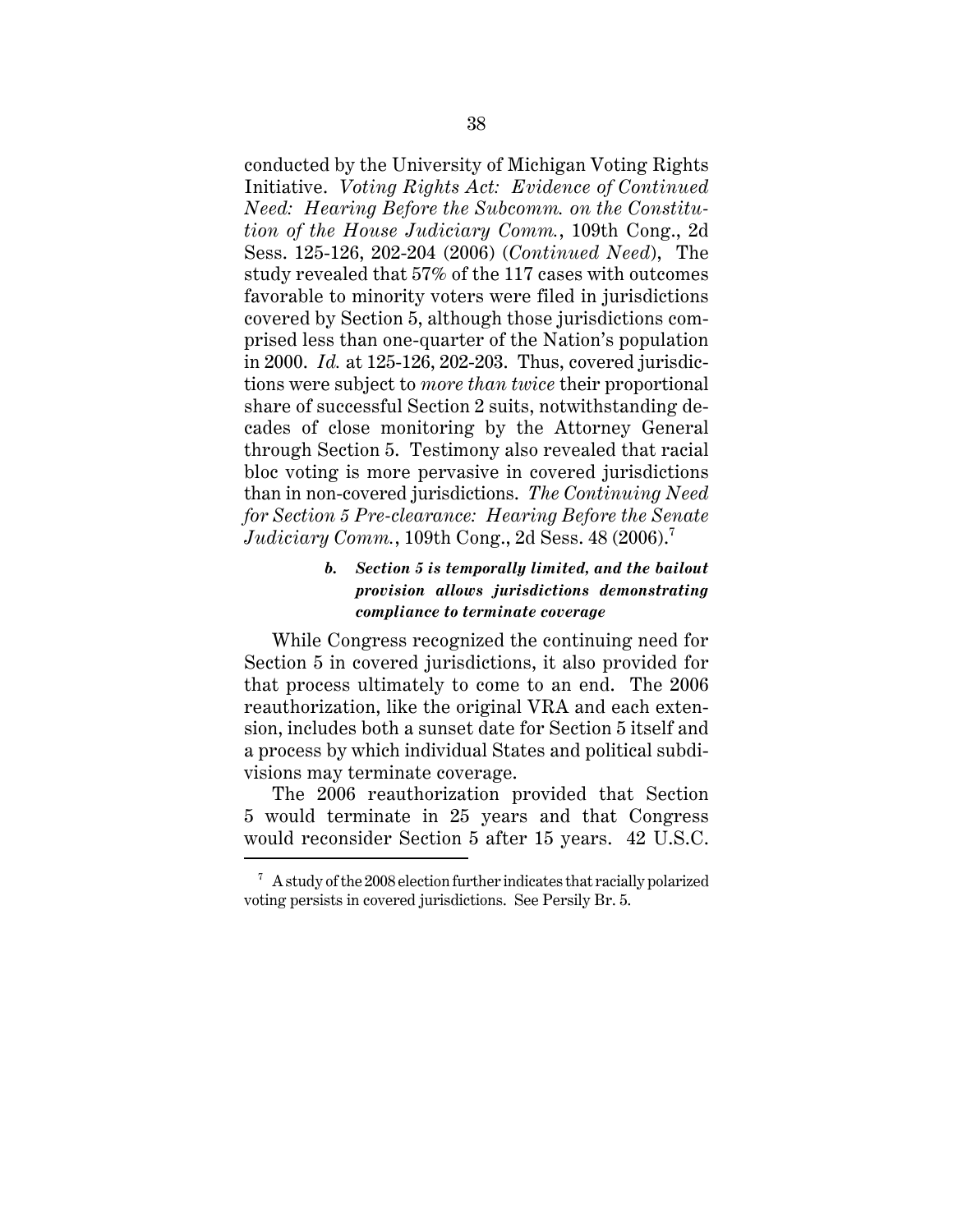conducted by the University of Michigan Voting Rights Initiative. *Voting Rights Act: Evidence of Continued Need: Hearing Before the Subcomm. on the Constitution of the House Judiciary Comm.*, 109th Cong., 2d Sess. 125-126, 202-204 (2006) (*Continued Need*), The study revealed that 57% of the 117 cases with outcomes favorable to minority voters were filed in jurisdictions covered by Section 5, although those jurisdictions comprised less than one-quarter of the Nation's population in 2000. *Id.* at 125-126, 202-203. Thus, covered jurisdictions were subject to *more than twice* their proportional share of successful Section 2 suits, notwithstanding decades of close monitoring by the Attorney General through Section 5. Testimony also revealed that racial bloc voting is more pervasive in covered jurisdictions than in non-covered jurisdictions. *The Continuing Need for Section 5 Pre-clearance: Hearing Before the Senate Judiciary Comm.*, 109th Cong., 2d Sess. 48 (2006).[7]

***b. Section 5 is temporally limited, and the bailout provision allows jurisdictions demonstrating compliance to terminate coverage***

While Congress recognized the continuing need for Section 5 in covered jurisdictions, it also provided for that process ultimately to come to an end. The 2006 reauthorization, like the original VRA and each extension, includes both a sunset date for Section 5 itself and a process by which individual States and political subdivisions may terminate coverage.

The 2006 reauthorization provided that Section 5 would terminate in 25 years and that Congress would reconsider Section 5 after 15 years. 42 U.S.C.

[7] A study of the 2008 election further indicates that racially polarized voting persists in covered jurisdictions. See Persily Br. 5.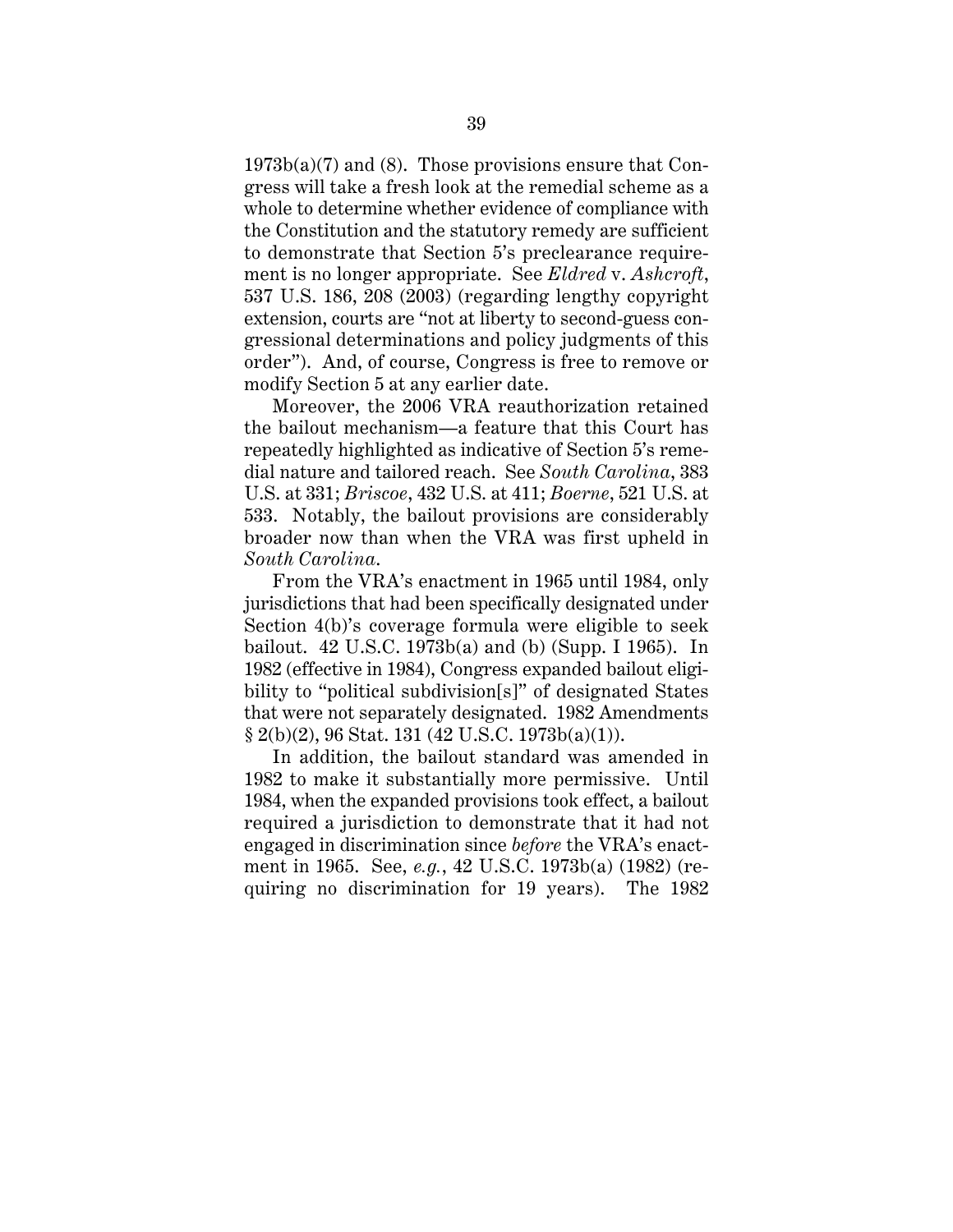1973b(a)(7) and (8). Those provisions ensure that Congress will take a fresh look at the remedial scheme as a whole to determine whether evidence of compliance with the Constitution and the statutory remedy are sufficient to demonstrate that Section 5's preclearance requirement is no longer appropriate. See *Eldred* v. *Ashcroft*, 537 U.S. 186, 208 (2003) (regarding lengthy copyright extension, courts are "not at liberty to second-guess congressional determinations and policy judgments of this order"). And, of course, Congress is free to remove or modify Section 5 at any earlier date.

Moreover, the 2006 VRA reauthorization retained the bailout mechanism—a feature that this Court has repeatedly highlighted as indicative of Section 5's remedial nature and tailored reach. See *South Carolina*, 383 U.S. at 331; *Briscoe*, 432 U.S. at 411; *Boerne*, 521 U.S. at 533. Notably, the bailout provisions are considerably broader now than when the VRA was first upheld in *South Carolina*.

From the VRA's enactment in 1965 until 1984, only jurisdictions that had been specifically designated under Section 4(b)'s coverage formula were eligible to seek bailout. 42 U.S.C. 1973b(a) and (b) (Supp. I 1965). In 1982 (effective in 1984), Congress expanded bailout eligibility to "political subdivision[s]" of designated States that were not separately designated. 1982 Amendments § 2(b)(2), 96 Stat. 131 (42 U.S.C. 1973b(a)(1)).

In addition, the bailout standard was amended in 1982 to make it substantially more permissive. Until 1984, when the expanded provisions took effect, a bailout required a jurisdiction to demonstrate that it had not engaged in discrimination since *before* the VRA's enactment in 1965. See, *e.g.*, 42 U.S.C. 1973b(a) (1982) (requiring no discrimination for 19 years). The 1982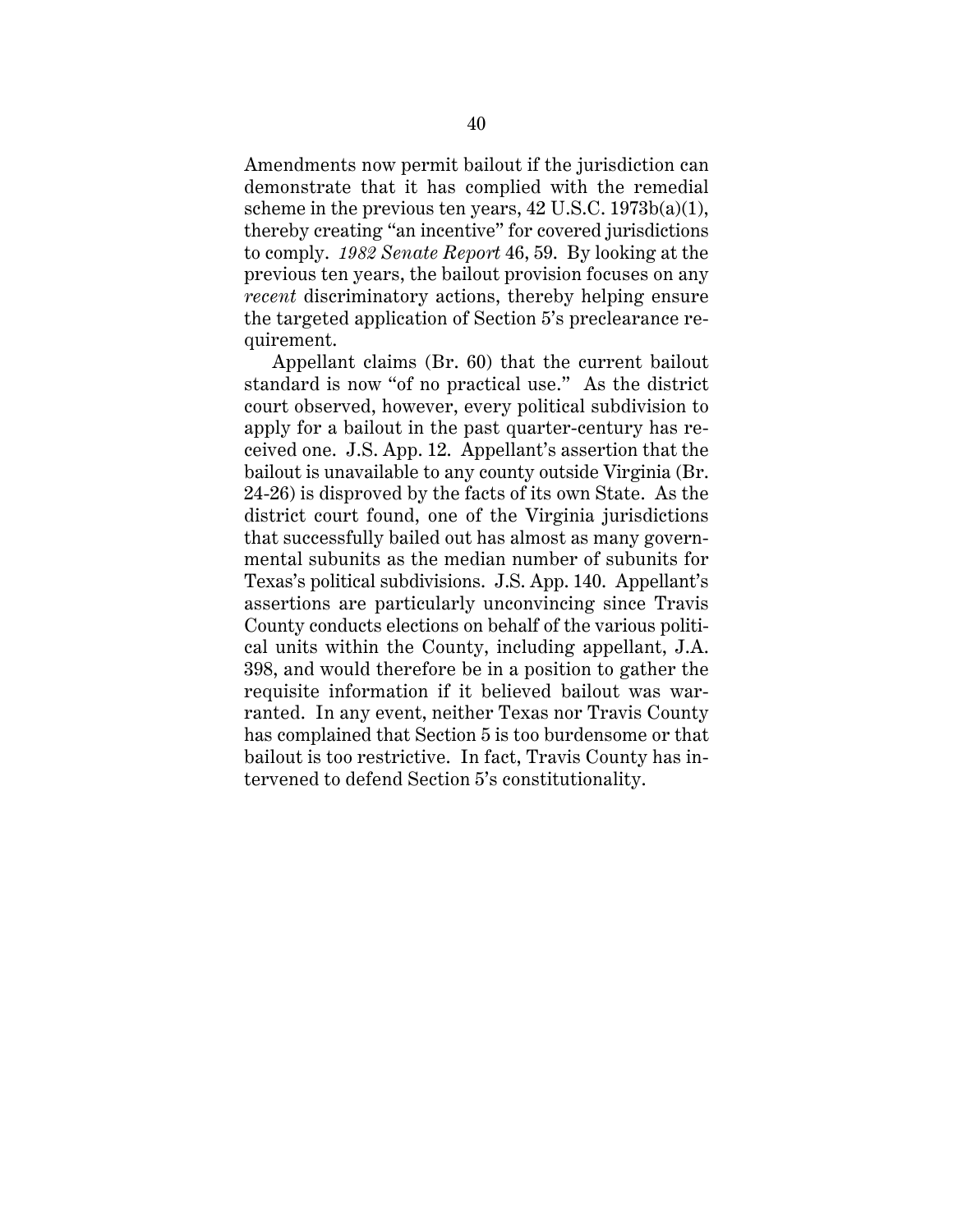Amendments now permit bailout if the jurisdiction can demonstrate that it has complied with the remedial scheme in the previous ten years, 42 U.S.C. 1973b(a)(1), thereby creating "an incentive" for covered jurisdictions to comply. *1982 Senate Report* 46, 59. By looking at the previous ten years, the bailout provision focuses on any *recent* discriminatory actions, thereby helping ensure the targeted application of Section 5's preclearance requirement.

Appellant claims (Br. 60) that the current bailout standard is now "of no practical use." As the district court observed, however, every political subdivision to apply for a bailout in the past quarter-century has received one. J.S. App. 12. Appellant's assertion that the bailout is unavailable to any county outside Virginia (Br. 24-26) is disproved by the facts of its own State. As the district court found, one of the Virginia jurisdictions that successfully bailed out has almost as many governmental subunits as the median number of subunits for Texas's political subdivisions. J.S. App. 140. Appellant's assertions are particularly unconvincing since Travis County conducts elections on behalf of the various political units within the County, including appellant, J.A. 398, and would therefore be in a position to gather the requisite information if it believed bailout was warranted. In any event, neither Texas nor Travis County has complained that Section 5 is too burdensome or that bailout is too restrictive. In fact, Travis County has intervened to defend Section 5's constitutionality.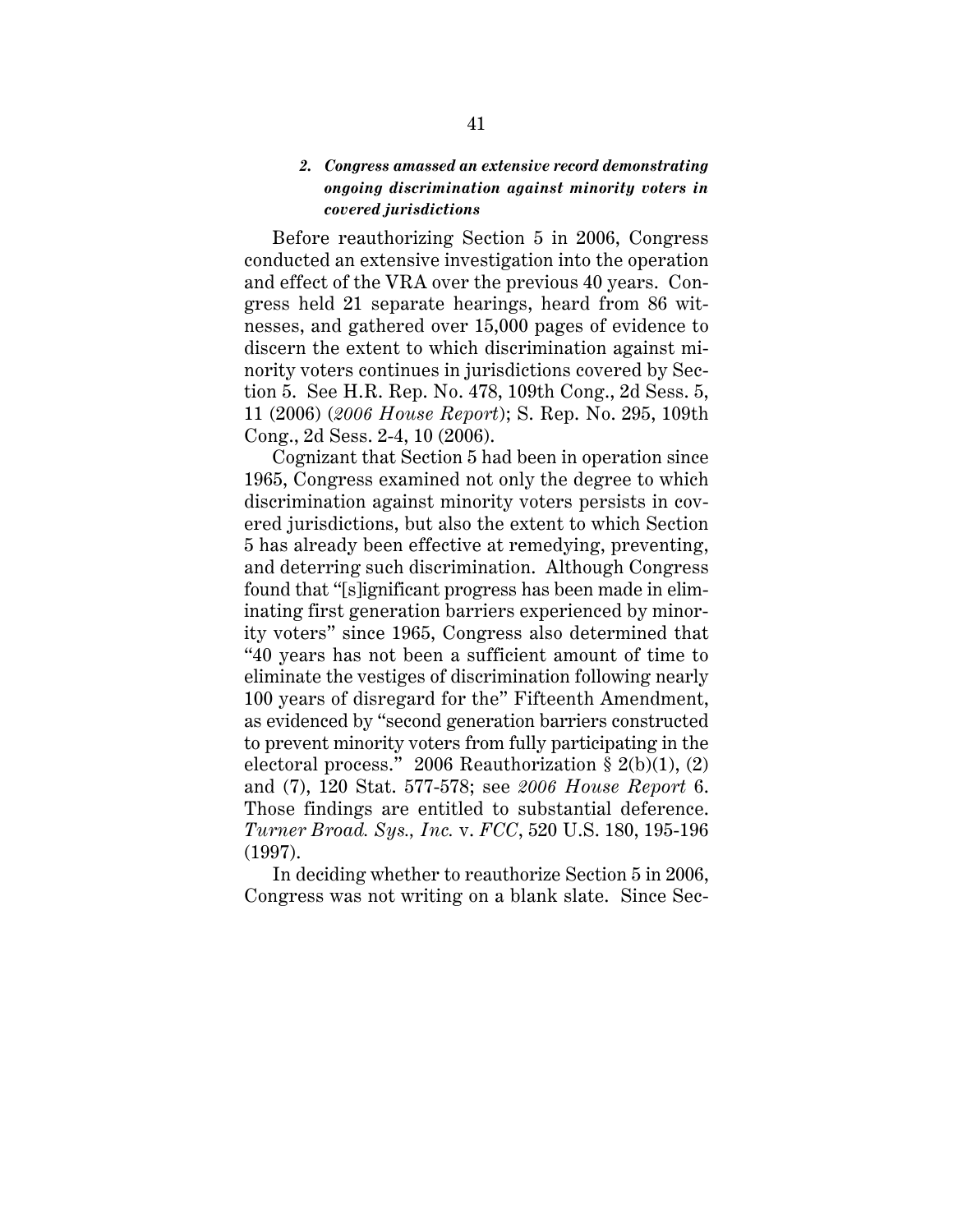### *2. Congress amassed an extensive record demonstrating ongoing discrimination against minority voters in covered jurisdictions*

Before reauthorizing Section 5 in 2006, Congress conducted an extensive investigation into the operation and effect of the VRA over the previous 40 years. Congress held 21 separate hearings, heard from 86 witnesses, and gathered over 15,000 pages of evidence to discern the extent to which discrimination against minority voters continues in jurisdictions covered by Section 5. See H.R. Rep. No. 478, 109th Cong., 2d Sess. 5, 11 (2006) (*2006 House Report*); S. Rep. No. 295, 109th Cong., 2d Sess. 2-4, 10 (2006).

Cognizant that Section 5 had been in operation since 1965, Congress examined not only the degree to which discrimination against minority voters persists in covered jurisdictions, but also the extent to which Section 5 has already been effective at remedying, preventing, and deterring such discrimination. Although Congress found that "[s]ignificant progress has been made in eliminating first generation barriers experienced by minority voters" since 1965, Congress also determined that "40 years has not been a sufficient amount of time to eliminate the vestiges of discrimination following nearly 100 years of disregard for the" Fifteenth Amendment, as evidenced by "second generation barriers constructed to prevent minority voters from fully participating in the electoral process." 2006 Reauthorization § 2(b)(1), (2) and (7), 120 Stat. 577-578; see *2006 House Report* 6. Those findings are entitled to substantial deference. *Turner Broad. Sys., Inc.* v. *FCC*, 520 U.S. 180, 195-196 (1997).

In deciding whether to reauthorize Section 5 in 2006, Congress was not writing on a blank slate. Since Sec-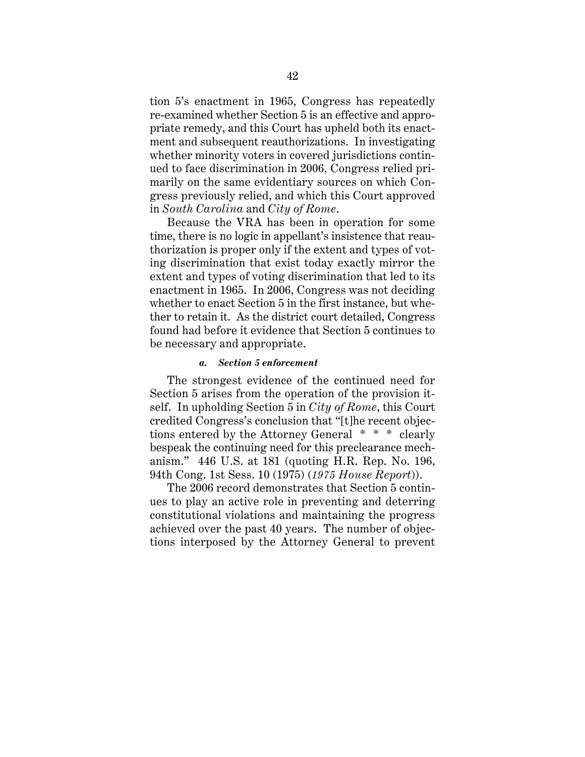tion 5's enactment in 1965, Congress has repeatedly re-examined whether Section 5 is an effective and appropriate remedy, and this Court has upheld both its enactment and subsequent reauthorizations. In investigating whether minority voters in covered jurisdictions continued to face discrimination in 2006, Congress relied primarily on the same evidentiary sources on which Congress previously relied, and which this Court approved in *South Carolina* and *City of Rome*.

Because the VRA has been in operation for some time, there is no logic in appellant's insistence that reauthorization is proper only if the extent and types of voting discrimination that exist today exactly mirror the extent and types of voting discrimination that led to its enactment in 1965. In 2006, Congress was not deciding whether to enact Section 5 in the first instance, but whether to retain it. As the district court detailed, Congress found had before it evidence that Section 5 continues to be necessary and appropriate.

##### *a. Section 5 enforcement*

The strongest evidence of the continued need for Section 5 arises from the operation of the provision itself. In upholding Section 5 in *City of Rome*, this Court credited Congress's conclusion that "[t]he recent objections entered by the Attorney General * * * clearly bespeak the continuing need for this preclearance mechanism." 446 U.S. at 181 (quoting H.R. Rep. No. 196, 94th Cong. 1st Sess. 10 (1975) (*1975 House Report*)).

The 2006 record demonstrates that Section 5 continues to play an active role in preventing and deterring constitutional violations and maintaining the progress achieved over the past 40 years. The number of objections interposed by the Attorney General to prevent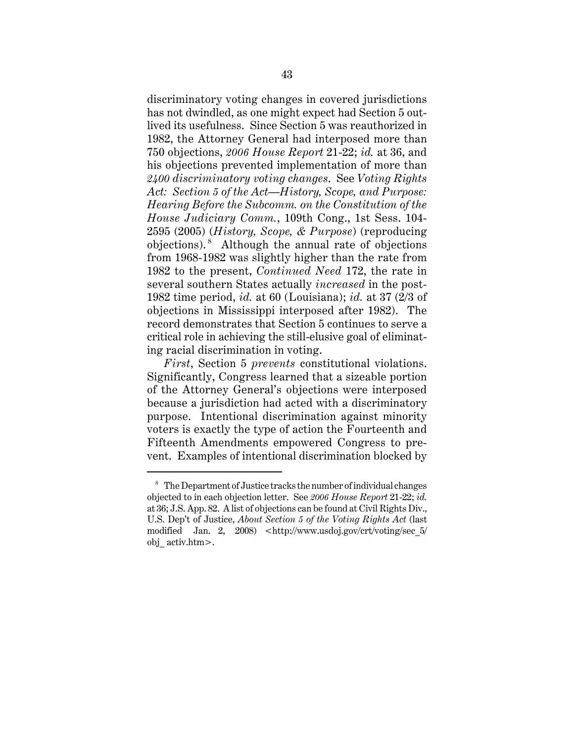discriminatory voting changes in covered jurisdictions has not dwindled, as one might expect had Section 5 outlived its usefulness. Since Section 5 was reauthorized in 1982, the Attorney General had interposed more than 750 objections, *2006 House Report* 21-22; *id.* at 36, and his objections prevented implementation of more than *2400 discriminatory voting changes*. See *Voting Rights Act: Section 5 of the Act—History, Scope, and Purpose: Hearing Before the Subcomm. on the Constitution of the House Judiciary Comm.*, 109th Cong., 1st Sess. 104-2595 (2005) (*History, Scope, & Purpose*) (reproducing objections).[8] Although the annual rate of objections from 1968-1982 was slightly higher than the rate from 1982 to the present, *Continued Need* 172, the rate in several southern States actually *increased* in the post-1982 time period, *id.* at 60 (Louisiana); *id.* at 37 (2/3 of objections in Mississippi interposed after 1982). The record demonstrates that Section 5 continues to serve a critical role in achieving the still-elusive goal of eliminating racial discrimination in voting.

*First*, Section 5 *prevents* constitutional violations. Significantly, Congress learned that a sizeable portion of the Attorney General's objections were interposed because a jurisdiction had acted with a discriminatory purpose. Intentional discrimination against minority voters is exactly the type of action the Fourteenth and Fifteenth Amendments empowered Congress to prevent. Examples of intentional discrimination blocked by

---

[8] The Department of Justice tracks the number of individual changes objected to in each objection letter. See *2006 House Report* 21-22; *id.* at 36; J.S. App. 82. A list of objections can be found at Civil Rights Div., U.S. Dep't of Justice, *About Section 5 of the Voting Rights Act* (last modified Jan. 2, 2008) <http://www.usdoj.gov/crt/voting/sec_5/obj_ activ.htm>.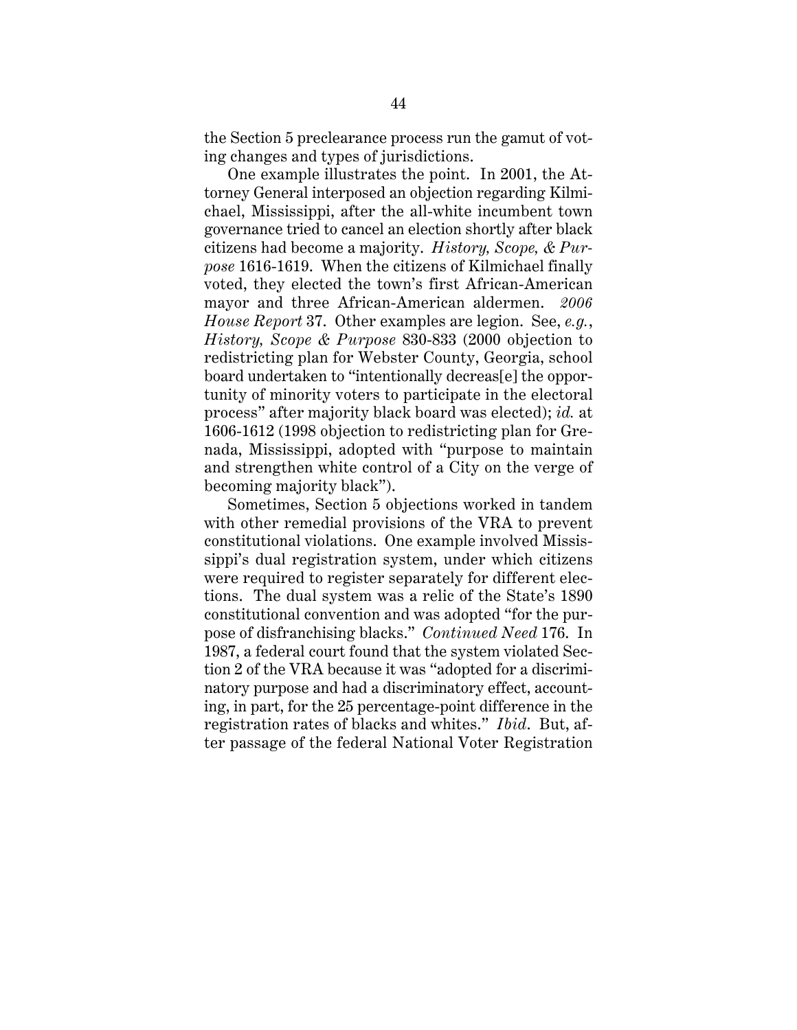the Section 5 preclearance process run the gamut of voting changes and types of jurisdictions.

One example illustrates the point. In 2001, the Attorney General interposed an objection regarding Kilmichael, Mississippi, after the all-white incumbent town governance tried to cancel an election shortly after black citizens had become a majority. *History, Scope, & Purpose* 1616-1619. When the citizens of Kilmichael finally voted, they elected the town's first African-American mayor and three African-American aldermen. *2006 House Report* 37. Other examples are legion. See, *e.g.*, *History, Scope & Purpose* 830-833 (2000 objection to redistricting plan for Webster County, Georgia, school board undertaken to "intentionally decreas[e] the opportunity of minority voters to participate in the electoral process" after majority black board was elected); *id.* at 1606-1612 (1998 objection to redistricting plan for Grenada, Mississippi, adopted with "purpose to maintain and strengthen white control of a City on the verge of becoming majority black").

Sometimes, Section 5 objections worked in tandem with other remedial provisions of the VRA to prevent constitutional violations. One example involved Mississippi's dual registration system, under which citizens were required to register separately for different elections. The dual system was a relic of the State's 1890 constitutional convention and was adopted "for the purpose of disfranchising blacks." *Continued Need* 176. In 1987, a federal court found that the system violated Section 2 of the VRA because it was "adopted for a discriminatory purpose and had a discriminatory effect, accounting, in part, for the 25 percentage-point difference in the registration rates of blacks and whites." *Ibid*. But, after passage of the federal National Voter Registration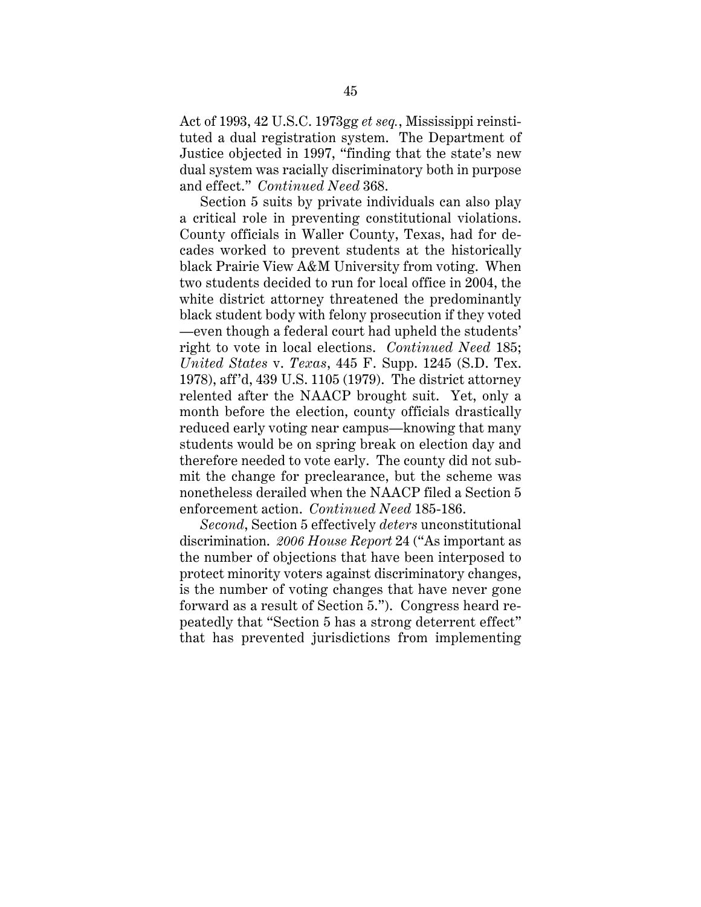Act of 1993, 42 U.S.C. 1973gg *et seq.*, Mississippi reinstituted a dual registration system. The Department of Justice objected in 1997, "finding that the state's new dual system was racially discriminatory both in purpose and effect." *Continued Need* 368.

Section 5 suits by private individuals can also play a critical role in preventing constitutional violations. County officials in Waller County, Texas, had for decades worked to prevent students at the historically black Prairie View A&M University from voting. When two students decided to run for local office in 2004, the white district attorney threatened the predominantly black student body with felony prosecution if they voted —even though a federal court had upheld the students' right to vote in local elections. *Continued Need* 185; *United States* v. *Texas*, 445 F. Supp. 1245 (S.D. Tex. 1978), aff'd, 439 U.S. 1105 (1979). The district attorney relented after the NAACP brought suit. Yet, only a month before the election, county officials drastically reduced early voting near campus—knowing that many students would be on spring break on election day and therefore needed to vote early. The county did not submit the change for preclearance, but the scheme was nonetheless derailed when the NAACP filed a Section 5 enforcement action. *Continued Need* 185-186.

*Second*, Section 5 effectively *deters* unconstitutional discrimination. *2006 House Report* 24 ("As important as the number of objections that have been interposed to protect minority voters against discriminatory changes, is the number of voting changes that have never gone forward as a result of Section 5."). Congress heard repeatedly that "Section 5 has a strong deterrent effect" that has prevented jurisdictions from implementing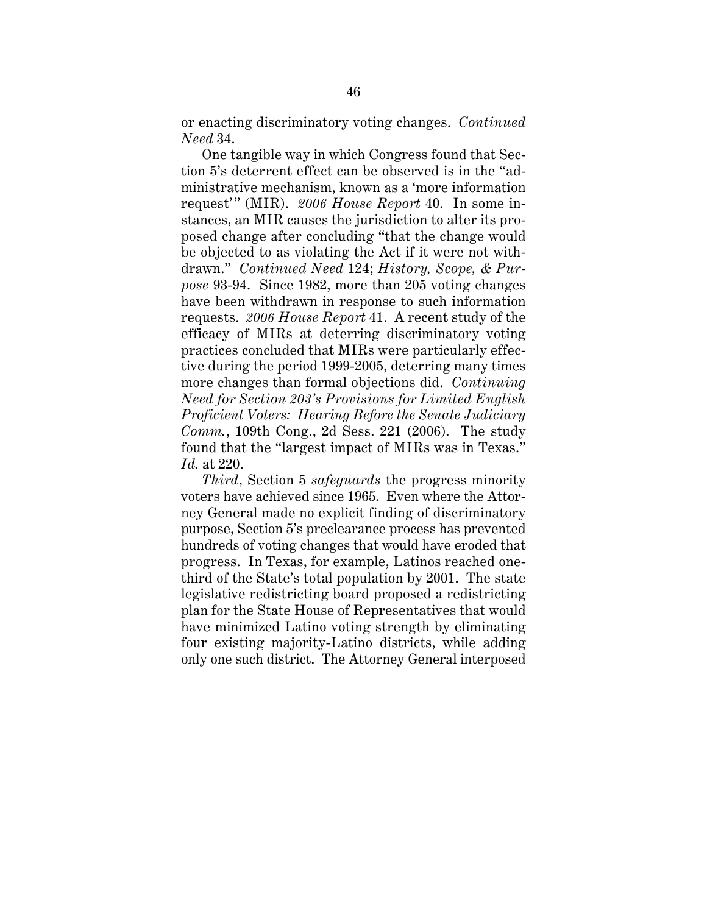or enacting discriminatory voting changes. *Continued Need* 34.

One tangible way in which Congress found that Section 5's deterrent effect can be observed is in the "administrative mechanism, known as a 'more information request'" (MIR). *2006 House Report* 40. In some instances, an MIR causes the jurisdiction to alter its proposed change after concluding "that the change would be objected to as violating the Act if it were not withdrawn." *Continued Need* 124; *History, Scope, & Purpose* 93-94. Since 1982, more than 205 voting changes have been withdrawn in response to such information requests. *2006 House Report* 41. A recent study of the efficacy of MIRs at deterring discriminatory voting practices concluded that MIRs were particularly effective during the period 1999-2005, deterring many times more changes than formal objections did. *Continuing Need for Section 203's Provisions for Limited English Proficient Voters: Hearing Before the Senate Judiciary Comm.*, 109th Cong., 2d Sess. 221 (2006). The study found that the "largest impact of MIRs was in Texas." *Id.* at 220.

*Third*, Section 5 *safeguards* the progress minority voters have achieved since 1965. Even where the Attorney General made no explicit finding of discriminatory purpose, Section 5's preclearance process has prevented hundreds of voting changes that would have eroded that progress. In Texas, for example, Latinos reached one-third of the State's total population by 2001. The state legislative redistricting board proposed a redistricting plan for the State House of Representatives that would have minimized Latino voting strength by eliminating four existing majority-Latino districts, while adding only one such district. The Attorney General interposed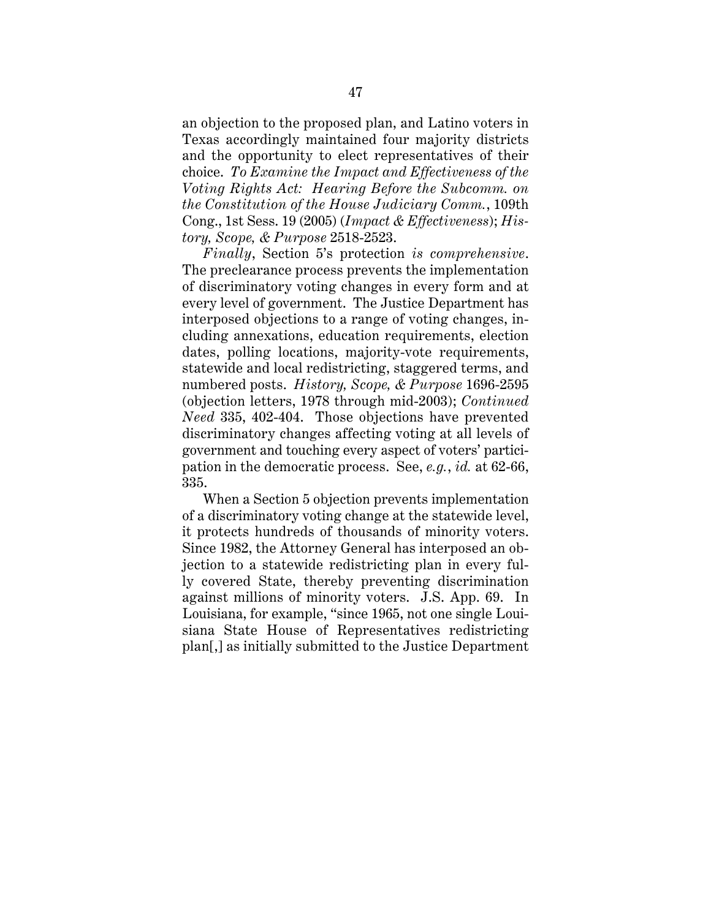an objection to the proposed plan, and Latino voters in Texas accordingly maintained four majority districts and the opportunity to elect representatives of their choice. *To Examine the Impact and Effectiveness of the Voting Rights Act: Hearing Before the Subcomm. on the Constitution of the House Judiciary Comm.*, 109th Cong., 1st Sess. 19 (2005) (*Impact & Effectiveness*); *History, Scope, & Purpose* 2518-2523.

*Finally*, Section 5's protection *is comprehensive*. The preclearance process prevents the implementation of discriminatory voting changes in every form and at every level of government. The Justice Department has interposed objections to a range of voting changes, including annexations, education requirements, election dates, polling locations, majority-vote requirements, statewide and local redistricting, staggered terms, and numbered posts. *History, Scope, & Purpose* 1696-2595 (objection letters, 1978 through mid-2003); *Continued Need* 335, 402-404. Those objections have prevented discriminatory changes affecting voting at all levels of government and touching every aspect of voters' participation in the democratic process. See, *e.g.*, *id.* at 62-66, 335.

When a Section 5 objection prevents implementation of a discriminatory voting change at the statewide level, it protects hundreds of thousands of minority voters. Since 1982, the Attorney General has interposed an objection to a statewide redistricting plan in every fully covered State, thereby preventing discrimination against millions of minority voters. J.S. App. 69. In Louisiana, for example, "since 1965, not one single Louisiana State House of Representatives redistricting plan[,] as initially submitted to the Justice Department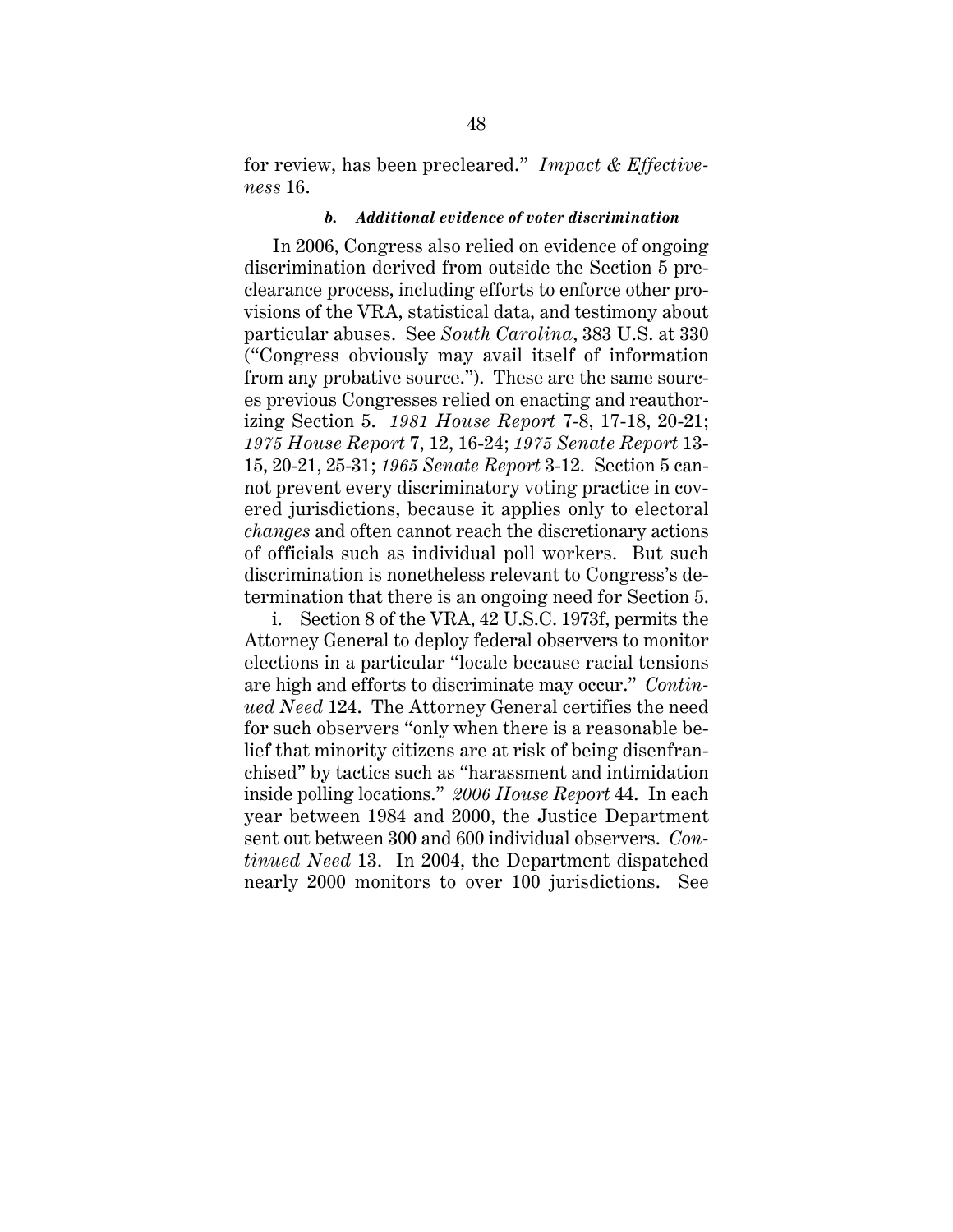for review, has been precleared." *Impact & Effectiveness* 16.

#### *b. Additional evidence of voter discrimination*

In 2006, Congress also relied on evidence of ongoing discrimination derived from outside the Section 5 preclearance process, including efforts to enforce other provisions of the VRA, statistical data, and testimony about particular abuses. See *South Carolina*, 383 U.S. at 330 ("Congress obviously may avail itself of information from any probative source."). These are the same sources previous Congresses relied on enacting and reauthorizing Section 5. *1981 House Report* 7-8, 17-18, 20-21; *1975 House Report* 7, 12, 16-24; *1975 Senate Report* 13-15, 20-21, 25-31; *1965 Senate Report* 3-12. Section 5 cannot prevent every discriminatory voting practice in covered jurisdictions, because it applies only to electoral *changes* and often cannot reach the discretionary actions of officials such as individual poll workers. But such discrimination is nonetheless relevant to Congress's determination that there is an ongoing need for Section 5.

i. Section 8 of the VRA, 42 U.S.C. 1973f, permits the Attorney General to deploy federal observers to monitor elections in a particular "locale because racial tensions are high and efforts to discriminate may occur." *Continued Need* 124. The Attorney General certifies the need for such observers "only when there is a reasonable belief that minority citizens are at risk of being disenfranchised" by tactics such as "harassment and intimidation inside polling locations." *2006 House Report* 44. In each year between 1984 and 2000, the Justice Department sent out between 300 and 600 individual observers. *Continued Need* 13. In 2004, the Department dispatched nearly 2000 monitors to over 100 jurisdictions. See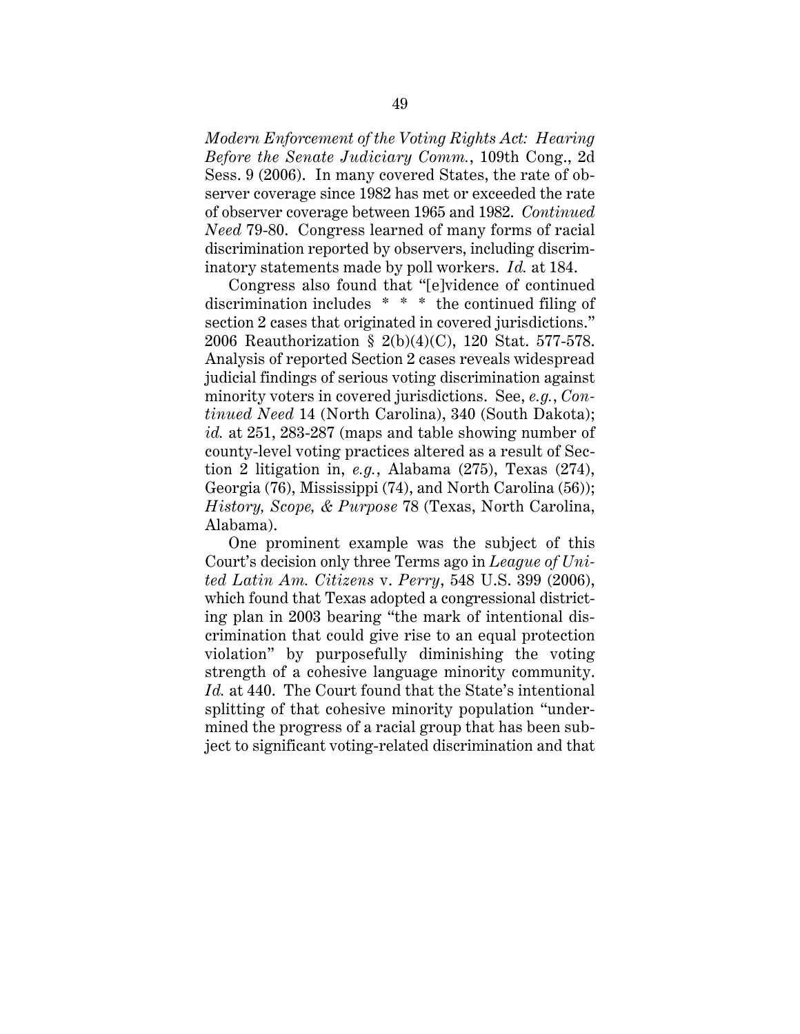*Modern Enforcement of the Voting Rights Act: Hearing Before the Senate Judiciary Comm.*, 109th Cong., 2d Sess. 9 (2006). In many covered States, the rate of observer coverage since 1982 has met or exceeded the rate of observer coverage between 1965 and 1982. *Continued Need* 79-80. Congress learned of many forms of racial discrimination reported by observers, including discriminatory statements made by poll workers. *Id.* at 184.

Congress also found that "[e]vidence of continued discrimination includes * * * the continued filing of section 2 cases that originated in covered jurisdictions." 2006 Reauthorization § 2(b)(4)(C), 120 Stat. 577-578. Analysis of reported Section 2 cases reveals widespread judicial findings of serious voting discrimination against minority voters in covered jurisdictions. See, *e.g.*, *Continued Need* 14 (North Carolina), 340 (South Dakota); *id.* at 251, 283-287 (maps and table showing number of county-level voting practices altered as a result of Section 2 litigation in, *e.g.*, Alabama (275), Texas (274), Georgia (76), Mississippi (74), and North Carolina (56)); *History, Scope, & Purpose* 78 (Texas, North Carolina, Alabama).

One prominent example was the subject of this Court's decision only three Terms ago in *League of United Latin Am. Citizens* v. *Perry*, 548 U.S. 399 (2006), which found that Texas adopted a congressional districting plan in 2003 bearing "the mark of intentional discrimination that could give rise to an equal protection violation" by purposefully diminishing the voting strength of a cohesive language minority community. *Id.* at 440. The Court found that the State's intentional splitting of that cohesive minority population "undermined the progress of a racial group that has been subject to significant voting-related discrimination and that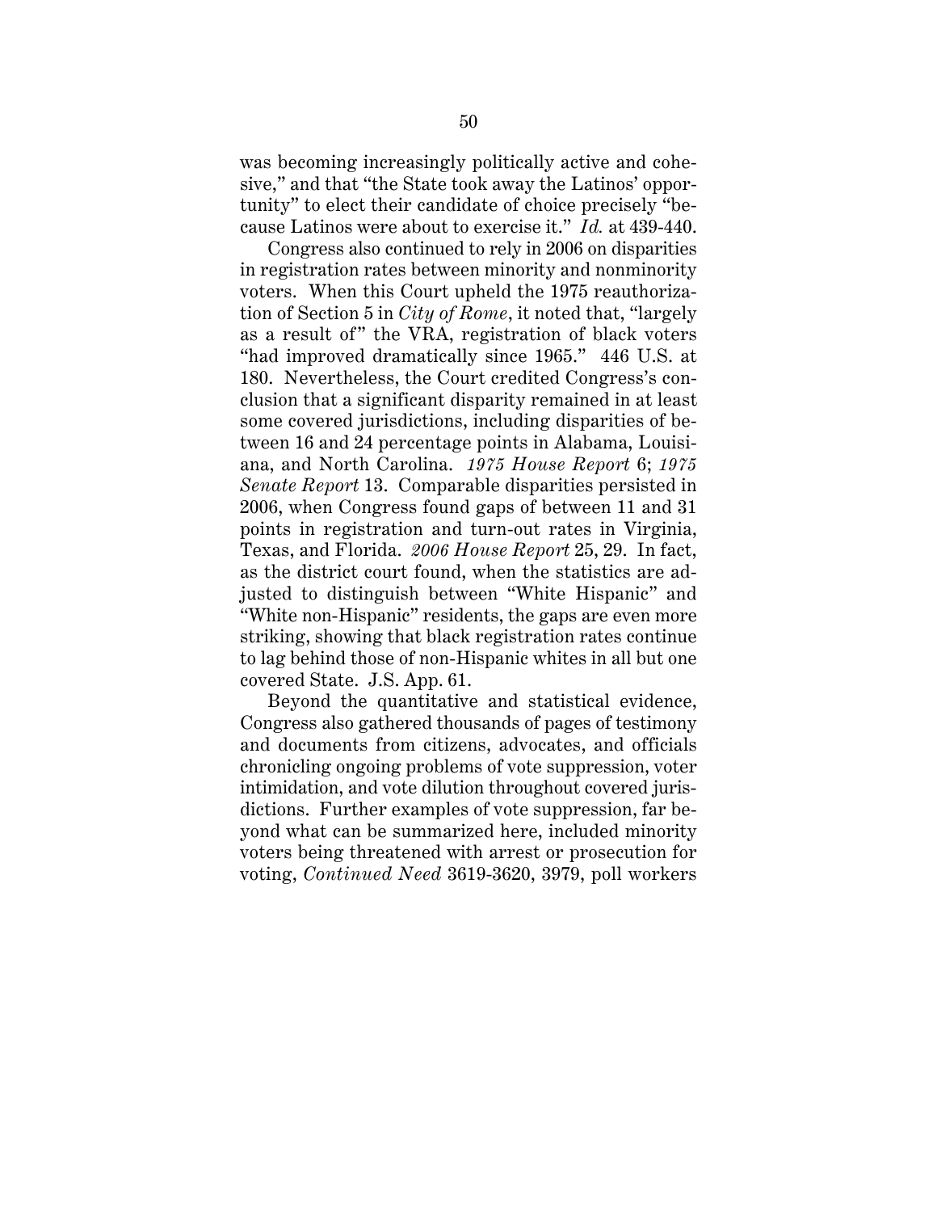was becoming increasingly politically active and cohesive," and that "the State took away the Latinos' opportunity" to elect their candidate of choice precisely "because Latinos were about to exercise it." *Id.* at 439-440.

Congress also continued to rely in 2006 on disparities in registration rates between minority and nonminority voters. When this Court upheld the 1975 reauthorization of Section 5 in *City of Rome*, it noted that, "largely as a result of" the VRA, registration of black voters "had improved dramatically since 1965." 446 U.S. at 180. Nevertheless, the Court credited Congress's conclusion that a significant disparity remained in at least some covered jurisdictions, including disparities of between 16 and 24 percentage points in Alabama, Louisiana, and North Carolina. *1975 House Report* 6; *1975 Senate Report* 13. Comparable disparities persisted in 2006, when Congress found gaps of between 11 and 31 points in registration and turn-out rates in Virginia, Texas, and Florida. *2006 House Report* 25, 29. In fact, as the district court found, when the statistics are adjusted to distinguish between "White Hispanic" and "White non-Hispanic" residents, the gaps are even more striking, showing that black registration rates continue to lag behind those of non-Hispanic whites in all but one covered State. J.S. App. 61.

Beyond the quantitative and statistical evidence, Congress also gathered thousands of pages of testimony and documents from citizens, advocates, and officials chronicling ongoing problems of vote suppression, voter intimidation, and vote dilution throughout covered jurisdictions. Further examples of vote suppression, far beyond what can be summarized here, included minority voters being threatened with arrest or prosecution for voting, *Continued Need* 3619-3620, 3979, poll workers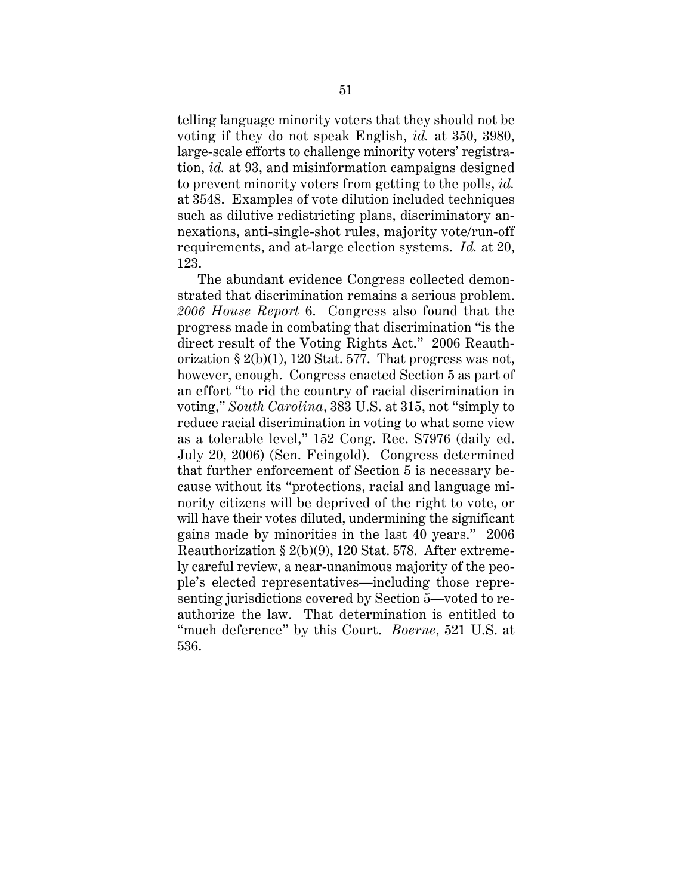telling language minority voters that they should not be voting if they do not speak English, *id.* at 350, 3980, large-scale efforts to challenge minority voters' registration, *id.* at 93, and misinformation campaigns designed to prevent minority voters from getting to the polls, *id.* at 3548. Examples of vote dilution included techniques such as dilutive redistricting plans, discriminatory annexations, anti-single-shot rules, majority vote/run-off requirements, and at-large election systems. *Id.* at 20, 123.

The abundant evidence Congress collected demonstrated that discrimination remains a serious problem. *2006 House Report* 6. Congress also found that the progress made in combating that discrimination "is the direct result of the Voting Rights Act." 2006 Reauthorization § 2(b)(1), 120 Stat. 577. That progress was not, however, enough. Congress enacted Section 5 as part of an effort "to rid the country of racial discrimination in voting," *South Carolina*, 383 U.S. at 315, not "simply to reduce racial discrimination in voting to what some view as a tolerable level," 152 Cong. Rec. S7976 (daily ed. July 20, 2006) (Sen. Feingold). Congress determined that further enforcement of Section 5 is necessary because without its "protections, racial and language minority citizens will be deprived of the right to vote, or will have their votes diluted, undermining the significant gains made by minorities in the last 40 years." 2006 Reauthorization § 2(b)(9), 120 Stat. 578. After extremely careful review, a near-unanimous majority of the people's elected representatives—including those representing jurisdictions covered by Section 5—voted to reauthorize the law. That determination is entitled to "much deference" by this Court. *Boerne*, 521 U.S. at 536.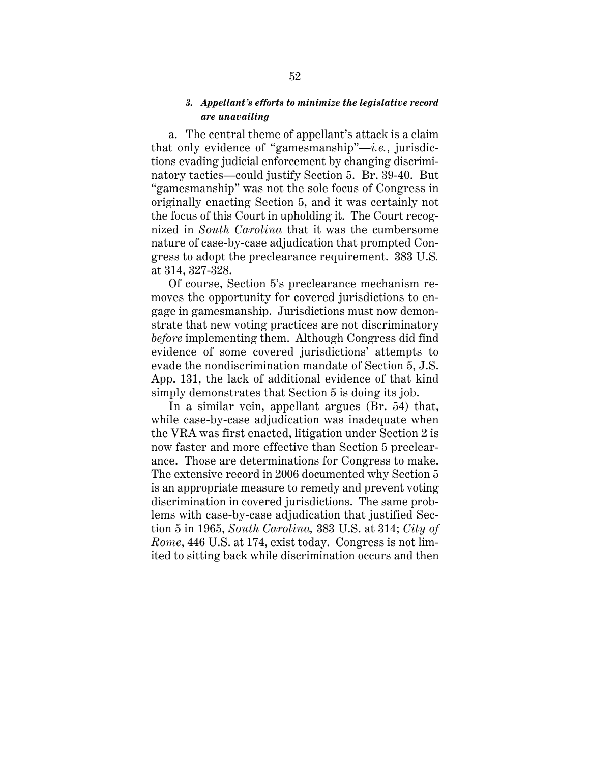### *3. Appellant's efforts to minimize the legislative record are unavailing*

a. The central theme of appellant's attack is a claim that only evidence of "gamesmanship"—*i.e.*, jurisdictions evading judicial enforcement by changing discriminatory tactics—could justify Section 5. Br. 39-40. But "gamesmanship" was not the sole focus of Congress in originally enacting Section 5, and it was certainly not the focus of this Court in upholding it. The Court recognized in *South Carolina* that it was the cumbersome nature of case-by-case adjudication that prompted Congress to adopt the preclearance requirement. 383 U.S. at 314, 327-328.

Of course, Section 5's preclearance mechanism removes the opportunity for covered jurisdictions to engage in gamesmanship. Jurisdictions must now demonstrate that new voting practices are not discriminatory *before* implementing them. Although Congress did find evidence of some covered jurisdictions' attempts to evade the nondiscrimination mandate of Section 5, J.S. App. 131, the lack of additional evidence of that kind simply demonstrates that Section 5 is doing its job.

In a similar vein, appellant argues (Br. 54) that, while case-by-case adjudication was inadequate when the VRA was first enacted, litigation under Section 2 is now faster and more effective than Section 5 preclearance. Those are determinations for Congress to make. The extensive record in 2006 documented why Section 5 is an appropriate measure to remedy and prevent voting discrimination in covered jurisdictions. The same problems with case-by-case adjudication that justified Section 5 in 1965, *South Carolina,* 383 U.S. at 314; *City of Rome*, 446 U.S. at 174, exist today. Congress is not limited to sitting back while discrimination occurs and then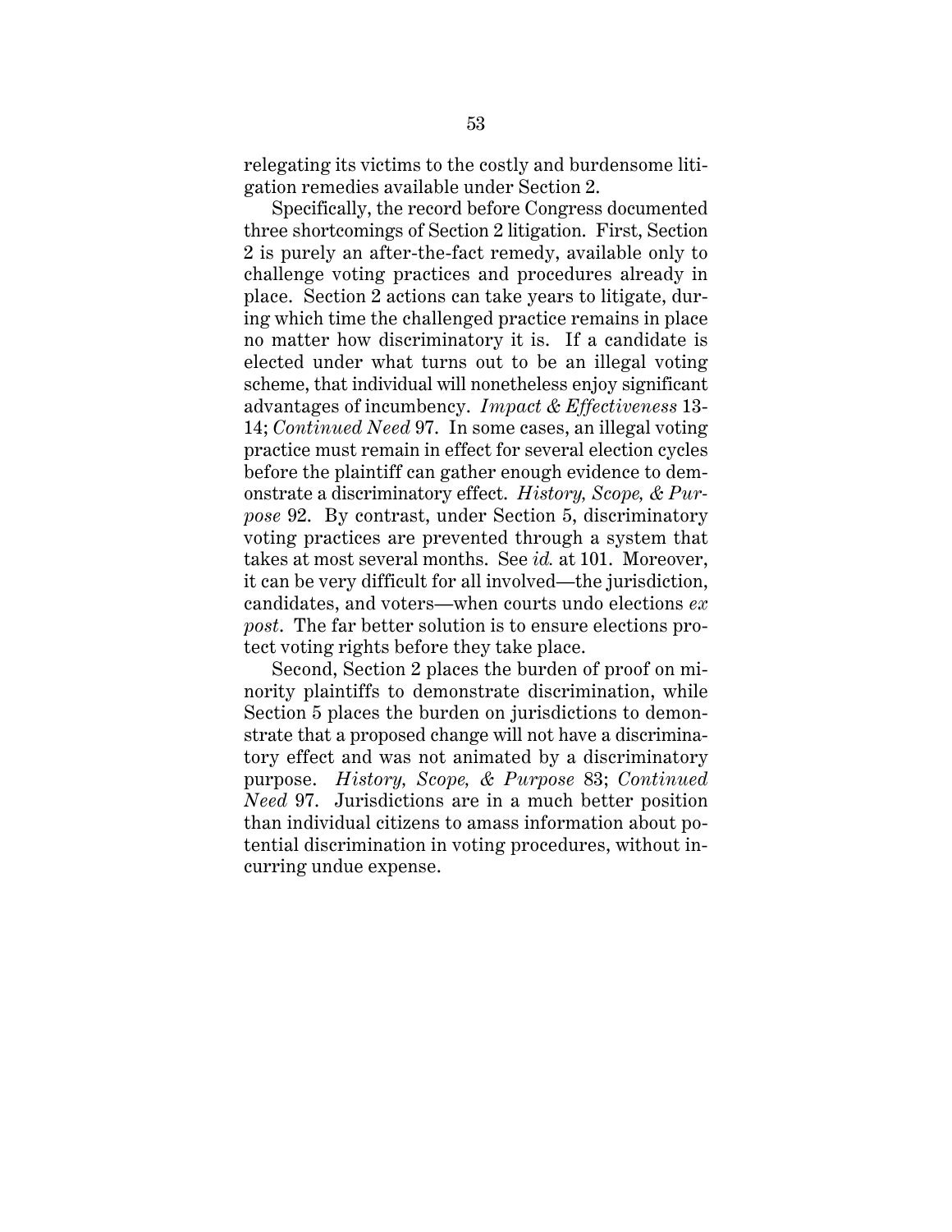relegating its victims to the costly and burdensome litigation remedies available under Section 2.

Specifically, the record before Congress documented three shortcomings of Section 2 litigation. First, Section 2 is purely an after-the-fact remedy, available only to challenge voting practices and procedures already in place. Section 2 actions can take years to litigate, during which time the challenged practice remains in place no matter how discriminatory it is. If a candidate is elected under what turns out to be an illegal voting scheme, that individual will nonetheless enjoy significant advantages of incumbency. *Impact & Effectiveness* 13-14; *Continued Need* 97. In some cases, an illegal voting practice must remain in effect for several election cycles before the plaintiff can gather enough evidence to demonstrate a discriminatory effect. *History, Scope, & Purpose* 92. By contrast, under Section 5, discriminatory voting practices are prevented through a system that takes at most several months. See *id.* at 101. Moreover, it can be very difficult for all involved—the jurisdiction, candidates, and voters—when courts undo elections *ex post*. The far better solution is to ensure elections protect voting rights before they take place.

Second, Section 2 places the burden of proof on minority plaintiffs to demonstrate discrimination, while Section 5 places the burden on jurisdictions to demonstrate that a proposed change will not have a discriminatory effect and was not animated by a discriminatory purpose. *History, Scope, & Purpose* 83; *Continued Need* 97. Jurisdictions are in a much better position than individual citizens to amass information about potential discrimination in voting procedures, without incurring undue expense.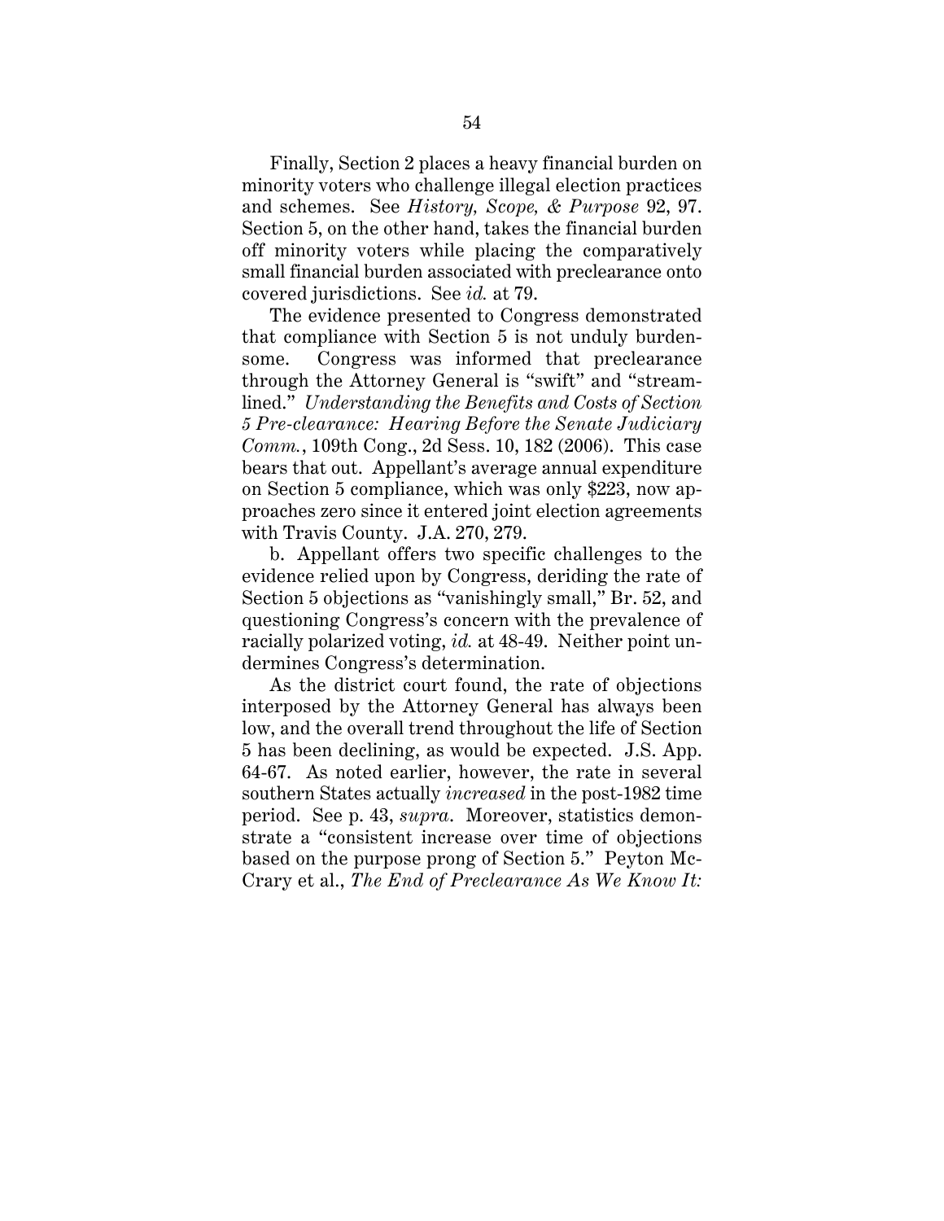Finally, Section 2 places a heavy financial burden on minority voters who challenge illegal election practices and schemes. See *History, Scope, & Purpose* 92, 97. Section 5, on the other hand, takes the financial burden off minority voters while placing the comparatively small financial burden associated with preclearance onto covered jurisdictions. See *id.* at 79.

The evidence presented to Congress demonstrated that compliance with Section 5 is not unduly burdensome. Congress was informed that preclearance through the Attorney General is "swift" and "streamlined." *Understanding the Benefits and Costs of Section 5 Pre-clearance: Hearing Before the Senate Judiciary Comm.*, 109th Cong., 2d Sess. 10, 182 (2006). This case bears that out. Appellant's average annual expenditure on Section 5 compliance, which was only $223, now approaches zero since it entered joint election agreements with Travis County. J.A. 270, 279.

b. Appellant offers two specific challenges to the evidence relied upon by Congress, deriding the rate of Section 5 objections as "vanishingly small," Br. 52, and questioning Congress's concern with the prevalence of racially polarized voting, *id.* at 48-49. Neither point undermines Congress's determination.

As the district court found, the rate of objections interposed by the Attorney General has always been low, and the overall trend throughout the life of Section 5 has been declining, as would be expected. J.S. App. 64-67. As noted earlier, however, the rate in several southern States actually *increased* in the post-1982 time period. See p. 43, *supra*. Moreover, statistics demonstrate a "consistent increase over time of objections based on the purpose prong of Section 5." Peyton McCrary et al., *The End of Preclearance As We Know It:*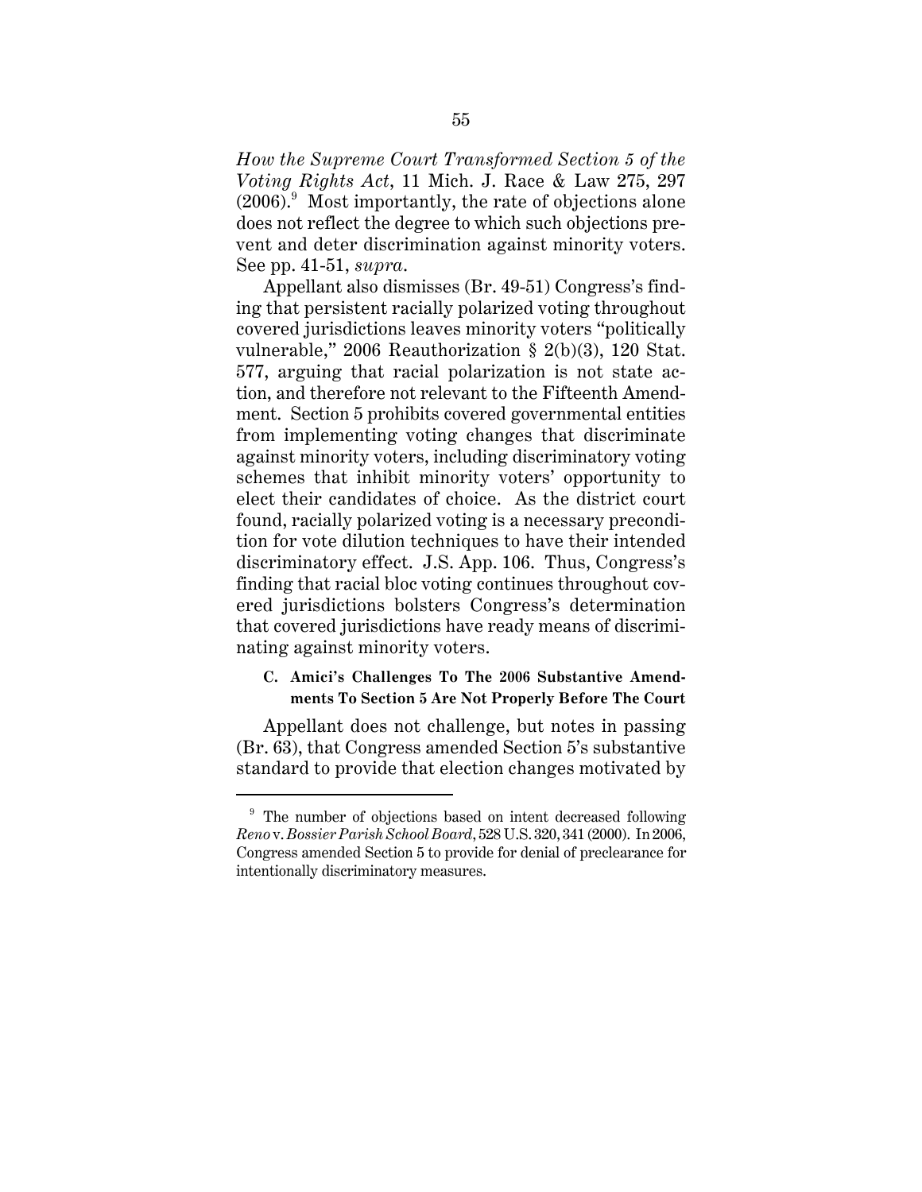*How the Supreme Court Transformed Section 5 of the Voting Rights Act*, 11 Mich. J. Race & Law 275, 297 (2006).[9] Most importantly, the rate of objections alone does not reflect the degree to which such objections prevent and deter discrimination against minority voters. See pp. 41-51, *supra*.

Appellant also dismisses (Br. 49-51) Congress's finding that persistent racially polarized voting throughout covered jurisdictions leaves minority voters "politically vulnerable," 2006 Reauthorization § 2(b)(3), 120 Stat. 577, arguing that racial polarization is not state action, and therefore not relevant to the Fifteenth Amendment. Section 5 prohibits covered governmental entities from implementing voting changes that discriminate against minority voters, including discriminatory voting schemes that inhibit minority voters' opportunity to elect their candidates of choice. As the district court found, racially polarized voting is a necessary precondition for vote dilution techniques to have their intended discriminatory effect. J.S. App. 106. Thus, Congress's finding that racial bloc voting continues throughout covered jurisdictions bolsters Congress's determination that covered jurisdictions have ready means of discriminating against minority voters.

**C. Amici's Challenges To The 2006 Substantive Amendments To Section 5 Are Not Properly Before The Court**

Appellant does not challenge, but notes in passing (Br. 63), that Congress amended Section 5's substantive standard to provide that election changes motivated by

[9] The number of objections based on intent decreased following *Reno* v. *Bossier Parish School Board*, 528 U.S. 320, 341 (2000). In 2006, Congress amended Section 5 to provide for denial of preclearance for intentionally discriminatory measures.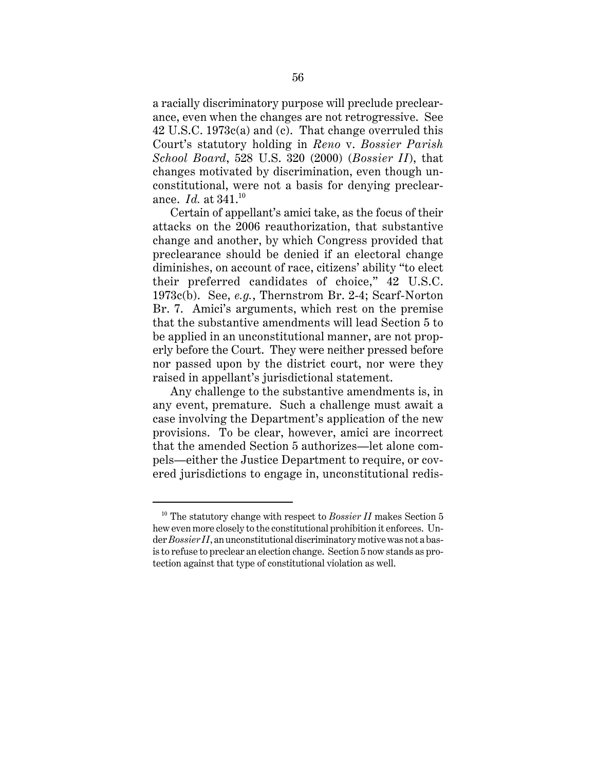a racially discriminatory purpose will preclude preclearance, even when the changes are not retrogressive. See 42 U.S.C. 1973c(a) and (c). That change overruled this Court's statutory holding in *Reno* v. *Bossier Parish School Board*, 528 U.S. 320 (2000) (*Bossier II*), that changes motivated by discrimination, even though unconstitutional, were not a basis for denying preclearance. *Id.* at 341.[10]

Certain of appellant's amici take, as the focus of their attacks on the 2006 reauthorization, that substantive change and another, by which Congress provided that preclearance should be denied if an electoral change diminishes, on account of race, citizens' ability "to elect their preferred candidates of choice," 42 U.S.C. 1973c(b). See, *e.g.*, Thernstrom Br. 2-4; Scarf-Norton Br. 7. Amici's arguments, which rest on the premise that the substantive amendments will lead Section 5 to be applied in an unconstitutional manner, are not properly before the Court. They were neither pressed before nor passed upon by the district court, nor were they raised in appellant's jurisdictional statement.

Any challenge to the substantive amendments is, in any event, premature. Such a challenge must await a case involving the Department's application of the new provisions. To be clear, however, amici are incorrect that the amended Section 5 authorizes—let alone compels—either the Justice Department to require, or covered jurisdictions to engage in, unconstitutional redis-

---

[10] The statutory change with respect to *Bossier II* makes Section 5 hew even more closely to the constitutional prohibition it enforces. Under *Bossier II*, an unconstitutional discriminatory motive was not a basis to refuse to preclear an election change. Section 5 now stands as protection against that type of constitutional violation as well.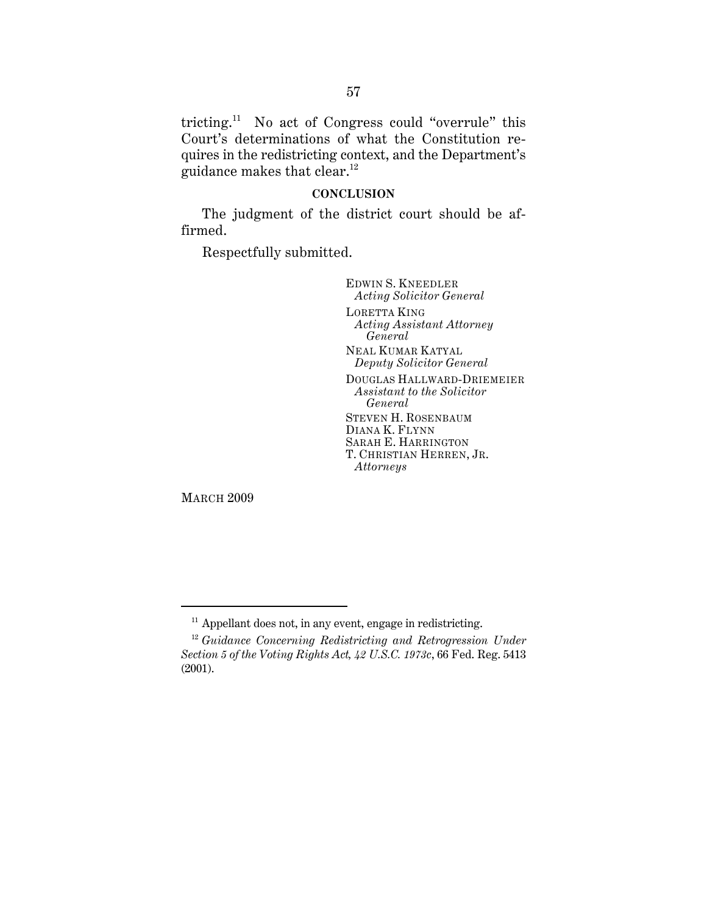tricting.[11] No act of Congress could "overrule" this Court's determinations of what the Constitution requires in the redistricting context, and the Department's guidance makes that clear.[12]

## CONCLUSION

The judgment of the district court should be affirmed.

Respectfully submitted.

EDWIN S. KNEEDLER
*Acting Solicitor General*

LORETTA KING
*Acting Assistant Attorney General*

NEAL KUMAR KATYAL
*Deputy Solicitor General*

DOUGLAS HALLWARD-DRIEMEIER
*Assistant to the Solicitor General*

STEVEN H. ROSENBAUM
DIANA K. FLYNN
SARAH E. HARRINGTON
T. CHRISTIAN HERREN, JR.
*Attorneys*

MARCH 2009

---

[11] Appellant does not, in any event, engage in redistricting.

[12] *Guidance Concerning Redistricting and Retrogression Under Section 5 of the Voting Rights Act, 42 U.S.C. 1973c*, 66 Fed. Reg. 5413 (2001).